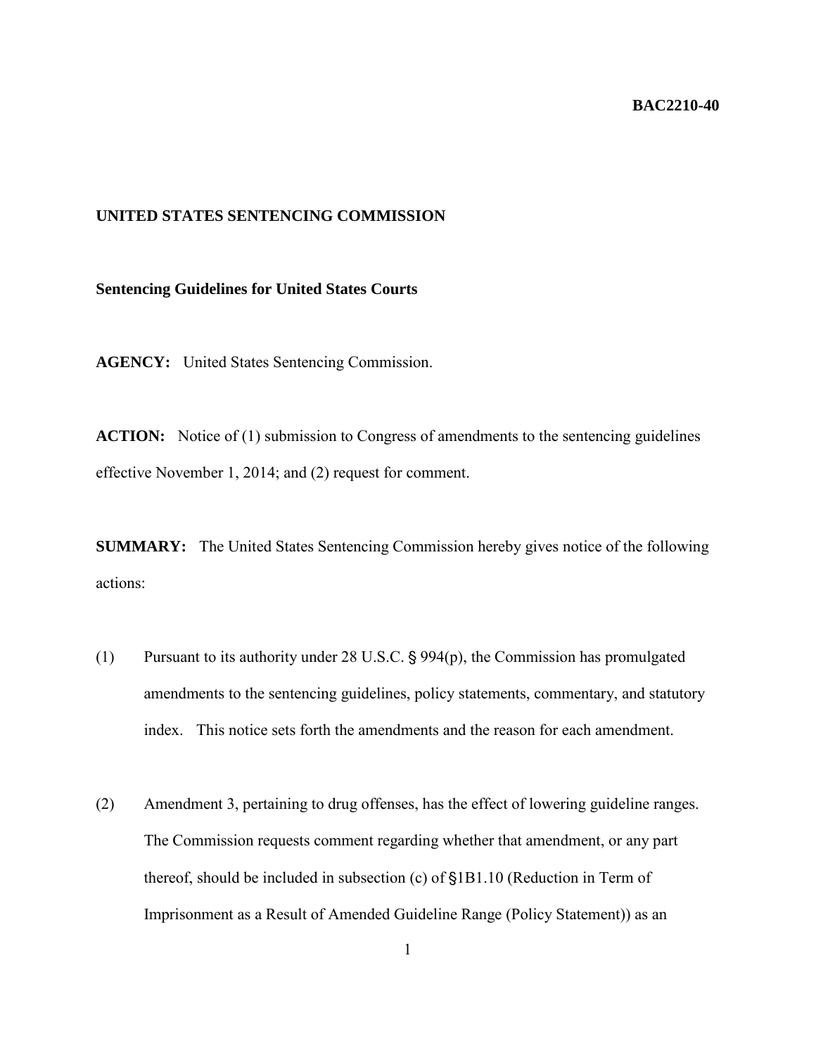**BAC2210-40**

**UNITED STATES SENTENCING COMMISSION**

**Sentencing Guidelines for United States Courts**

**AGENCY:** United States Sentencing Commission.

**ACTION:** Notice of (1) submission to Congress of amendments to the sentencing guidelines effective November 1, 2014; and (2) request for comment.

**SUMMARY:** The United States Sentencing Commission hereby gives notice of the following actions:

(1) Pursuant to its authority under 28 U.S.C. § 994(p), the Commission has promulgated amendments to the sentencing guidelines, policy statements, commentary, and statutory index. This notice sets forth the amendments and the reason for each amendment.

(2) Amendment 3, pertaining to drug offenses, has the effect of lowering guideline ranges. The Commission requests comment regarding whether that amendment, or any part thereof, should be included in subsection (c) of §1B1.10 (Reduction in Term of Imprisonment as a Result of Amended Guideline Range (Policy Statement)) as an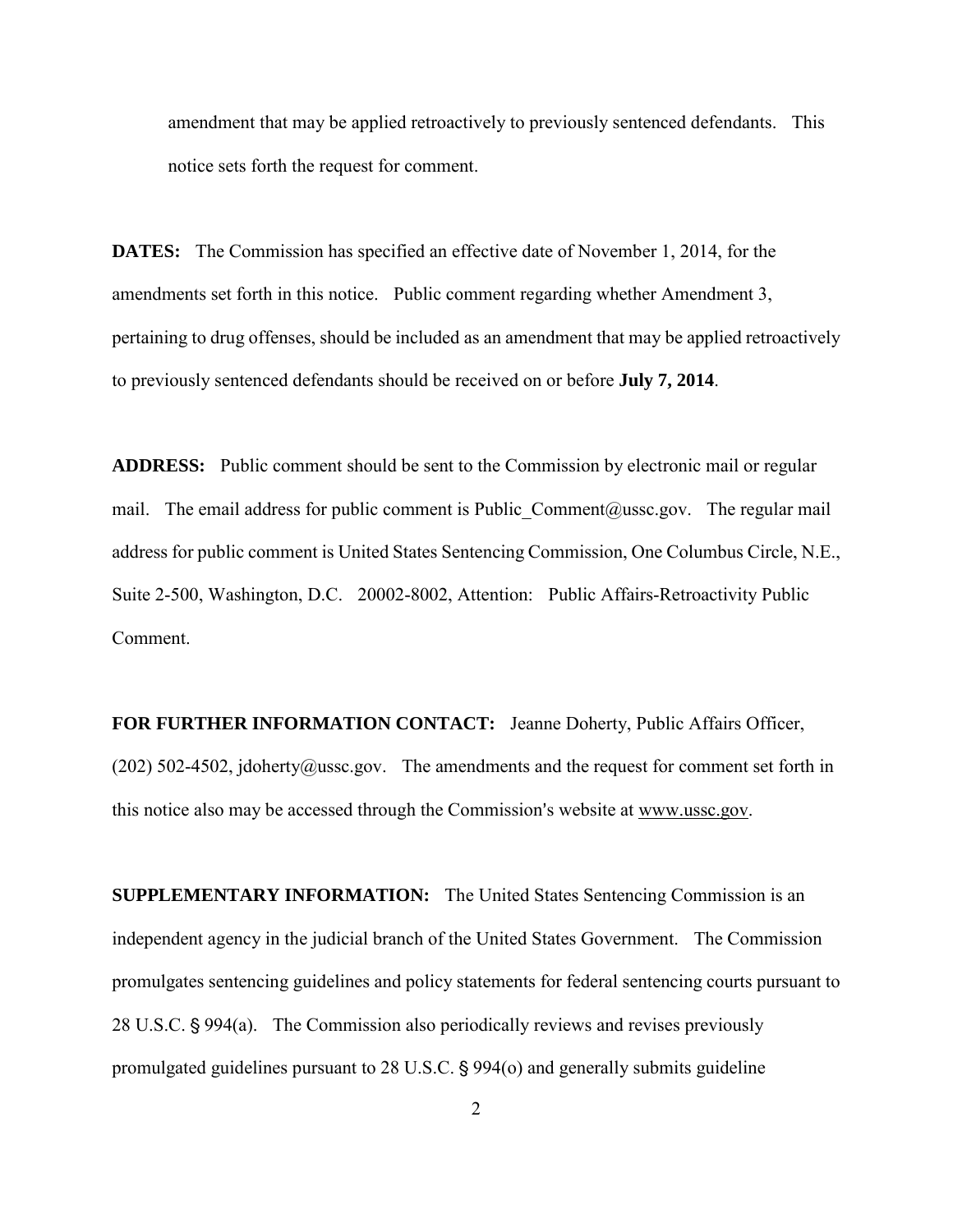amendment that may be applied retroactively to previously sentenced defendants. This notice sets forth the request for comment.

**DATES:** The Commission has specified an effective date of November 1, 2014, for the amendments set forth in this notice. Public comment regarding whether Amendment 3, pertaining to drug offenses, should be included as an amendment that may be applied retroactively to previously sentenced defendants should be received on or before **July 7, 2014**.

**ADDRESS:** Public comment should be sent to the Commission by electronic mail or regular mail. The email address for public comment is Public_Comment@ussc.gov. The regular mail address for public comment is United States Sentencing Commission, One Columbus Circle, N.E., Suite 2-500, Washington, D.C. 20002-8002, Attention: Public Affairs-Retroactivity Public Comment.

**FOR FURTHER INFORMATION CONTACT:** Jeanne Doherty, Public Affairs Officer, (202) 502-4502, jdoherty@ussc.gov. The amendments and the request for comment set forth in this notice also may be accessed through the Commission's website at www.ussc.gov.

**SUPPLEMENTARY INFORMATION:** The United States Sentencing Commission is an independent agency in the judicial branch of the United States Government. The Commission promulgates sentencing guidelines and policy statements for federal sentencing courts pursuant to 28 U.S.C. § 994(a). The Commission also periodically reviews and revises previously promulgated guidelines pursuant to 28 U.S.C. § 994(o) and generally submits guideline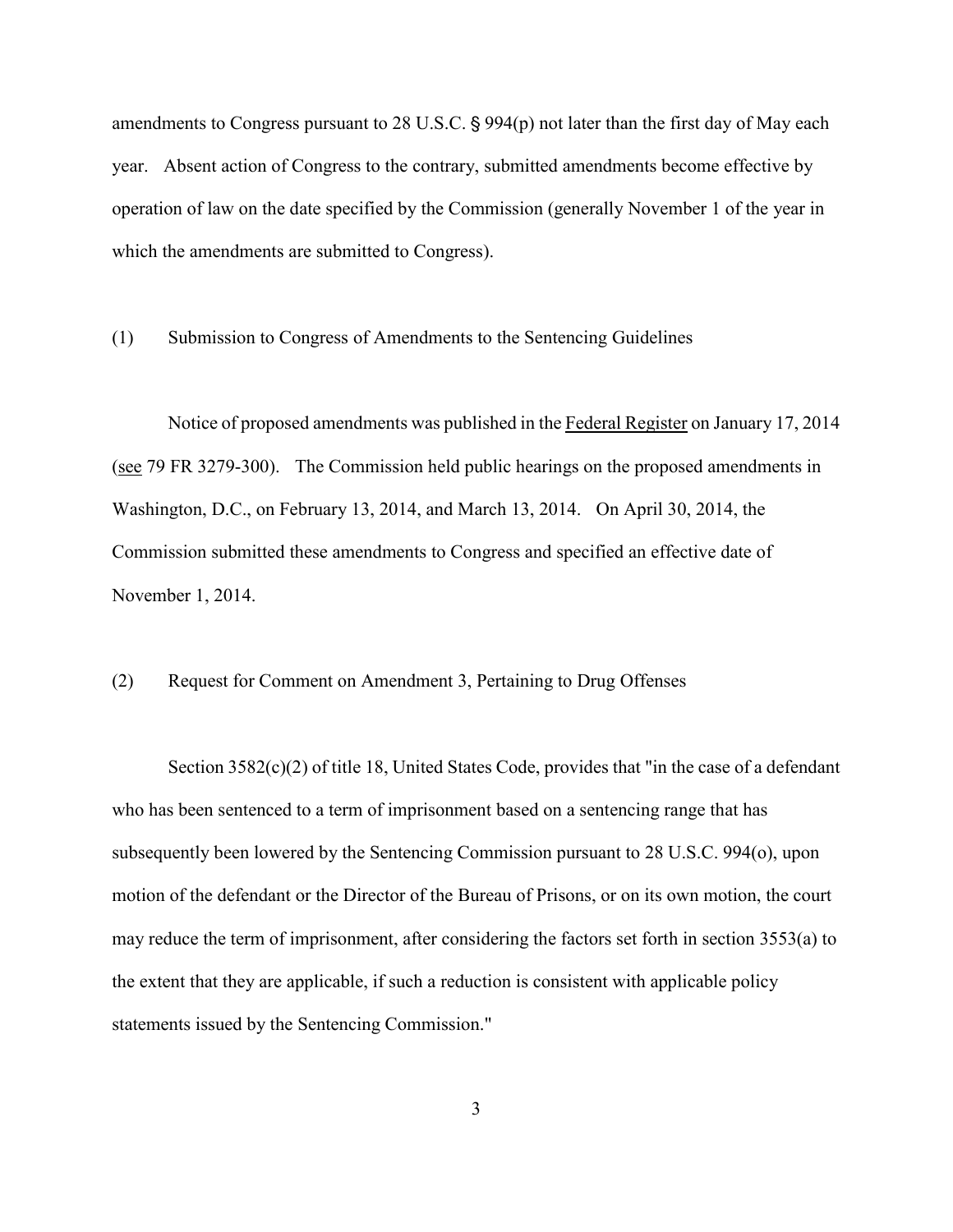amendments to Congress pursuant to 28 U.S.C. § 994(p) not later than the first day of May each year. Absent action of Congress to the contrary, submitted amendments become effective by operation of law on the date specified by the Commission (generally November 1 of the year in which the amendments are submitted to Congress).

(1) Submission to Congress of Amendments to the Sentencing Guidelines

Notice of proposed amendments was published in the Federal Register on January 17, 2014 (see 79 FR 3279-300). The Commission held public hearings on the proposed amendments in Washington, D.C., on February 13, 2014, and March 13, 2014. On April 30, 2014, the Commission submitted these amendments to Congress and specified an effective date of November 1, 2014.

(2) Request for Comment on Amendment 3, Pertaining to Drug Offenses

Section 3582(c)(2) of title 18, United States Code, provides that "in the case of a defendant who has been sentenced to a term of imprisonment based on a sentencing range that has subsequently been lowered by the Sentencing Commission pursuant to 28 U.S.C. 994(o), upon motion of the defendant or the Director of the Bureau of Prisons, or on its own motion, the court may reduce the term of imprisonment, after considering the factors set forth in section 3553(a) to the extent that they are applicable, if such a reduction is consistent with applicable policy statements issued by the Sentencing Commission."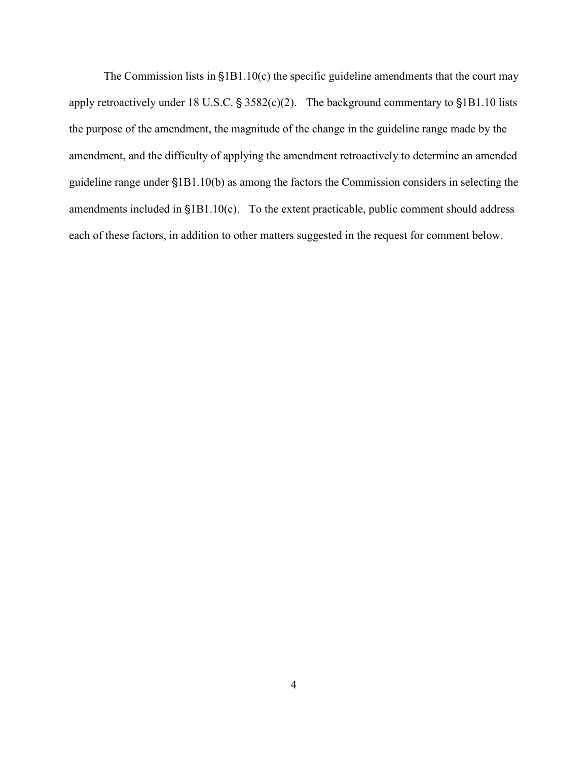The Commission lists in §1B1.10(c) the specific guideline amendments that the court may apply retroactively under 18 U.S.C. § 3582(c)(2). The background commentary to §1B1.10 lists the purpose of the amendment, the magnitude of the change in the guideline range made by the amendment, and the difficulty of applying the amendment retroactively to determine an amended guideline range under §1B1.10(b) as among the factors the Commission considers in selecting the amendments included in §1B1.10(c). To the extent practicable, public comment should address each of these factors, in addition to other matters suggested in the request for comment below.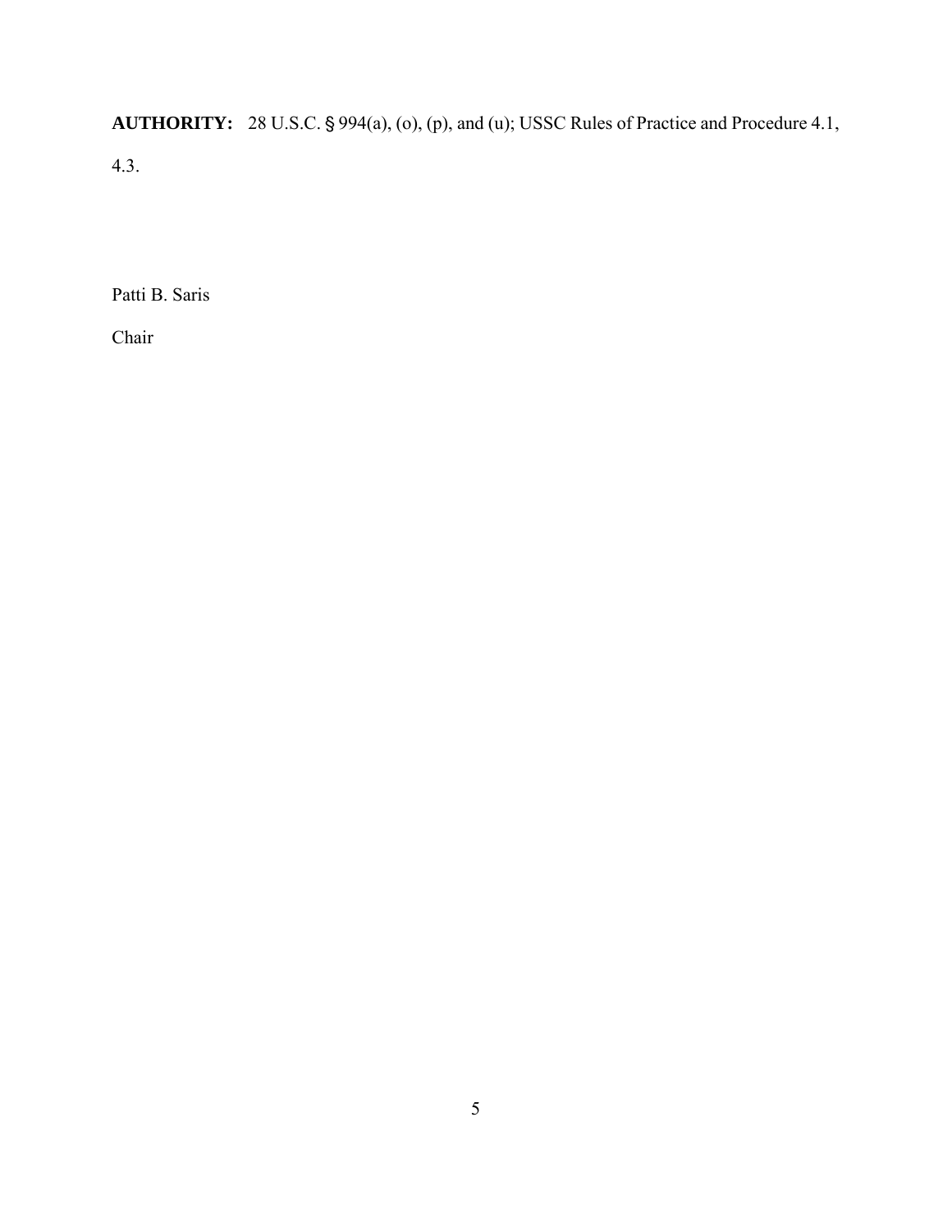**AUTHORITY:** 28 U.S.C. § 994(a), (o), (p), and (u); USSC Rules of Practice and Procedure 4.1, 4.3.

Patti B. Saris

Chair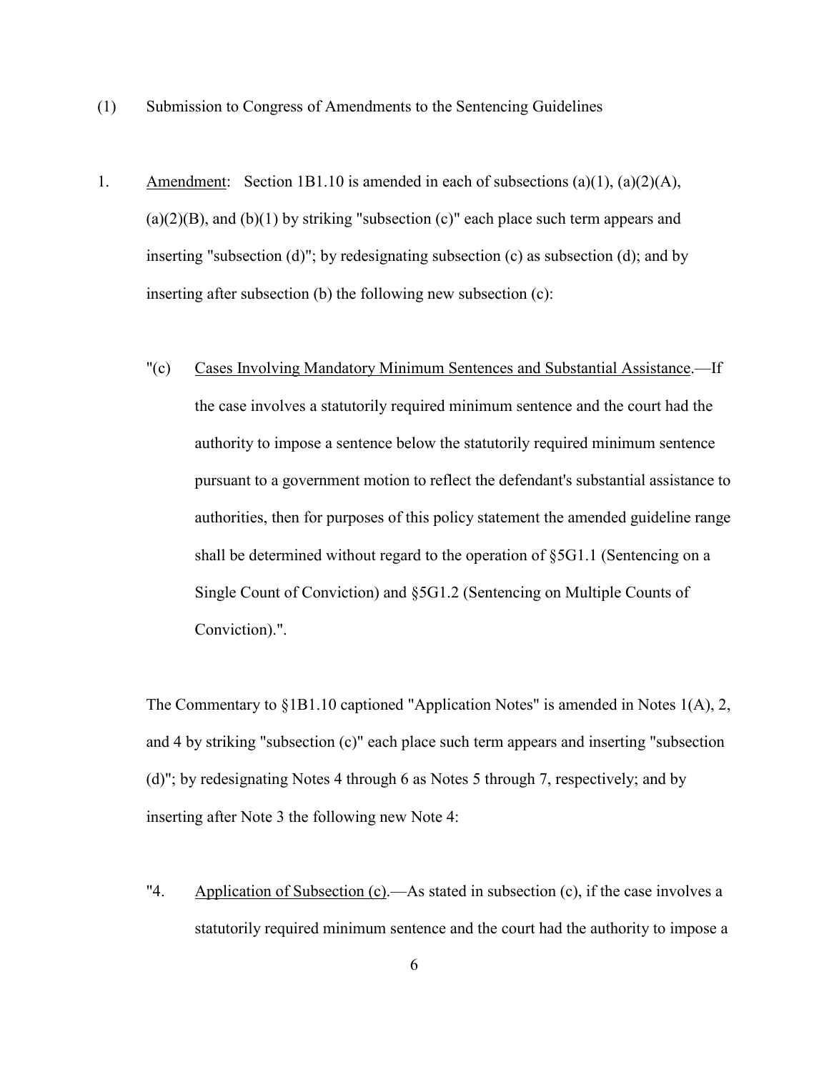(1) Submission to Congress of Amendments to the Sentencing Guidelines

1. <u>Amendment</u>: Section 1B1.10 is amended in each of subsections (a)(1), (a)(2)(A), (a)(2)(B), and (b)(1) by striking "subsection (c)" each place such term appears and inserting "subsection (d)"; by redesignating subsection (c) as subsection (d); and by inserting after subsection (b) the following new subsection (c):

   "(c) <u>Cases Involving Mandatory Minimum Sentences and Substantial Assistance</u>.—If the case involves a statutorily required minimum sentence and the court had the authority to impose a sentence below the statutorily required minimum sentence pursuant to a government motion to reflect the defendant's substantial assistance to authorities, then for purposes of this policy statement the amended guideline range shall be determined without regard to the operation of §5G1.1 (Sentencing on a Single Count of Conviction) and §5G1.2 (Sentencing on Multiple Counts of Conviction).".

   The Commentary to §1B1.10 captioned "Application Notes" is amended in Notes 1(A), 2, and 4 by striking "subsection (c)" each place such term appears and inserting "subsection (d)"; by redesignating Notes 4 through 6 as Notes 5 through 7, respectively; and by inserting after Note 3 the following new Note 4:

   "4. <u>Application of Subsection (c)</u>.—As stated in subsection (c), if the case involves a statutorily required minimum sentence and the court had the authority to impose a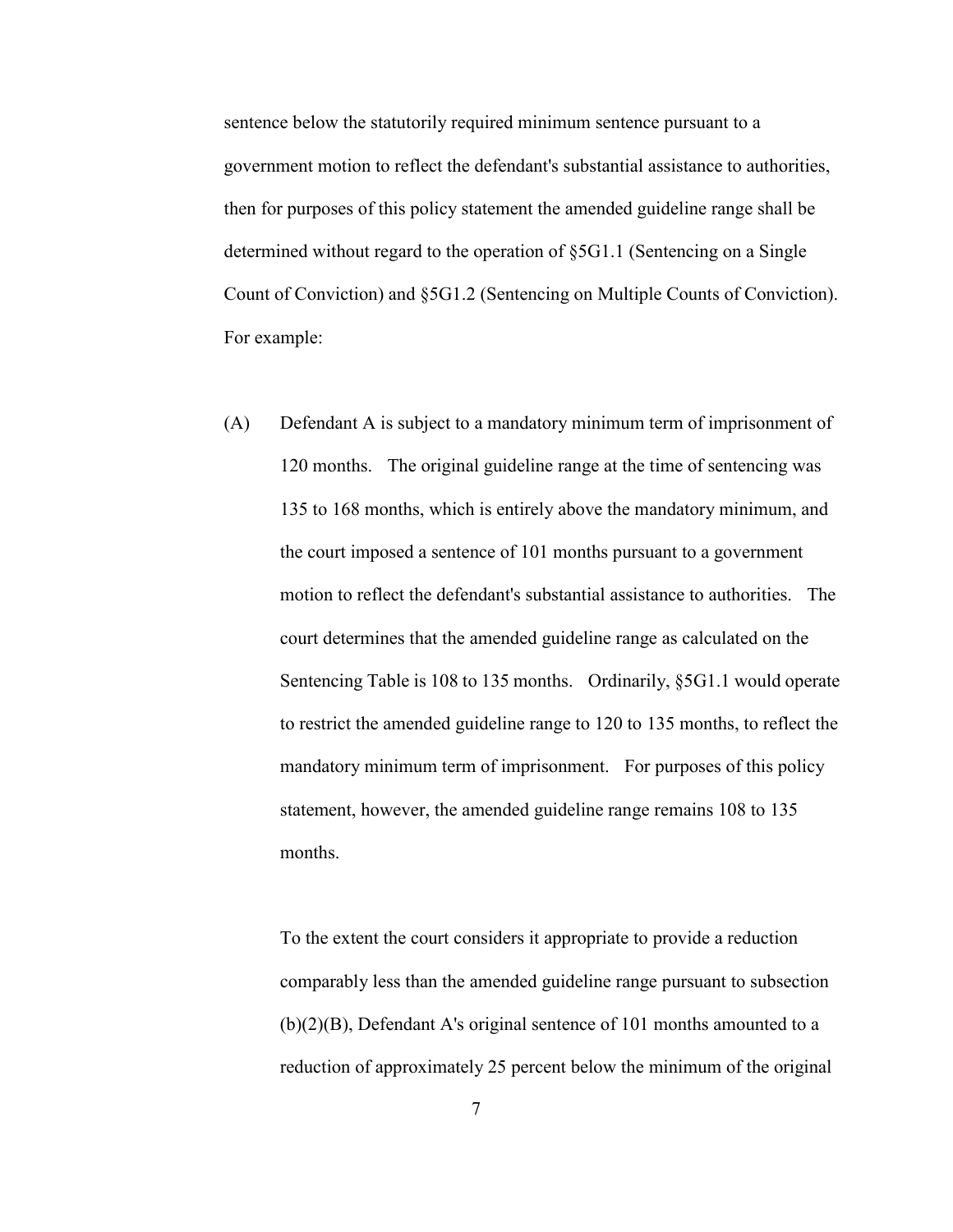sentence below the statutorily required minimum sentence pursuant to a government motion to reflect the defendant's substantial assistance to authorities, then for purposes of this policy statement the amended guideline range shall be determined without regard to the operation of §5G1.1 (Sentencing on a Single Count of Conviction) and §5G1.2 (Sentencing on Multiple Counts of Conviction). For example:

(A) Defendant A is subject to a mandatory minimum term of imprisonment of 120 months. The original guideline range at the time of sentencing was 135 to 168 months, which is entirely above the mandatory minimum, and the court imposed a sentence of 101 months pursuant to a government motion to reflect the defendant's substantial assistance to authorities. The court determines that the amended guideline range as calculated on the Sentencing Table is 108 to 135 months. Ordinarily, §5G1.1 would operate to restrict the amended guideline range to 120 to 135 months, to reflect the mandatory minimum term of imprisonment. For purposes of this policy statement, however, the amended guideline range remains 108 to 135 months.

To the extent the court considers it appropriate to provide a reduction comparably less than the amended guideline range pursuant to subsection (b)(2)(B), Defendant A's original sentence of 101 months amounted to a reduction of approximately 25 percent below the minimum of the original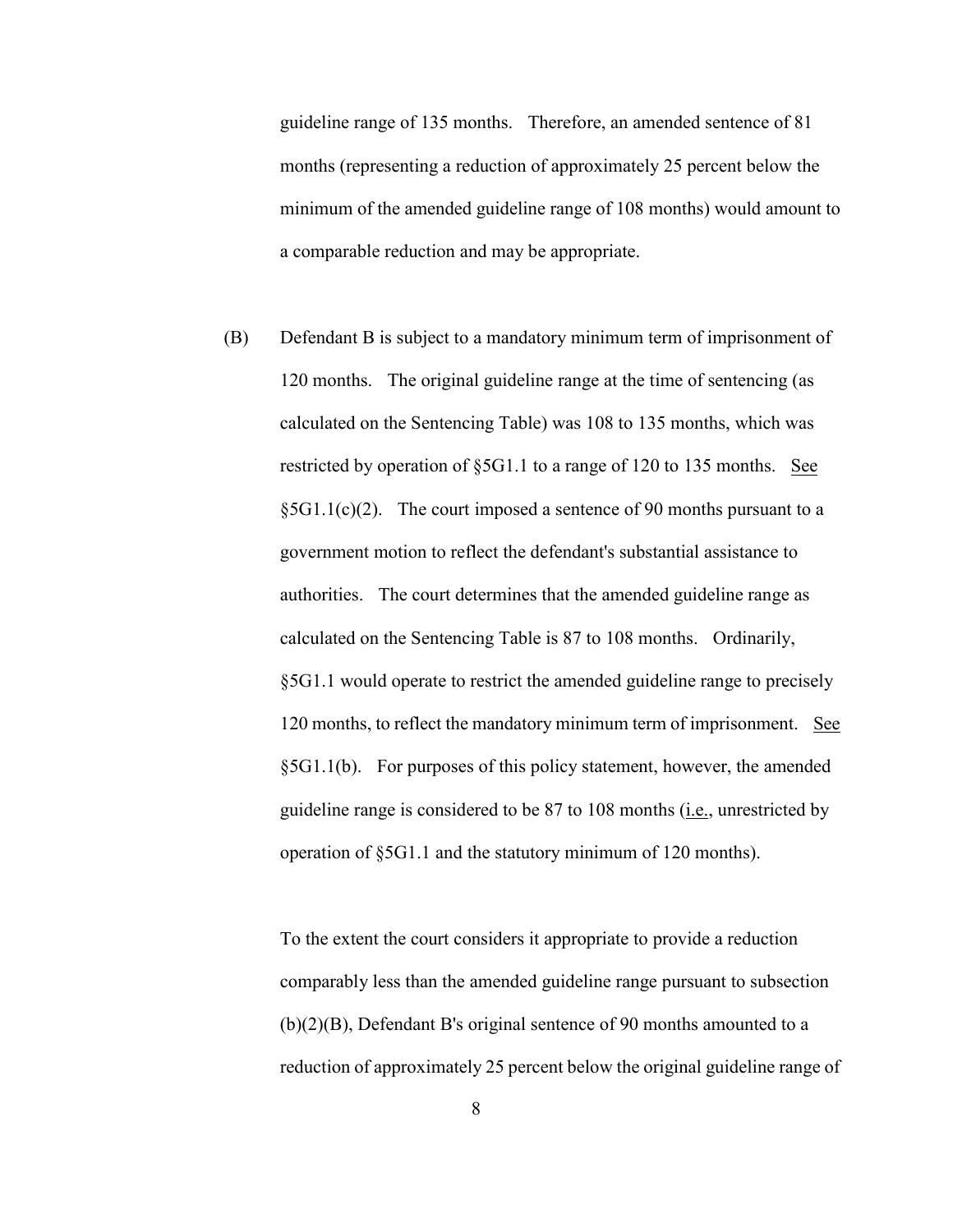guideline range of 135 months. Therefore, an amended sentence of 81 months (representing a reduction of approximately 25 percent below the minimum of the amended guideline range of 108 months) would amount to a comparable reduction and may be appropriate.

(B) Defendant B is subject to a mandatory minimum term of imprisonment of 120 months. The original guideline range at the time of sentencing (as calculated on the Sentencing Table) was 108 to 135 months, which was restricted by operation of §5G1.1 to a range of 120 to 135 months. See §5G1.1(c)(2). The court imposed a sentence of 90 months pursuant to a government motion to reflect the defendant's substantial assistance to authorities. The court determines that the amended guideline range as calculated on the Sentencing Table is 87 to 108 months. Ordinarily, §5G1.1 would operate to restrict the amended guideline range to precisely 120 months, to reflect the mandatory minimum term of imprisonment. See §5G1.1(b). For purposes of this policy statement, however, the amended guideline range is considered to be 87 to 108 months (i.e., unrestricted by operation of §5G1.1 and the statutory minimum of 120 months).

To the extent the court considers it appropriate to provide a reduction comparably less than the amended guideline range pursuant to subsection (b)(2)(B), Defendant B's original sentence of 90 months amounted to a reduction of approximately 25 percent below the original guideline range of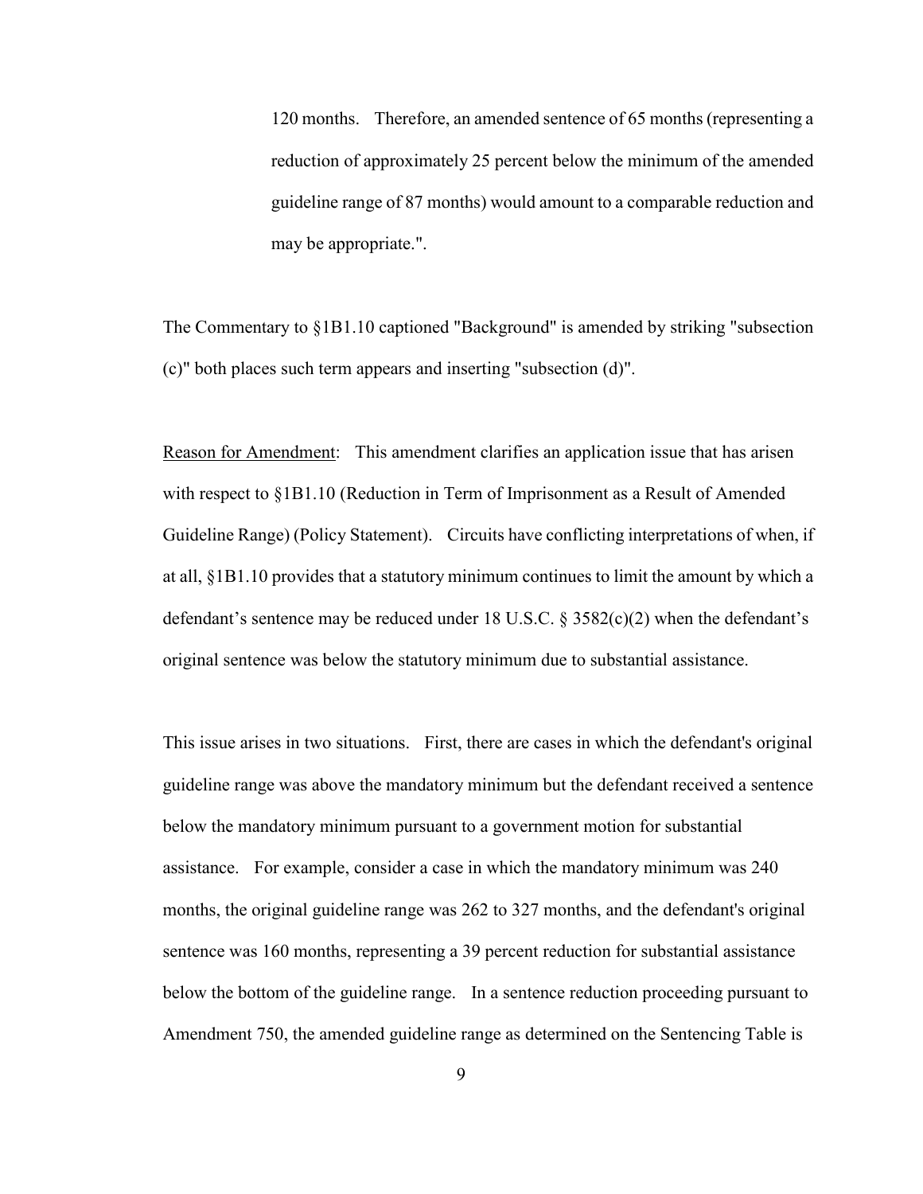120 months. Therefore, an amended sentence of 65 months (representing a reduction of approximately 25 percent below the minimum of the amended guideline range of 87 months) would amount to a comparable reduction and may be appropriate.".

The Commentary to §1B1.10 captioned "Background" is amended by striking "subsection (c)" both places such term appears and inserting "subsection (d)".

Reason for Amendment: This amendment clarifies an application issue that has arisen with respect to §1B1.10 (Reduction in Term of Imprisonment as a Result of Amended Guideline Range) (Policy Statement). Circuits have conflicting interpretations of when, if at all, §1B1.10 provides that a statutory minimum continues to limit the amount by which a defendant's sentence may be reduced under 18 U.S.C. § 3582(c)(2) when the defendant's original sentence was below the statutory minimum due to substantial assistance.

This issue arises in two situations. First, there are cases in which the defendant's original guideline range was above the mandatory minimum but the defendant received a sentence below the mandatory minimum pursuant to a government motion for substantial assistance. For example, consider a case in which the mandatory minimum was 240 months, the original guideline range was 262 to 327 months, and the defendant's original sentence was 160 months, representing a 39 percent reduction for substantial assistance below the bottom of the guideline range. In a sentence reduction proceeding pursuant to Amendment 750, the amended guideline range as determined on the Sentencing Table is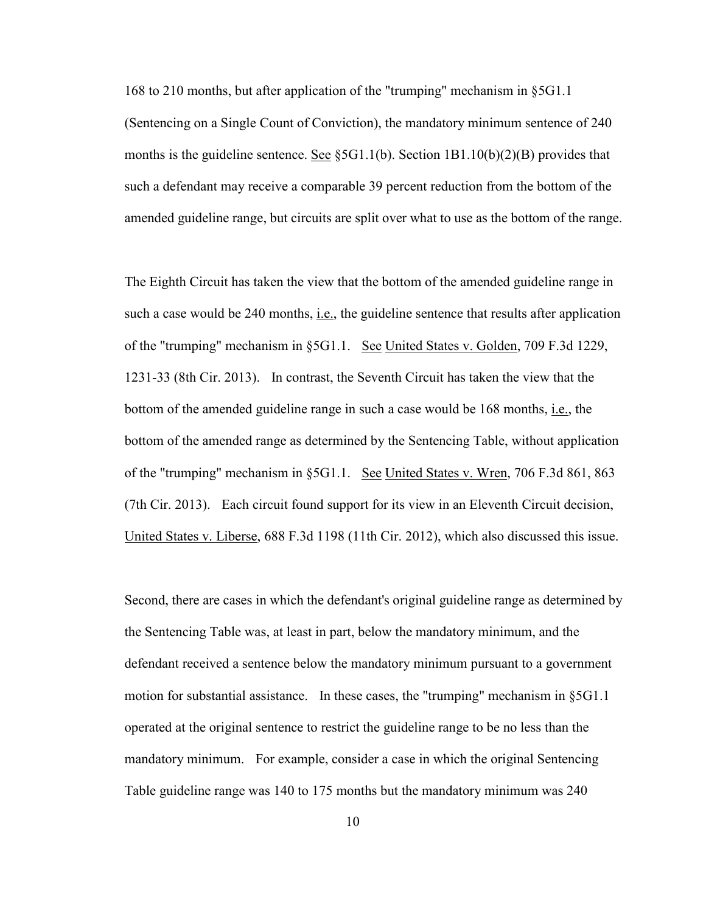168 to 210 months, but after application of the "trumping" mechanism in §5G1.1 (Sentencing on a Single Count of Conviction), the mandatory minimum sentence of 240 months is the guideline sentence. See §5G1.1(b). Section 1B1.10(b)(2)(B) provides that such a defendant may receive a comparable 39 percent reduction from the bottom of the amended guideline range, but circuits are split over what to use as the bottom of the range.

The Eighth Circuit has taken the view that the bottom of the amended guideline range in such a case would be 240 months, i.e., the guideline sentence that results after application of the "trumping" mechanism in §5G1.1. See United States v. Golden, 709 F.3d 1229, 1231-33 (8th Cir. 2013). In contrast, the Seventh Circuit has taken the view that the bottom of the amended guideline range in such a case would be 168 months, i.e., the bottom of the amended range as determined by the Sentencing Table, without application of the "trumping" mechanism in §5G1.1. See United States v. Wren, 706 F.3d 861, 863 (7th Cir. 2013). Each circuit found support for its view in an Eleventh Circuit decision, United States v. Liberse, 688 F.3d 1198 (11th Cir. 2012), which also discussed this issue.

Second, there are cases in which the defendant's original guideline range as determined by the Sentencing Table was, at least in part, below the mandatory minimum, and the defendant received a sentence below the mandatory minimum pursuant to a government motion for substantial assistance. In these cases, the "trumping" mechanism in §5G1.1 operated at the original sentence to restrict the guideline range to be no less than the mandatory minimum. For example, consider a case in which the original Sentencing Table guideline range was 140 to 175 months but the mandatory minimum was 240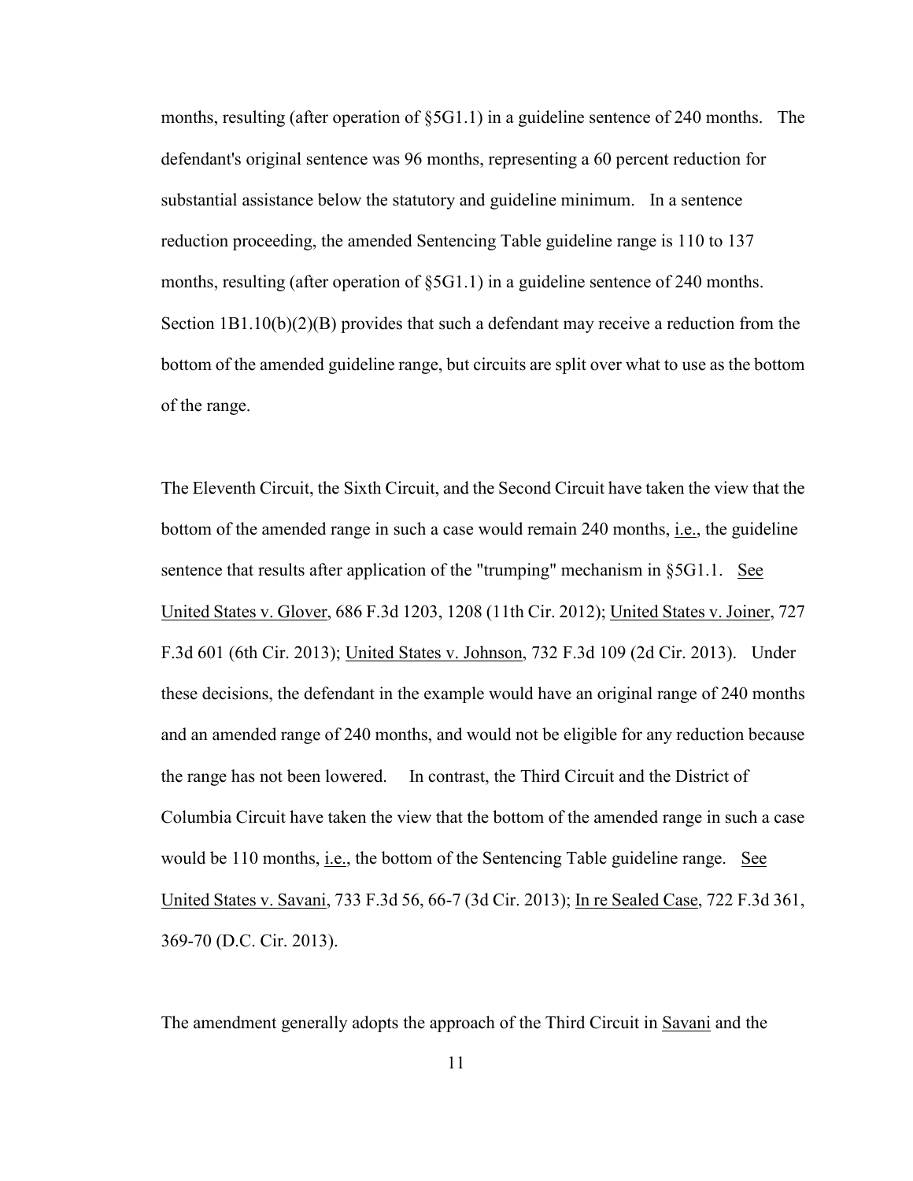months, resulting (after operation of §5G1.1) in a guideline sentence of 240 months. The defendant's original sentence was 96 months, representing a 60 percent reduction for substantial assistance below the statutory and guideline minimum. In a sentence reduction proceeding, the amended Sentencing Table guideline range is 110 to 137 months, resulting (after operation of §5G1.1) in a guideline sentence of 240 months. Section 1B1.10(b)(2)(B) provides that such a defendant may receive a reduction from the bottom of the amended guideline range, but circuits are split over what to use as the bottom of the range.

The Eleventh Circuit, the Sixth Circuit, and the Second Circuit have taken the view that the bottom of the amended range in such a case would remain 240 months, i.e., the guideline sentence that results after application of the "trumping" mechanism in §5G1.1. See United States v. Glover, 686 F.3d 1203, 1208 (11th Cir. 2012); United States v. Joiner, 727 F.3d 601 (6th Cir. 2013); United States v. Johnson, 732 F.3d 109 (2d Cir. 2013). Under these decisions, the defendant in the example would have an original range of 240 months and an amended range of 240 months, and would not be eligible for any reduction because the range has not been lowered. In contrast, the Third Circuit and the District of Columbia Circuit have taken the view that the bottom of the amended range in such a case would be 110 months, i.e., the bottom of the Sentencing Table guideline range. See United States v. Savani, 733 F.3d 56, 66-7 (3d Cir. 2013); In re Sealed Case, 722 F.3d 361, 369-70 (D.C. Cir. 2013).

The amendment generally adopts the approach of the Third Circuit in Savani and the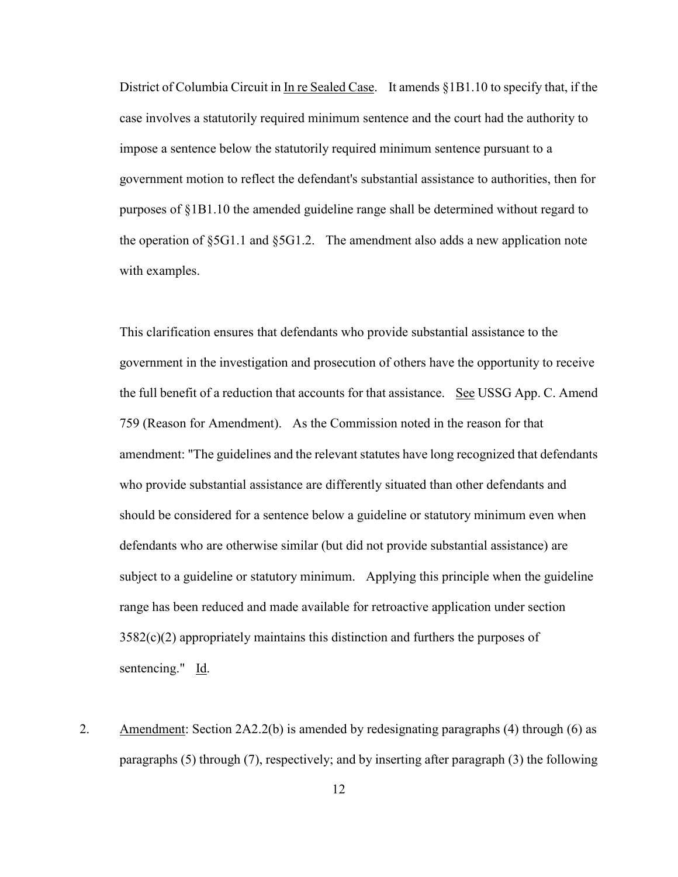District of Columbia Circuit in In re Sealed Case. It amends §1B1.10 to specify that, if the case involves a statutorily required minimum sentence and the court had the authority to impose a sentence below the statutorily required minimum sentence pursuant to a government motion to reflect the defendant's substantial assistance to authorities, then for purposes of §1B1.10 the amended guideline range shall be determined without regard to the operation of §5G1.1 and §5G1.2. The amendment also adds a new application note with examples.

This clarification ensures that defendants who provide substantial assistance to the government in the investigation and prosecution of others have the opportunity to receive the full benefit of a reduction that accounts for that assistance. See USSG App. C. Amend 759 (Reason for Amendment). As the Commission noted in the reason for that amendment: "The guidelines and the relevant statutes have long recognized that defendants who provide substantial assistance are differently situated than other defendants and should be considered for a sentence below a guideline or statutory minimum even when defendants who are otherwise similar (but did not provide substantial assistance) are subject to a guideline or statutory minimum. Applying this principle when the guideline range has been reduced and made available for retroactive application under section 3582(c)(2) appropriately maintains this distinction and furthers the purposes of sentencing." Id.

2. Amendment: Section 2A2.2(b) is amended by redesignating paragraphs (4) through (6) as paragraphs (5) through (7), respectively; and by inserting after paragraph (3) the following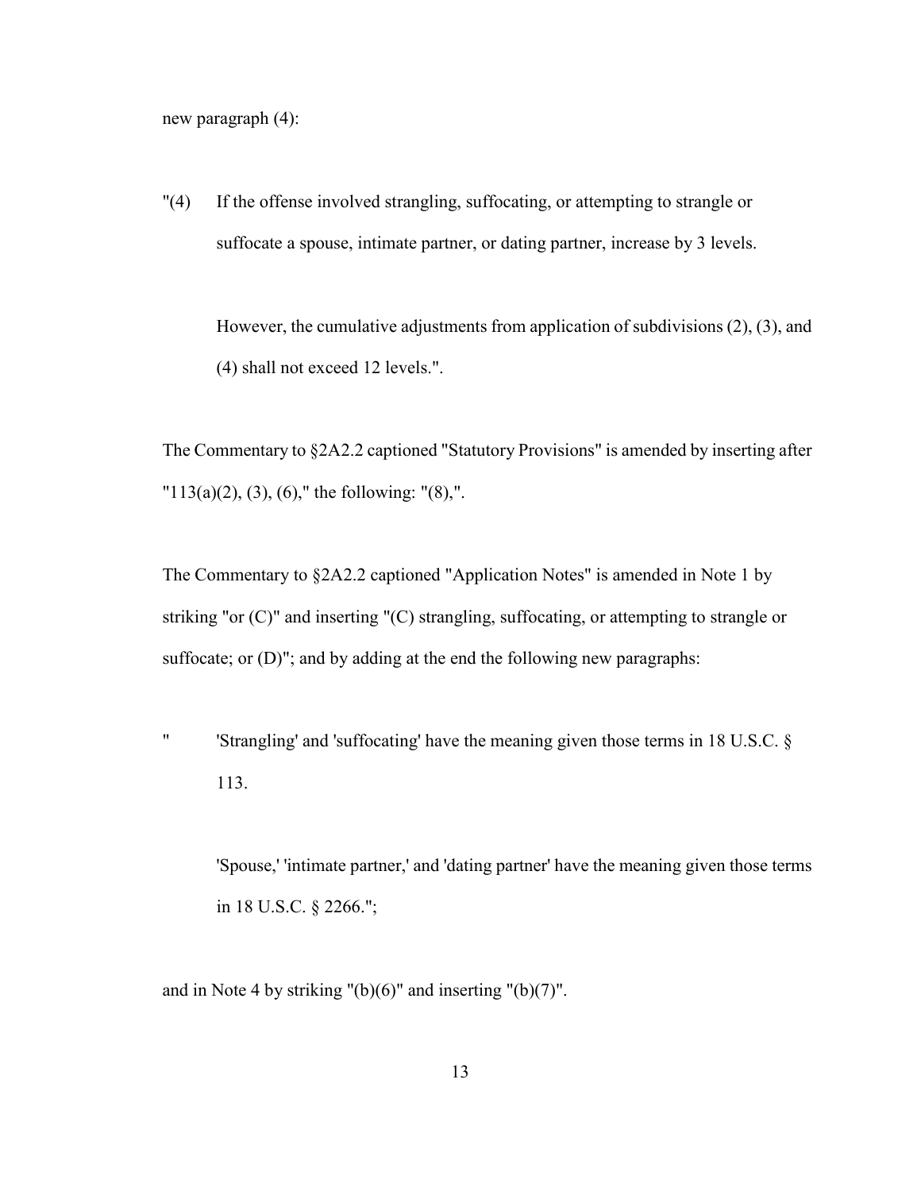new paragraph (4):

"(4) If the offense involved strangling, suffocating, or attempting to strangle or suffocate a spouse, intimate partner, or dating partner, increase by 3 levels.

However, the cumulative adjustments from application of subdivisions (2), (3), and (4) shall not exceed 12 levels.".

The Commentary to §2A2.2 captioned "Statutory Provisions" is amended by inserting after "113(a)(2), (3), (6)," the following: "(8),".

The Commentary to §2A2.2 captioned "Application Notes" is amended in Note 1 by striking "or (C)" and inserting "(C) strangling, suffocating, or attempting to strangle or suffocate; or (D)"; and by adding at the end the following new paragraphs:

" 'Strangling' and 'suffocating' have the meaning given those terms in 18 U.S.C. § 113.

'Spouse,' 'intimate partner,' and 'dating partner' have the meaning given those terms in 18 U.S.C. § 2266.";

and in Note 4 by striking "(b)(6)" and inserting "(b)(7)".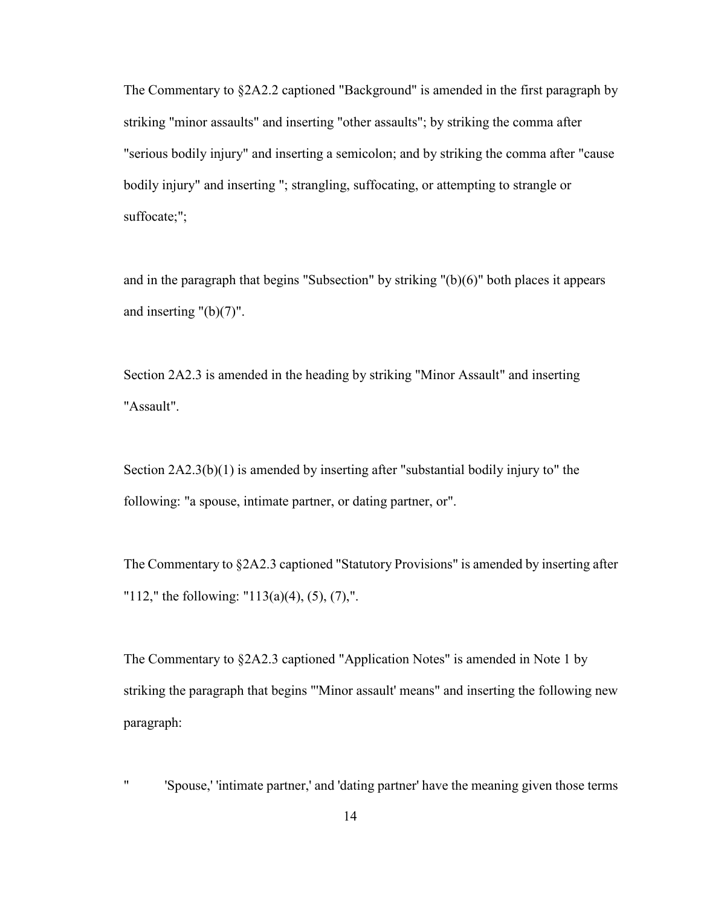The Commentary to §2A2.2 captioned "Background" is amended in the first paragraph by striking "minor assaults" and inserting "other assaults"; by striking the comma after "serious bodily injury" and inserting a semicolon; and by striking the comma after "cause bodily injury" and inserting "; strangling, suffocating, or attempting to strangle or suffocate;";

and in the paragraph that begins "Subsection" by striking "(b)(6)" both places it appears and inserting "(b)(7)".

Section 2A2.3 is amended in the heading by striking "Minor Assault" and inserting "Assault".

Section 2A2.3(b)(1) is amended by inserting after "substantial bodily injury to" the following: "a spouse, intimate partner, or dating partner, or".

The Commentary to §2A2.3 captioned "Statutory Provisions" is amended by inserting after "112," the following: "113(a)(4), (5), (7),".

The Commentary to §2A2.3 captioned "Application Notes" is amended in Note 1 by striking the paragraph that begins "'Minor assault' means" and inserting the following new paragraph:

"     'Spouse,' 'intimate partner,' and 'dating partner' have the meaning given those terms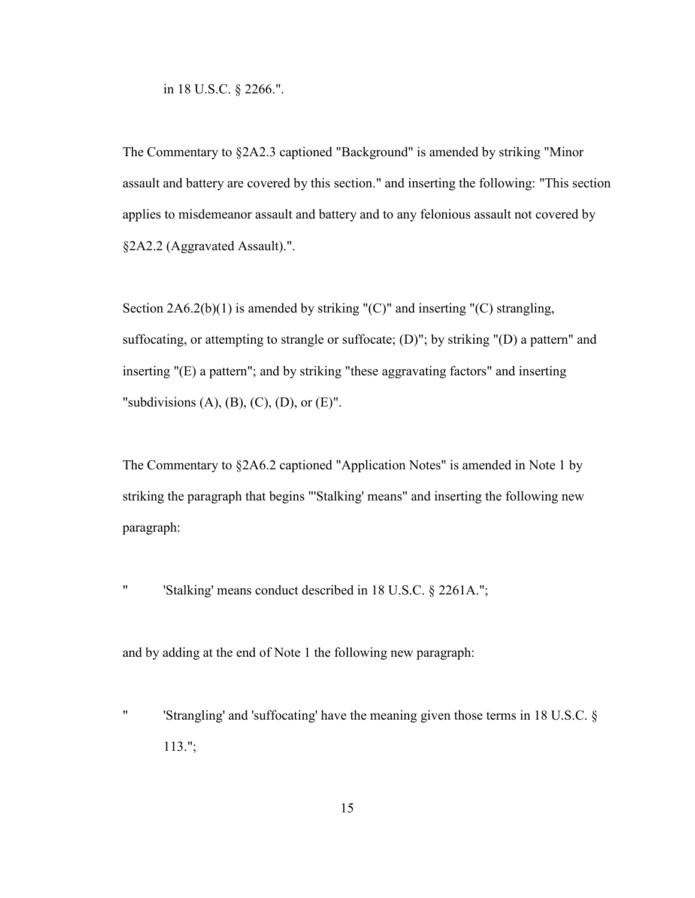in 18 U.S.C. § 2266.".

The Commentary to §2A2.3 captioned "Background" is amended by striking "Minor assault and battery are covered by this section." and inserting the following: "This section applies to misdemeanor assault and battery and to any felonious assault not covered by §2A2.2 (Aggravated Assault).".

Section 2A6.2(b)(1) is amended by striking "(C)" and inserting "(C) strangling, suffocating, or attempting to strangle or suffocate; (D)"; by striking "(D) a pattern" and inserting "(E) a pattern"; and by striking "these aggravating factors" and inserting "subdivisions (A), (B), (C), (D), or (E)".

The Commentary to §2A6.2 captioned "Application Notes" is amended in Note 1 by striking the paragraph that begins "'Stalking' means" and inserting the following new paragraph:

> " 'Stalking' means conduct described in 18 U.S.C. § 2261A.";

and by adding at the end of Note 1 the following new paragraph:

> " 'Strangling' and 'suffocating' have the meaning given those terms in 18 U.S.C. § 113.";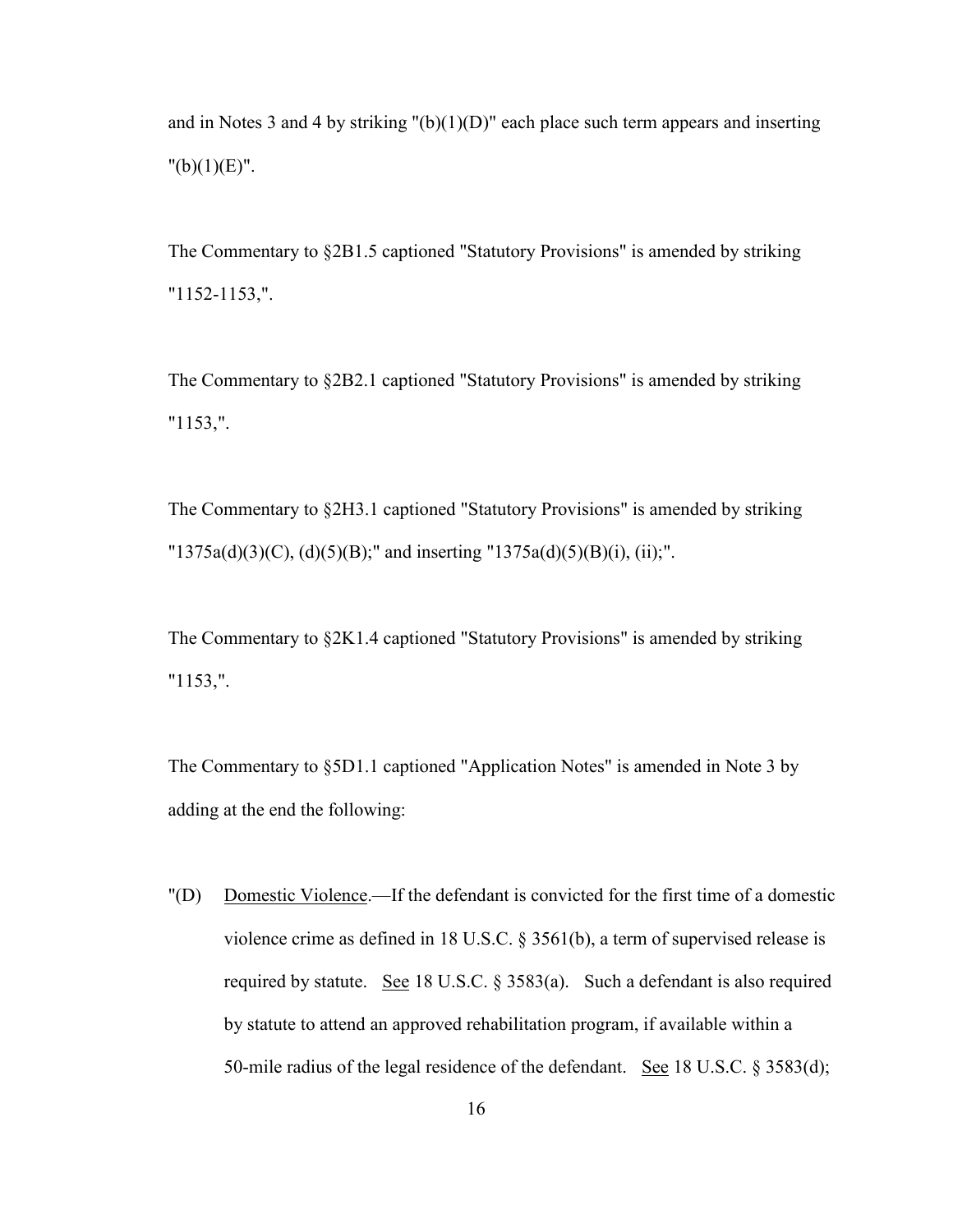and in Notes 3 and 4 by striking "(b)(1)(D)" each place such term appears and inserting "(b)(1)(E)".

The Commentary to §2B1.5 captioned "Statutory Provisions" is amended by striking "1152-1153,".

The Commentary to §2B2.1 captioned "Statutory Provisions" is amended by striking "1153,".

The Commentary to §2H3.1 captioned "Statutory Provisions" is amended by striking "1375a(d)(3)(C), (d)(5)(B);" and inserting "1375a(d)(5)(B)(i), (ii);".

The Commentary to §2K1.4 captioned "Statutory Provisions" is amended by striking "1153,".

The Commentary to §5D1.1 captioned "Application Notes" is amended in Note 3 by adding at the end the following:

"(D) Domestic Violence.—If the defendant is convicted for the first time of a domestic violence crime as defined in 18 U.S.C. § 3561(b), a term of supervised release is required by statute. See 18 U.S.C. § 3583(a). Such a defendant is also required by statute to attend an approved rehabilitation program, if available within a 50-mile radius of the legal residence of the defendant. See 18 U.S.C. § 3583(d);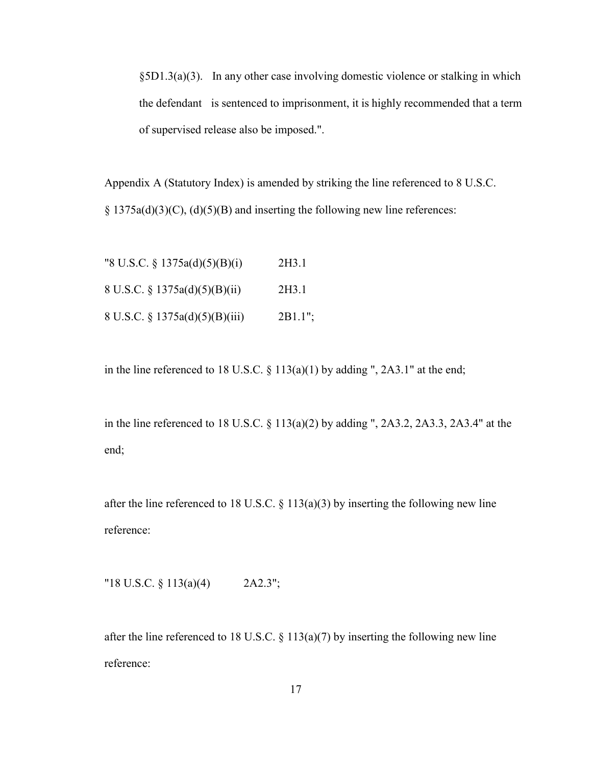§5D1.3(a)(3). In any other case involving domestic violence or stalking in which the defendant is sentenced to imprisonment, it is highly recommended that a term of supervised release also be imposed.".

Appendix A (Statutory Index) is amended by striking the line referenced to 8 U.S.C. § 1375a(d)(3)(C), (d)(5)(B) and inserting the following new line references:

"8 U.S.C. § 1375a(d)(5)(B)(i) 2H3.1

8 U.S.C. § 1375a(d)(5)(B)(ii) 2H3.1

8 U.S.C. § 1375a(d)(5)(B)(iii) 2B1.1";

in the line referenced to 18 U.S.C. § 113(a)(1) by adding ", 2A3.1" at the end;

in the line referenced to 18 U.S.C. § 113(a)(2) by adding ", 2A3.2, 2A3.3, 2A3.4" at the end;

after the line referenced to 18 U.S.C. § 113(a)(3) by inserting the following new line reference:

"18 U.S.C. § 113(a)(4) 2A2.3";

after the line referenced to 18 U.S.C. § 113(a)(7) by inserting the following new line reference: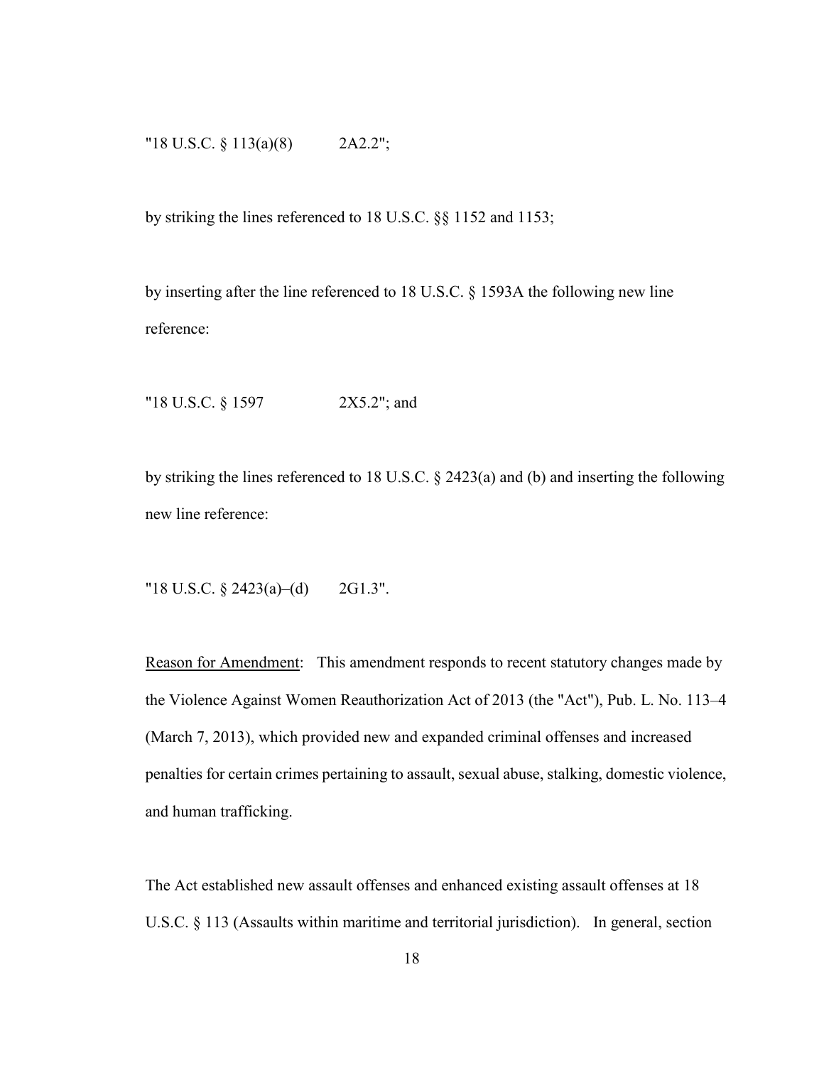"18 U.S.C. § 113(a)(8)          2A2.2";

by striking the lines referenced to 18 U.S.C. §§ 1152 and 1153;

by inserting after the line referenced to 18 U.S.C. § 1593A the following new line reference:

"18 U.S.C. § 1597               2X5.2"; and

by striking the lines referenced to 18 U.S.C. § 2423(a) and (b) and inserting the following new line reference:

"18 U.S.C. § 2423(a)–(d)       2G1.3".

Reason for Amendment: This amendment responds to recent statutory changes made by the Violence Against Women Reauthorization Act of 2013 (the "Act"), Pub. L. No. 113–4 (March 7, 2013), which provided new and expanded criminal offenses and increased penalties for certain crimes pertaining to assault, sexual abuse, stalking, domestic violence, and human trafficking.

The Act established new assault offenses and enhanced existing assault offenses at 18 U.S.C. § 113 (Assaults within maritime and territorial jurisdiction). In general, section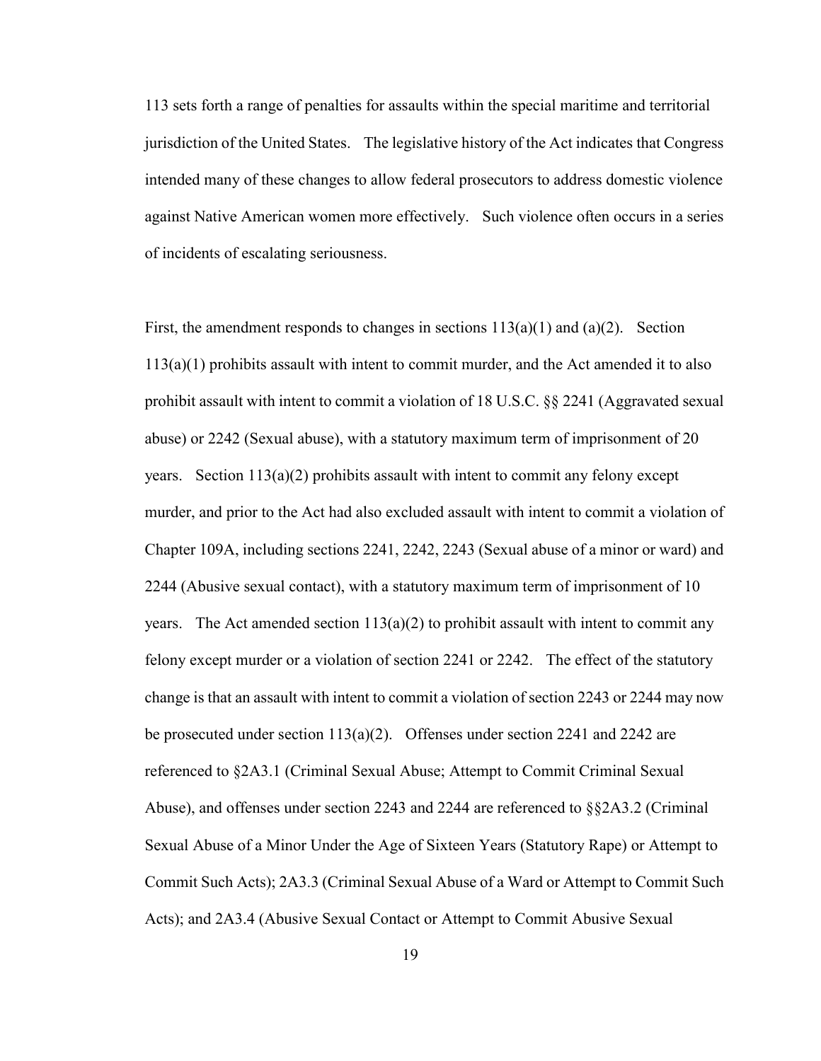113 sets forth a range of penalties for assaults within the special maritime and territorial jurisdiction of the United States. The legislative history of the Act indicates that Congress intended many of these changes to allow federal prosecutors to address domestic violence against Native American women more effectively. Such violence often occurs in a series of incidents of escalating seriousness.

First, the amendment responds to changes in sections 113(a)(1) and (a)(2). Section 113(a)(1) prohibits assault with intent to commit murder, and the Act amended it to also prohibit assault with intent to commit a violation of 18 U.S.C. §§ 2241 (Aggravated sexual abuse) or 2242 (Sexual abuse), with a statutory maximum term of imprisonment of 20 years. Section 113(a)(2) prohibits assault with intent to commit any felony except murder, and prior to the Act had also excluded assault with intent to commit a violation of Chapter 109A, including sections 2241, 2242, 2243 (Sexual abuse of a minor or ward) and 2244 (Abusive sexual contact), with a statutory maximum term of imprisonment of 10 years. The Act amended section 113(a)(2) to prohibit assault with intent to commit any felony except murder or a violation of section 2241 or 2242. The effect of the statutory change is that an assault with intent to commit a violation of section 2243 or 2244 may now be prosecuted under section 113(a)(2). Offenses under section 2241 and 2242 are referenced to §2A3.1 (Criminal Sexual Abuse; Attempt to Commit Criminal Sexual Abuse), and offenses under section 2243 and 2244 are referenced to §§2A3.2 (Criminal Sexual Abuse of a Minor Under the Age of Sixteen Years (Statutory Rape) or Attempt to Commit Such Acts); 2A3.3 (Criminal Sexual Abuse of a Ward or Attempt to Commit Such Acts); and 2A3.4 (Abusive Sexual Contact or Attempt to Commit Abusive Sexual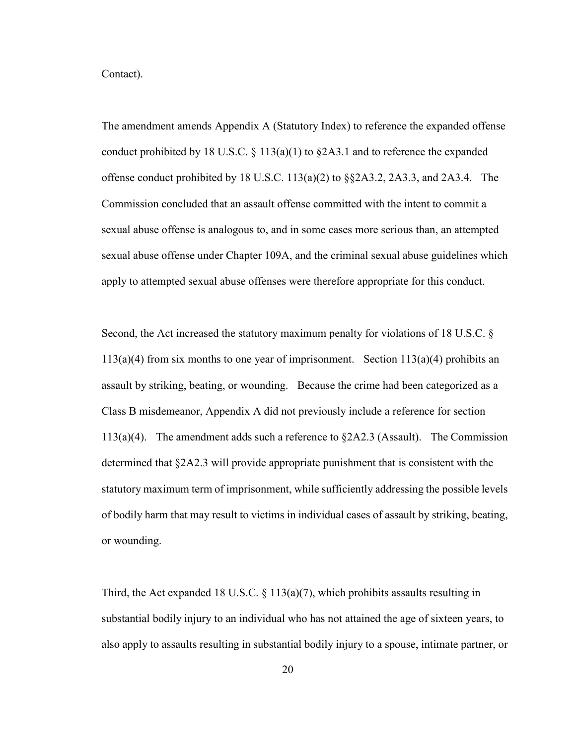Contact).

The amendment amends Appendix A (Statutory Index) to reference the expanded offense conduct prohibited by 18 U.S.C. § 113(a)(1) to §2A3.1 and to reference the expanded offense conduct prohibited by 18 U.S.C. 113(a)(2) to §§2A3.2, 2A3.3, and 2A3.4. The Commission concluded that an assault offense committed with the intent to commit a sexual abuse offense is analogous to, and in some cases more serious than, an attempted sexual abuse offense under Chapter 109A, and the criminal sexual abuse guidelines which apply to attempted sexual abuse offenses were therefore appropriate for this conduct.

Second, the Act increased the statutory maximum penalty for violations of 18 U.S.C. § 113(a)(4) from six months to one year of imprisonment. Section 113(a)(4) prohibits an assault by striking, beating, or wounding. Because the crime had been categorized as a Class B misdemeanor, Appendix A did not previously include a reference for section 113(a)(4). The amendment adds such a reference to §2A2.3 (Assault). The Commission determined that §2A2.3 will provide appropriate punishment that is consistent with the statutory maximum term of imprisonment, while sufficiently addressing the possible levels of bodily harm that may result to victims in individual cases of assault by striking, beating, or wounding.

Third, the Act expanded 18 U.S.C. § 113(a)(7), which prohibits assaults resulting in substantial bodily injury to an individual who has not attained the age of sixteen years, to also apply to assaults resulting in substantial bodily injury to a spouse, intimate partner, or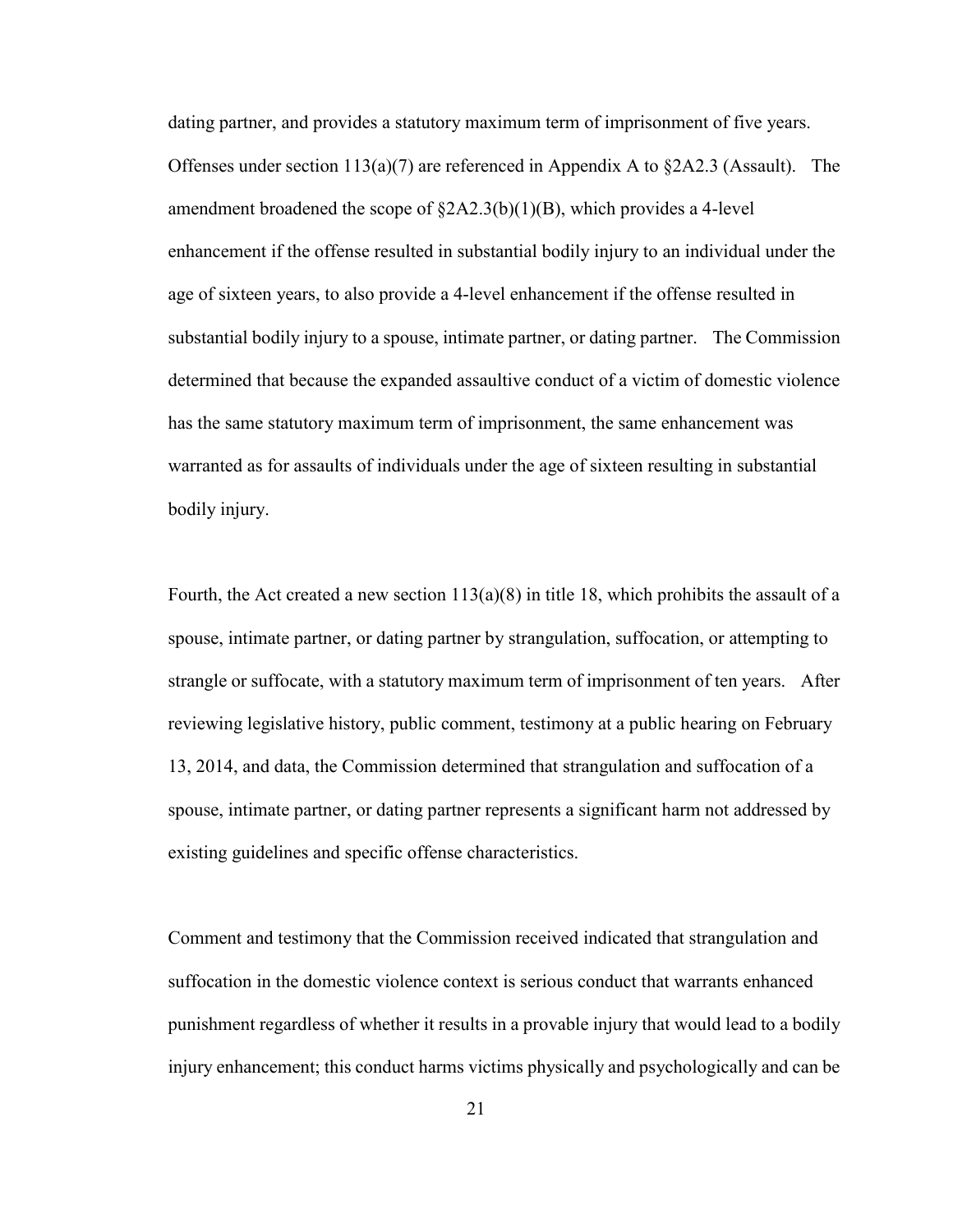dating partner, and provides a statutory maximum term of imprisonment of five years. Offenses under section 113(a)(7) are referenced in Appendix A to §2A2.3 (Assault). The amendment broadened the scope of §2A2.3(b)(1)(B), which provides a 4-level enhancement if the offense resulted in substantial bodily injury to an individual under the age of sixteen years, to also provide a 4-level enhancement if the offense resulted in substantial bodily injury to a spouse, intimate partner, or dating partner. The Commission determined that because the expanded assaultive conduct of a victim of domestic violence has the same statutory maximum term of imprisonment, the same enhancement was warranted as for assaults of individuals under the age of sixteen resulting in substantial bodily injury.

Fourth, the Act created a new section 113(a)(8) in title 18, which prohibits the assault of a spouse, intimate partner, or dating partner by strangulation, suffocation, or attempting to strangle or suffocate, with a statutory maximum term of imprisonment of ten years. After reviewing legislative history, public comment, testimony at a public hearing on February 13, 2014, and data, the Commission determined that strangulation and suffocation of a spouse, intimate partner, or dating partner represents a significant harm not addressed by existing guidelines and specific offense characteristics.

Comment and testimony that the Commission received indicated that strangulation and suffocation in the domestic violence context is serious conduct that warrants enhanced punishment regardless of whether it results in a provable injury that would lead to a bodily injury enhancement; this conduct harms victims physically and psychologically and can be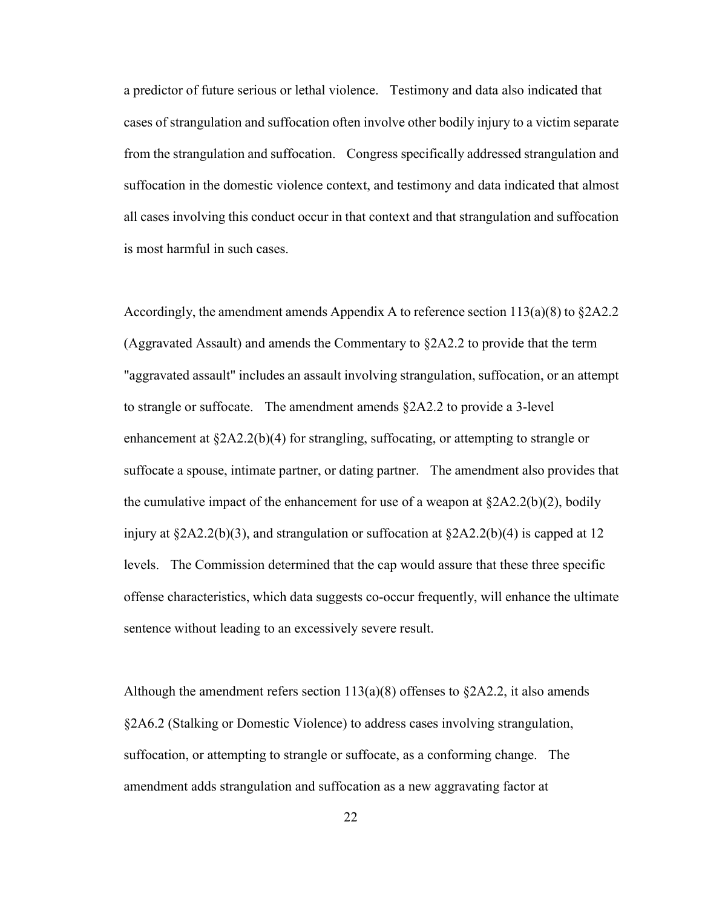a predictor of future serious or lethal violence. Testimony and data also indicated that cases of strangulation and suffocation often involve other bodily injury to a victim separate from the strangulation and suffocation. Congress specifically addressed strangulation and suffocation in the domestic violence context, and testimony and data indicated that almost all cases involving this conduct occur in that context and that strangulation and suffocation is most harmful in such cases.

Accordingly, the amendment amends Appendix A to reference section 113(a)(8) to §2A2.2 (Aggravated Assault) and amends the Commentary to §2A2.2 to provide that the term "aggravated assault" includes an assault involving strangulation, suffocation, or an attempt to strangle or suffocate. The amendment amends §2A2.2 to provide a 3-level enhancement at §2A2.2(b)(4) for strangling, suffocating, or attempting to strangle or suffocate a spouse, intimate partner, or dating partner. The amendment also provides that the cumulative impact of the enhancement for use of a weapon at §2A2.2(b)(2), bodily injury at §2A2.2(b)(3), and strangulation or suffocation at §2A2.2(b)(4) is capped at 12 levels. The Commission determined that the cap would assure that these three specific offense characteristics, which data suggests co-occur frequently, will enhance the ultimate sentence without leading to an excessively severe result.

Although the amendment refers section 113(a)(8) offenses to §2A2.2, it also amends §2A6.2 (Stalking or Domestic Violence) to address cases involving strangulation, suffocation, or attempting to strangle or suffocate, as a conforming change. The amendment adds strangulation and suffocation as a new aggravating factor at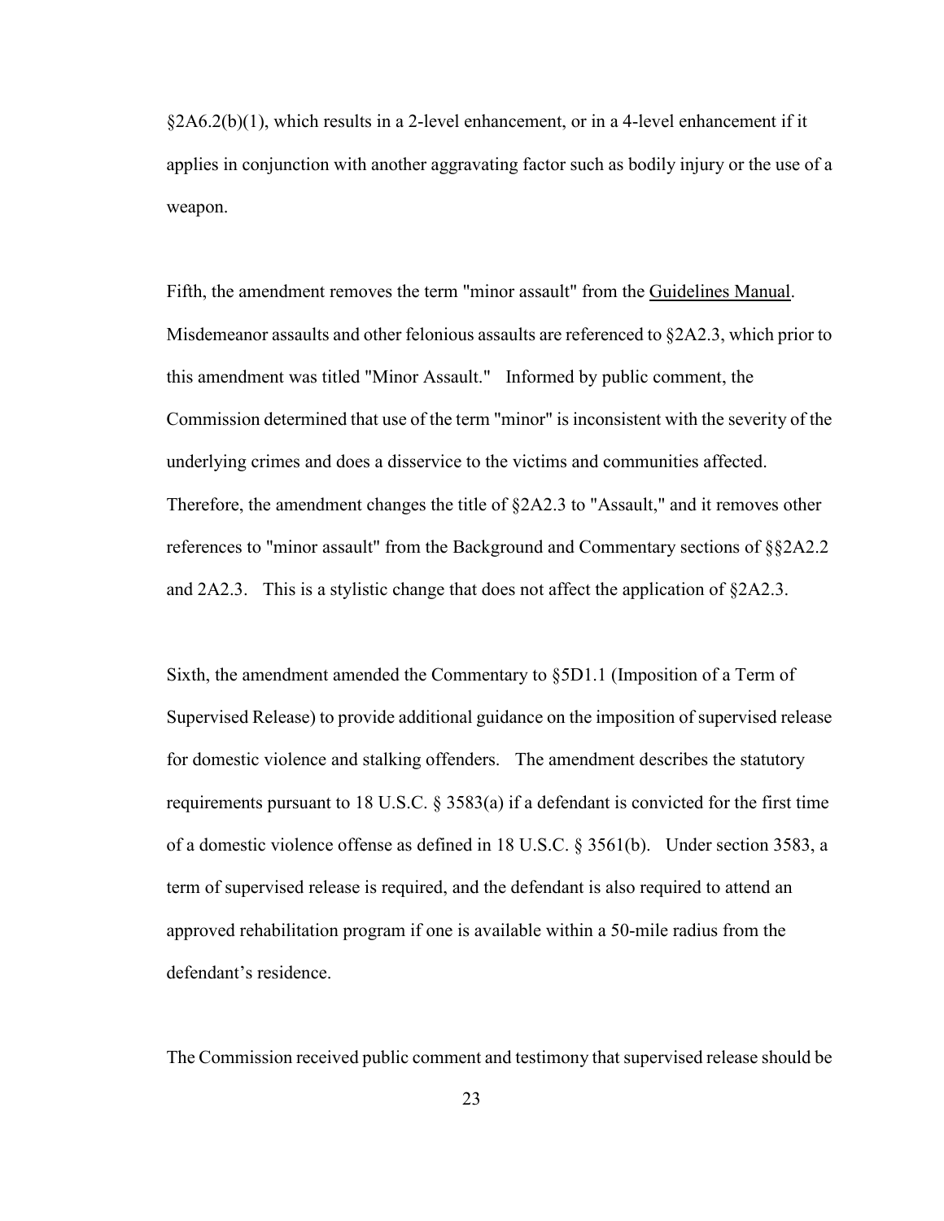§2A6.2(b)(1), which results in a 2-level enhancement, or in a 4-level enhancement if it applies in conjunction with another aggravating factor such as bodily injury or the use of a weapon.

Fifth, the amendment removes the term "minor assault" from the Guidelines Manual. Misdemeanor assaults and other felonious assaults are referenced to §2A2.3, which prior to this amendment was titled "Minor Assault." Informed by public comment, the Commission determined that use of the term "minor" is inconsistent with the severity of the underlying crimes and does a disservice to the victims and communities affected. Therefore, the amendment changes the title of §2A2.3 to "Assault," and it removes other references to "minor assault" from the Background and Commentary sections of §§2A2.2 and 2A2.3. This is a stylistic change that does not affect the application of §2A2.3.

Sixth, the amendment amended the Commentary to §5D1.1 (Imposition of a Term of Supervised Release) to provide additional guidance on the imposition of supervised release for domestic violence and stalking offenders. The amendment describes the statutory requirements pursuant to 18 U.S.C. § 3583(a) if a defendant is convicted for the first time of a domestic violence offense as defined in 18 U.S.C. § 3561(b). Under section 3583, a term of supervised release is required, and the defendant is also required to attend an approved rehabilitation program if one is available within a 50-mile radius from the defendant's residence.

The Commission received public comment and testimony that supervised release should be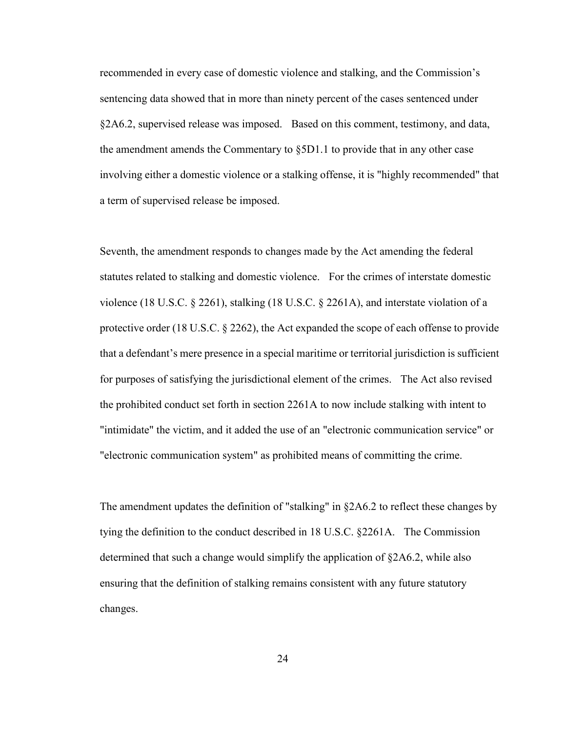recommended in every case of domestic violence and stalking, and the Commission's sentencing data showed that in more than ninety percent of the cases sentenced under §2A6.2, supervised release was imposed. Based on this comment, testimony, and data, the amendment amends the Commentary to §5D1.1 to provide that in any other case involving either a domestic violence or a stalking offense, it is "highly recommended" that a term of supervised release be imposed.

Seventh, the amendment responds to changes made by the Act amending the federal statutes related to stalking and domestic violence. For the crimes of interstate domestic violence (18 U.S.C. § 2261), stalking (18 U.S.C. § 2261A), and interstate violation of a protective order (18 U.S.C. § 2262), the Act expanded the scope of each offense to provide that a defendant's mere presence in a special maritime or territorial jurisdiction is sufficient for purposes of satisfying the jurisdictional element of the crimes. The Act also revised the prohibited conduct set forth in section 2261A to now include stalking with intent to "intimidate" the victim, and it added the use of an "electronic communication service" or "electronic communication system" as prohibited means of committing the crime.

The amendment updates the definition of "stalking" in §2A6.2 to reflect these changes by tying the definition to the conduct described in 18 U.S.C. §2261A. The Commission determined that such a change would simplify the application of §2A6.2, while also ensuring that the definition of stalking remains consistent with any future statutory changes.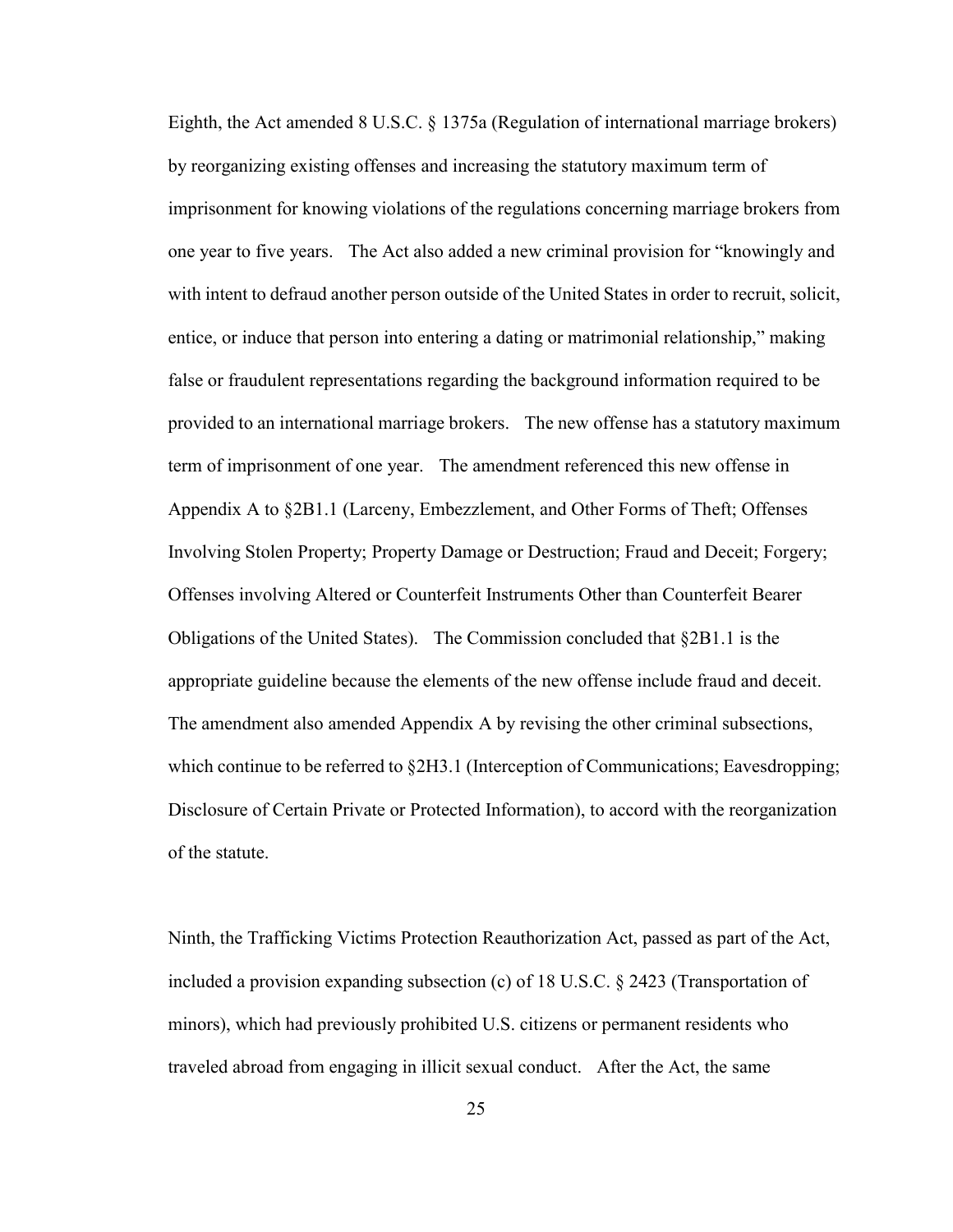Eighth, the Act amended 8 U.S.C. § 1375a (Regulation of international marriage brokers) by reorganizing existing offenses and increasing the statutory maximum term of imprisonment for knowing violations of the regulations concerning marriage brokers from one year to five years. The Act also added a new criminal provision for "knowingly and with intent to defraud another person outside of the United States in order to recruit, solicit, entice, or induce that person into entering a dating or matrimonial relationship," making false or fraudulent representations regarding the background information required to be provided to an international marriage brokers. The new offense has a statutory maximum term of imprisonment of one year. The amendment referenced this new offense in Appendix A to §2B1.1 (Larceny, Embezzlement, and Other Forms of Theft; Offenses Involving Stolen Property; Property Damage or Destruction; Fraud and Deceit; Forgery; Offenses involving Altered or Counterfeit Instruments Other than Counterfeit Bearer Obligations of the United States). The Commission concluded that §2B1.1 is the appropriate guideline because the elements of the new offense include fraud and deceit. The amendment also amended Appendix A by revising the other criminal subsections, which continue to be referred to §2H3.1 (Interception of Communications; Eavesdropping; Disclosure of Certain Private or Protected Information), to accord with the reorganization of the statute.

Ninth, the Trafficking Victims Protection Reauthorization Act, passed as part of the Act, included a provision expanding subsection (c) of 18 U.S.C. § 2423 (Transportation of minors), which had previously prohibited U.S. citizens or permanent residents who traveled abroad from engaging in illicit sexual conduct. After the Act, the same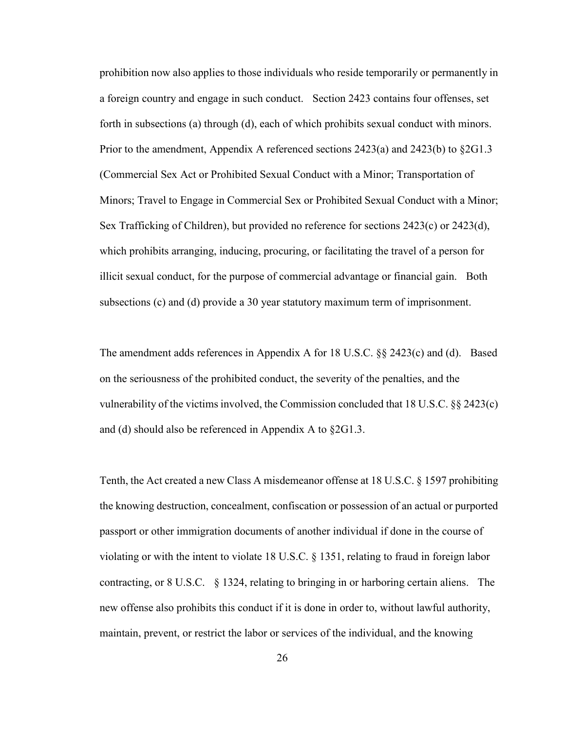prohibition now also applies to those individuals who reside temporarily or permanently in a foreign country and engage in such conduct. Section 2423 contains four offenses, set forth in subsections (a) through (d), each of which prohibits sexual conduct with minors. Prior to the amendment, Appendix A referenced sections 2423(a) and 2423(b) to §2G1.3 (Commercial Sex Act or Prohibited Sexual Conduct with a Minor; Transportation of Minors; Travel to Engage in Commercial Sex or Prohibited Sexual Conduct with a Minor; Sex Trafficking of Children), but provided no reference for sections 2423(c) or 2423(d), which prohibits arranging, inducing, procuring, or facilitating the travel of a person for illicit sexual conduct, for the purpose of commercial advantage or financial gain. Both subsections (c) and (d) provide a 30 year statutory maximum term of imprisonment.

The amendment adds references in Appendix A for 18 U.S.C. §§ 2423(c) and (d). Based on the seriousness of the prohibited conduct, the severity of the penalties, and the vulnerability of the victims involved, the Commission concluded that 18 U.S.C. §§ 2423(c) and (d) should also be referenced in Appendix A to §2G1.3.

Tenth, the Act created a new Class A misdemeanor offense at 18 U.S.C. § 1597 prohibiting the knowing destruction, concealment, confiscation or possession of an actual or purported passport or other immigration documents of another individual if done in the course of violating or with the intent to violate 18 U.S.C. § 1351, relating to fraud in foreign labor contracting, or 8 U.S.C. § 1324, relating to bringing in or harboring certain aliens. The new offense also prohibits this conduct if it is done in order to, without lawful authority, maintain, prevent, or restrict the labor or services of the individual, and the knowing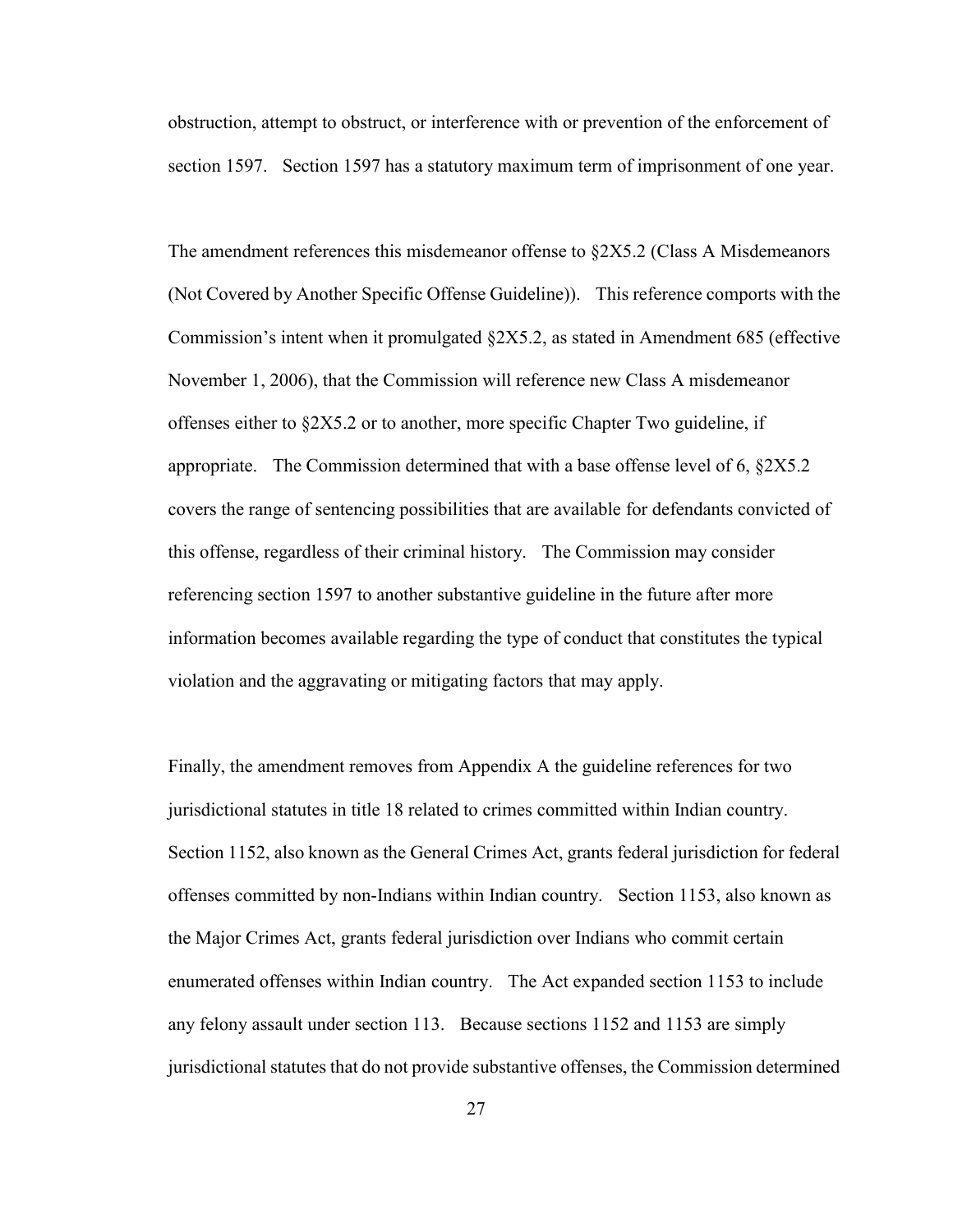obstruction, attempt to obstruct, or interference with or prevention of the enforcement of section 1597. Section 1597 has a statutory maximum term of imprisonment of one year.

The amendment references this misdemeanor offense to §2X5.2 (Class A Misdemeanors (Not Covered by Another Specific Offense Guideline)). This reference comports with the Commission's intent when it promulgated §2X5.2, as stated in Amendment 685 (effective November 1, 2006), that the Commission will reference new Class A misdemeanor offenses either to §2X5.2 or to another, more specific Chapter Two guideline, if appropriate. The Commission determined that with a base offense level of 6, §2X5.2 covers the range of sentencing possibilities that are available for defendants convicted of this offense, regardless of their criminal history. The Commission may consider referencing section 1597 to another substantive guideline in the future after more information becomes available regarding the type of conduct that constitutes the typical violation and the aggravating or mitigating factors that may apply.

Finally, the amendment removes from Appendix A the guideline references for two jurisdictional statutes in title 18 related to crimes committed within Indian country. Section 1152, also known as the General Crimes Act, grants federal jurisdiction for federal offenses committed by non-Indians within Indian country. Section 1153, also known as the Major Crimes Act, grants federal jurisdiction over Indians who commit certain enumerated offenses within Indian country. The Act expanded section 1153 to include any felony assault under section 113. Because sections 1152 and 1153 are simply jurisdictional statutes that do not provide substantive offenses, the Commission determined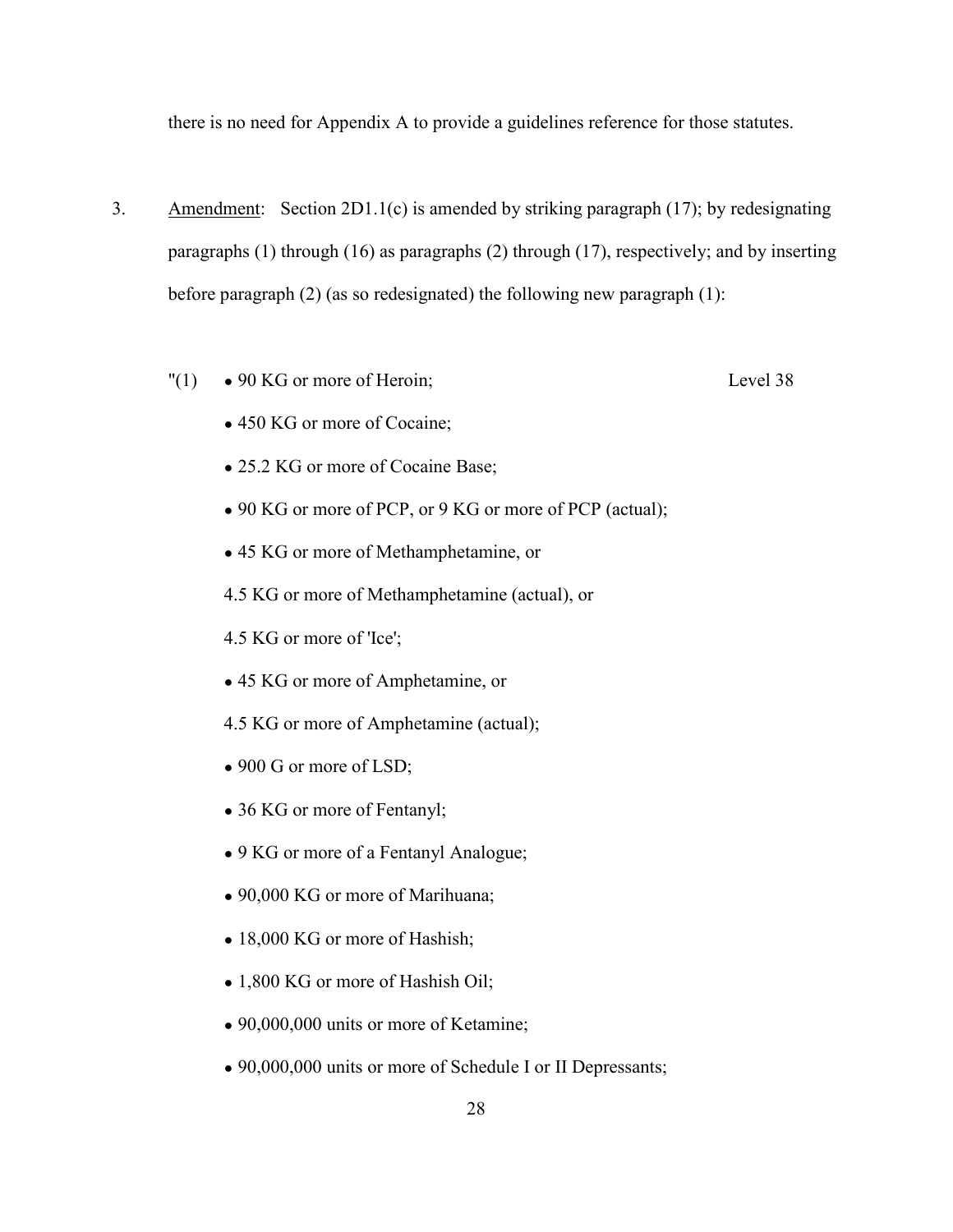there is no need for Appendix A to provide a guidelines reference for those statutes.

3. Amendment: Section 2D1.1(c) is amended by striking paragraph (17); by redesignating paragraphs (1) through (16) as paragraphs (2) through (17), respectively; and by inserting before paragraph (2) (as so redesignated) the following new paragraph (1):

"(1) • 90 KG or more of Heroin; Level 38

- 450 KG or more of Cocaine;
- 25.2 KG or more of Cocaine Base;
- 90 KG or more of PCP, or 9 KG or more of PCP (actual);
- 45 KG or more of Methamphetamine, or

  4.5 KG or more of Methamphetamine (actual), or

  4.5 KG or more of 'Ice';
- 45 KG or more of Amphetamine, or

  4.5 KG or more of Amphetamine (actual);
- 900 G or more of LSD;
- 36 KG or more of Fentanyl;
- 9 KG or more of a Fentanyl Analogue;
- 90,000 KG or more of Marihuana;
- 18,000 KG or more of Hashish;
- 1,800 KG or more of Hashish Oil;
- 90,000,000 units or more of Ketamine;
- 90,000,000 units or more of Schedule I or II Depressants;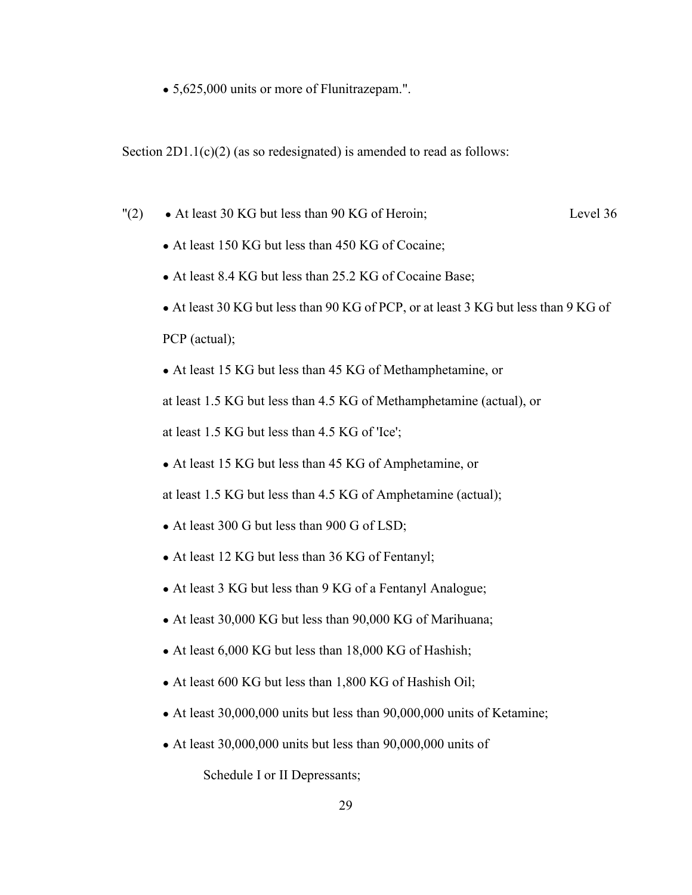- 5,625,000 units or more of Flunitrazepam.".

Section 2D1.1(c)(2) (as so redesignated) is amended to read as follows:

"(2) • At least 30 KG but less than 90 KG of Heroin; Level 36

- At least 150 KG but less than 450 KG of Cocaine;
- At least 8.4 KG but less than 25.2 KG of Cocaine Base;
- At least 30 KG but less than 90 KG of PCP, or at least 3 KG but less than 9 KG of PCP (actual);
- At least 15 KG but less than 45 KG of Methamphetamine, or at least 1.5 KG but less than 4.5 KG of Methamphetamine (actual), or at least 1.5 KG but less than 4.5 KG of 'Ice';
- At least 15 KG but less than 45 KG of Amphetamine, or at least 1.5 KG but less than 4.5 KG of Amphetamine (actual);
- At least 300 G but less than 900 G of LSD;
- At least 12 KG but less than 36 KG of Fentanyl;
- At least 3 KG but less than 9 KG of a Fentanyl Analogue;
- At least 30,000 KG but less than 90,000 KG of Marihuana;
- At least 6,000 KG but less than 18,000 KG of Hashish;
- At least 600 KG but less than 1,800 KG of Hashish Oil;
- At least 30,000,000 units but less than 90,000,000 units of Ketamine;
- At least 30,000,000 units but less than 90,000,000 units of Schedule I or II Depressants;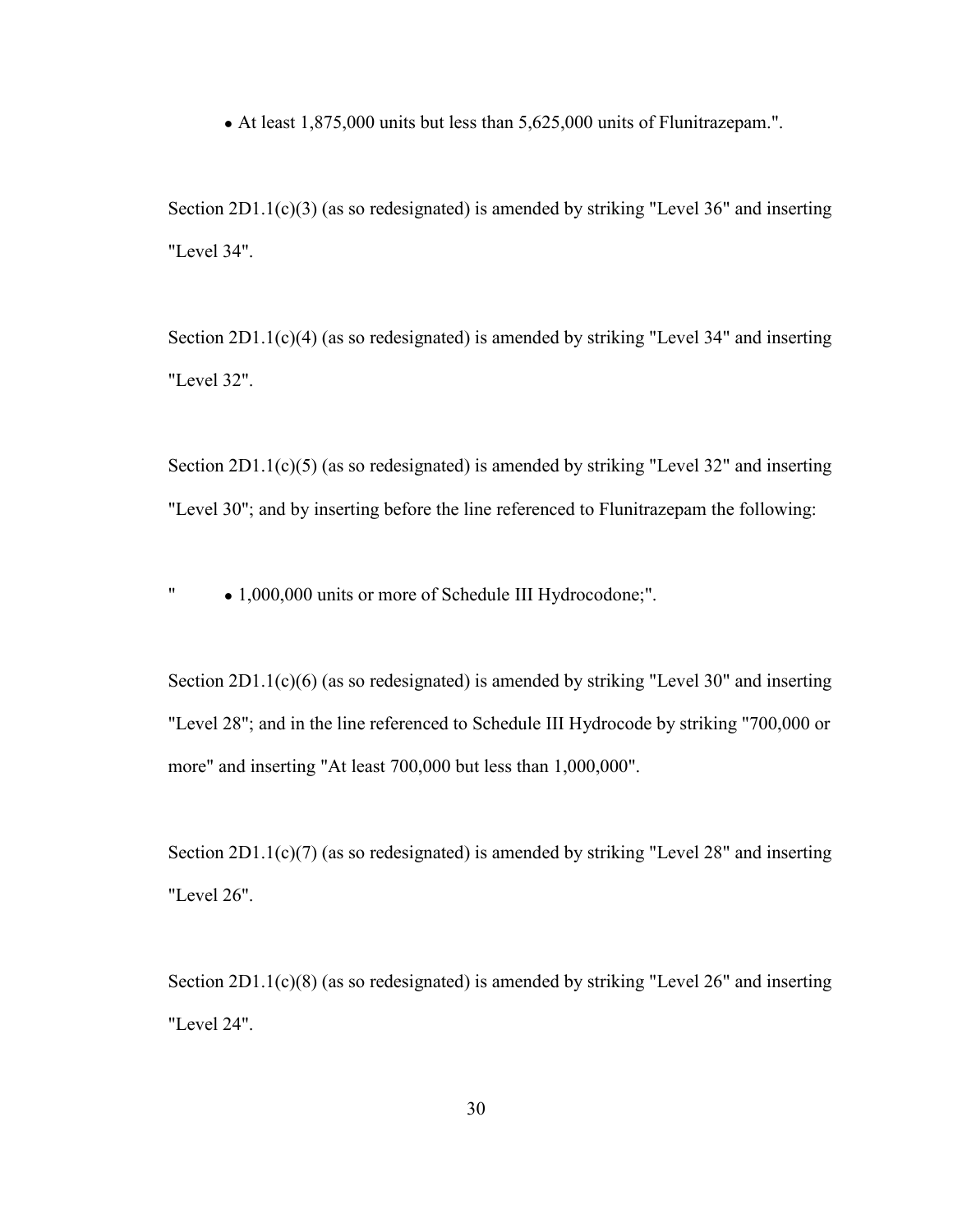- At least 1,875,000 units but less than 5,625,000 units of Flunitrazepam.".

Section 2D1.1(c)(3) (as so redesignated) is amended by striking "Level 36" and inserting "Level 34".

Section 2D1.1(c)(4) (as so redesignated) is amended by striking "Level 34" and inserting "Level 32".

Section 2D1.1(c)(5) (as so redesignated) is amended by striking "Level 32" and inserting "Level 30"; and by inserting before the line referenced to Flunitrazepam the following:

" • 1,000,000 units or more of Schedule III Hydrocodone;".

Section 2D1.1(c)(6) (as so redesignated) is amended by striking "Level 30" and inserting "Level 28"; and in the line referenced to Schedule III Hydrocode by striking "700,000 or more" and inserting "At least 700,000 but less than 1,000,000".

Section 2D1.1(c)(7) (as so redesignated) is amended by striking "Level 28" and inserting "Level 26".

Section 2D1.1(c)(8) (as so redesignated) is amended by striking "Level 26" and inserting "Level 24".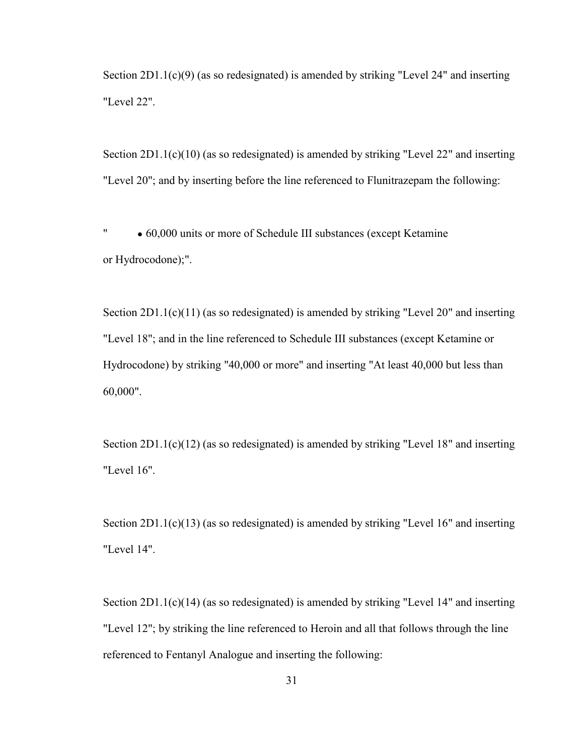Section 2D1.1(c)(9) (as so redesignated) is amended by striking "Level 24" and inserting "Level 22".

Section 2D1.1(c)(10) (as so redesignated) is amended by striking "Level 22" and inserting "Level 20"; and by inserting before the line referenced to Flunitrazepam the following:

" • 60,000 units or more of Schedule III substances (except Ketamine or Hydrocodone);".

Section 2D1.1(c)(11) (as so redesignated) is amended by striking "Level 20" and inserting "Level 18"; and in the line referenced to Schedule III substances (except Ketamine or Hydrocodone) by striking "40,000 or more" and inserting "At least 40,000 but less than 60,000".

Section 2D1.1(c)(12) (as so redesignated) is amended by striking "Level 18" and inserting "Level 16".

Section 2D1.1(c)(13) (as so redesignated) is amended by striking "Level 16" and inserting "Level 14".

Section 2D1.1(c)(14) (as so redesignated) is amended by striking "Level 14" and inserting "Level 12"; by striking the line referenced to Heroin and all that follows through the line referenced to Fentanyl Analogue and inserting the following: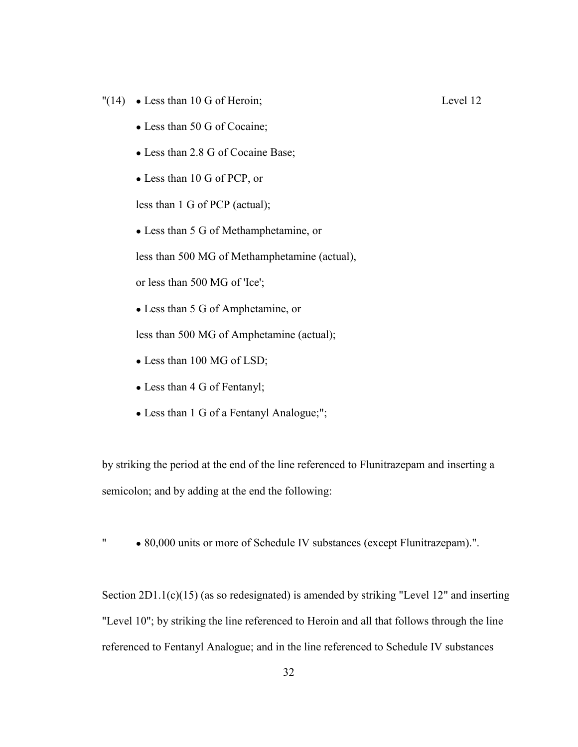"(14) • Less than 10 G of Heroin; Level 12

• Less than 50 G of Cocaine;

• Less than 2.8 G of Cocaine Base;

• Less than 10 G of PCP, or

less than 1 G of PCP (actual);

• Less than 5 G of Methamphetamine, or

less than 500 MG of Methamphetamine (actual),

or less than 500 MG of 'Ice';

• Less than 5 G of Amphetamine, or

less than 500 MG of Amphetamine (actual);

• Less than 100 MG of LSD;

• Less than 4 G of Fentanyl;

• Less than 1 G of a Fentanyl Analogue;";

by striking the period at the end of the line referenced to Flunitrazepam and inserting a semicolon; and by adding at the end the following:

" • 80,000 units or more of Schedule IV substances (except Flunitrazepam).".

Section 2D1.1(c)(15) (as so redesignated) is amended by striking "Level 12" and inserting "Level 10"; by striking the line referenced to Heroin and all that follows through the line referenced to Fentanyl Analogue; and in the line referenced to Schedule IV substances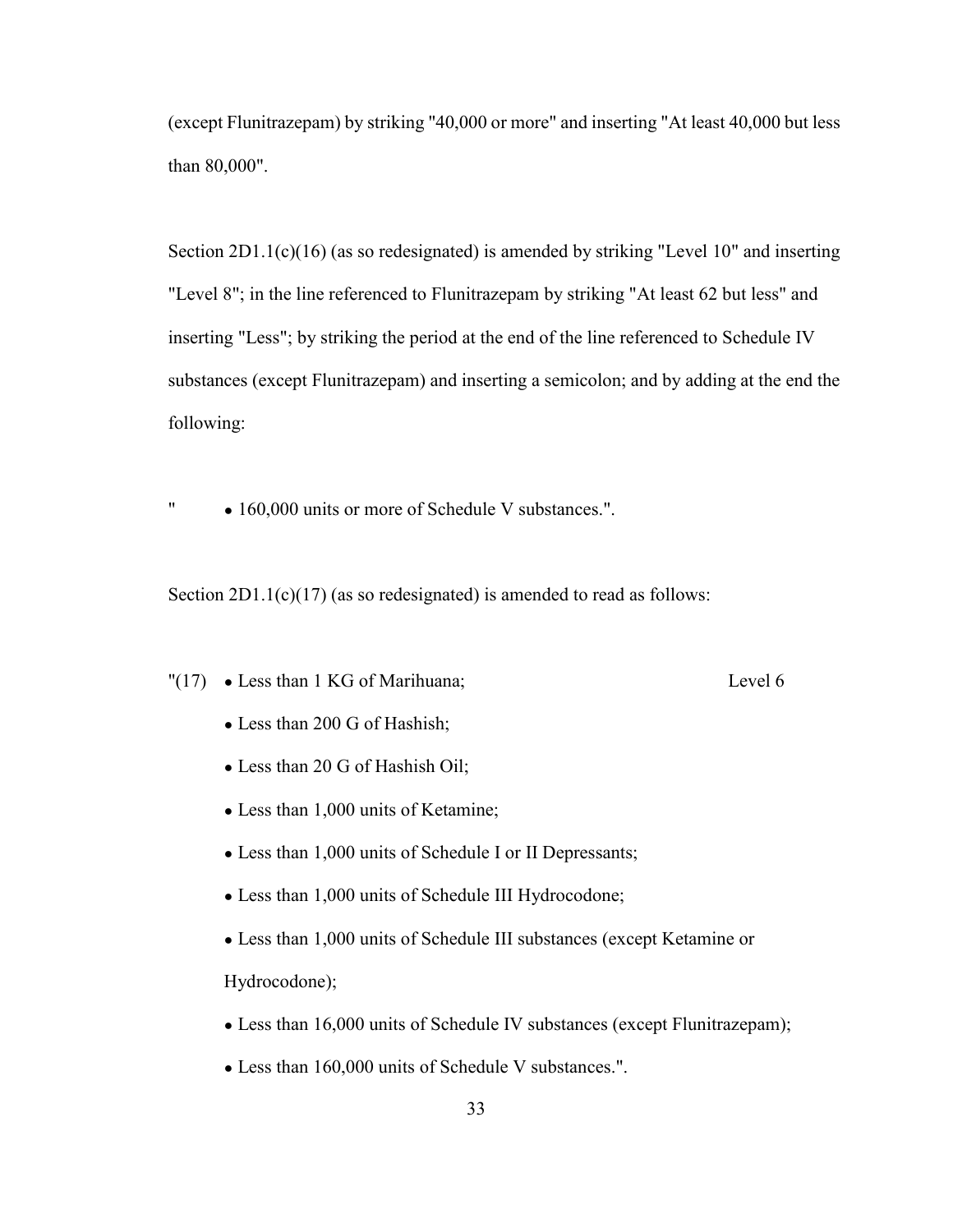(except Flunitrazepam) by striking "40,000 or more" and inserting "At least 40,000 but less than 80,000".

Section 2D1.1(c)(16) (as so redesignated) is amended by striking "Level 10" and inserting "Level 8"; in the line referenced to Flunitrazepam by striking "At least 62 but less" and inserting "Less"; by striking the period at the end of the line referenced to Schedule IV substances (except Flunitrazepam) and inserting a semicolon; and by adding at the end the following:

" • 160,000 units or more of Schedule V substances.".

Section 2D1.1(c)(17) (as so redesignated) is amended to read as follows:

"(17) • Less than 1 KG of Marihuana; Level 6

- Less than 200 G of Hashish;
- Less than 20 G of Hashish Oil;
- Less than 1,000 units of Ketamine;
- Less than 1,000 units of Schedule I or II Depressants;
- Less than 1,000 units of Schedule III Hydrocodone;
- Less than 1,000 units of Schedule III substances (except Ketamine or Hydrocodone);
- Less than 16,000 units of Schedule IV substances (except Flunitrazepam);
- Less than 160,000 units of Schedule V substances.".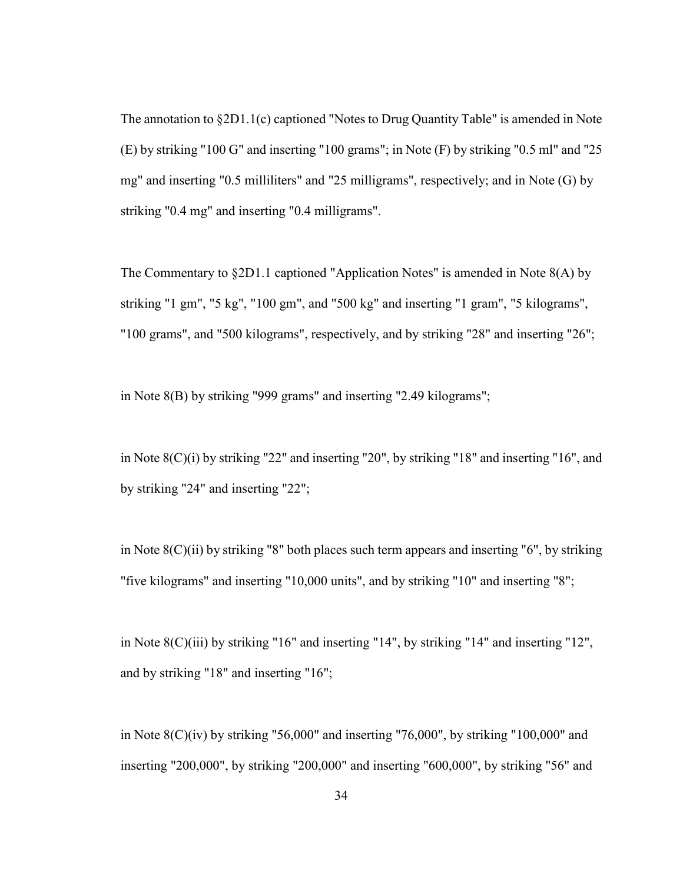The annotation to §2D1.1(c) captioned "Notes to Drug Quantity Table" is amended in Note (E) by striking "100 G" and inserting "100 grams"; in Note (F) by striking "0.5 ml" and "25 mg" and inserting "0.5 milliliters" and "25 milligrams", respectively; and in Note (G) by striking "0.4 mg" and inserting "0.4 milligrams".

The Commentary to §2D1.1 captioned "Application Notes" is amended in Note 8(A) by striking "1 gm", "5 kg", "100 gm", and "500 kg" and inserting "1 gram", "5 kilograms", "100 grams", and "500 kilograms", respectively, and by striking "28" and inserting "26";

in Note 8(B) by striking "999 grams" and inserting "2.49 kilograms";

in Note 8(C)(i) by striking "22" and inserting "20", by striking "18" and inserting "16", and by striking "24" and inserting "22";

in Note 8(C)(ii) by striking "8" both places such term appears and inserting "6", by striking "five kilograms" and inserting "10,000 units", and by striking "10" and inserting "8";

in Note 8(C)(iii) by striking "16" and inserting "14", by striking "14" and inserting "12", and by striking "18" and inserting "16";

in Note 8(C)(iv) by striking "56,000" and inserting "76,000", by striking "100,000" and inserting "200,000", by striking "200,000" and inserting "600,000", by striking "56" and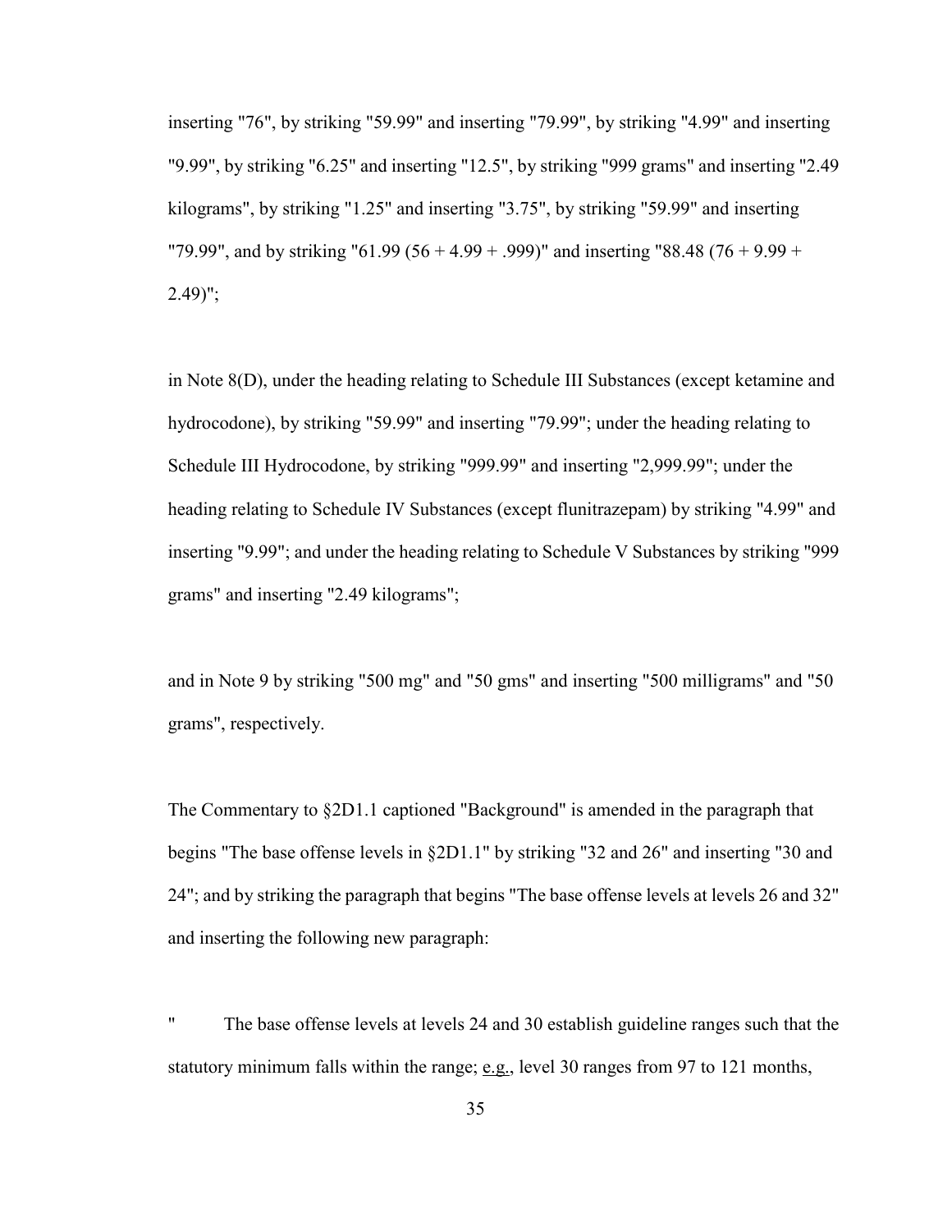inserting "76", by striking "59.99" and inserting "79.99", by striking "4.99" and inserting "9.99", by striking "6.25" and inserting "12.5", by striking "999 grams" and inserting "2.49 kilograms", by striking "1.25" and inserting "3.75", by striking "59.99" and inserting "79.99", and by striking "61.99 (56 + 4.99 + .999)" and inserting "88.48 (76 + 9.99 + 2.49)";

in Note 8(D), under the heading relating to Schedule III Substances (except ketamine and hydrocodone), by striking "59.99" and inserting "79.99"; under the heading relating to Schedule III Hydrocodone, by striking "999.99" and inserting "2,999.99"; under the heading relating to Schedule IV Substances (except flunitrazepam) by striking "4.99" and inserting "9.99"; and under the heading relating to Schedule V Substances by striking "999 grams" and inserting "2.49 kilograms";

and in Note 9 by striking "500 mg" and "50 gms" and inserting "500 milligrams" and "50 grams", respectively.

The Commentary to §2D1.1 captioned "Background" is amended in the paragraph that begins "The base offense levels in §2D1.1" by striking "32 and 26" and inserting "30 and 24"; and by striking the paragraph that begins "The base offense levels at levels 26 and 32" and inserting the following new paragraph:

" The base offense levels at levels 24 and 30 establish guideline ranges such that the statutory minimum falls within the range; e.g., level 30 ranges from 97 to 121 months,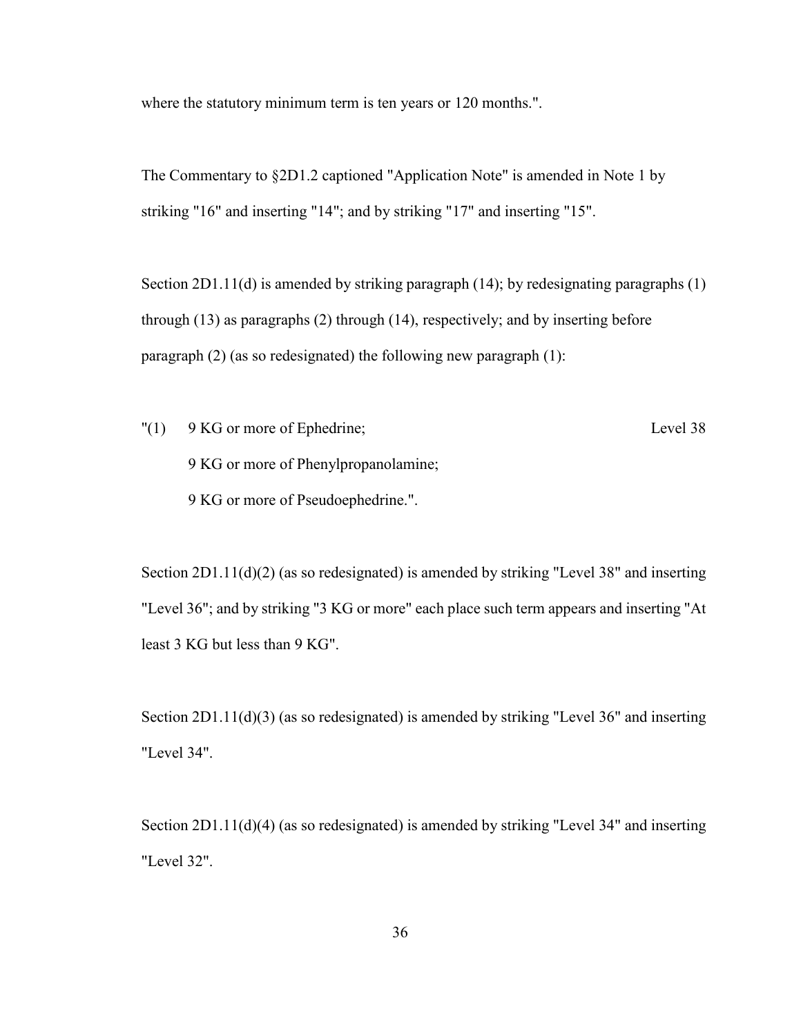where the statutory minimum term is ten years or 120 months.".

The Commentary to §2D1.2 captioned "Application Note" is amended in Note 1 by striking "16" and inserting "14"; and by striking "17" and inserting "15".

Section 2D1.11(d) is amended by striking paragraph (14); by redesignating paragraphs (1) through (13) as paragraphs (2) through (14), respectively; and by inserting before paragraph (2) (as so redesignated) the following new paragraph (1):

"(1) 9 KG or more of Ephedrine; Level 38
9 KG or more of Phenylpropanolamine;
9 KG or more of Pseudoephedrine.".

Section 2D1.11(d)(2) (as so redesignated) is amended by striking "Level 38" and inserting "Level 36"; and by striking "3 KG or more" each place such term appears and inserting "At least 3 KG but less than 9 KG".

Section 2D1.11(d)(3) (as so redesignated) is amended by striking "Level 36" and inserting "Level 34".

Section 2D1.11(d)(4) (as so redesignated) is amended by striking "Level 34" and inserting "Level 32".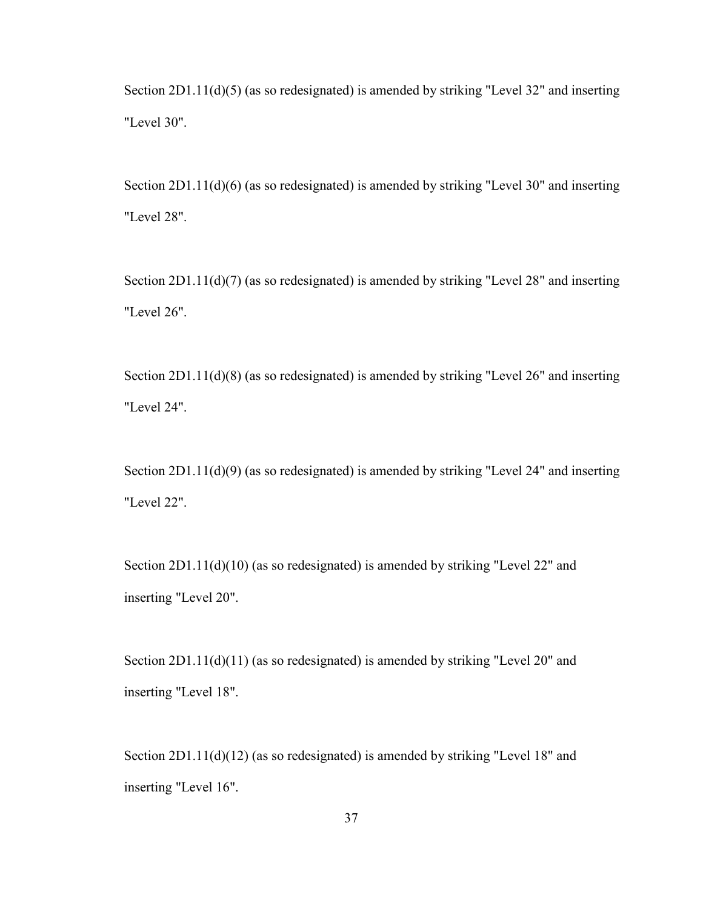Section 2D1.11(d)(5) (as so redesignated) is amended by striking "Level 32" and inserting "Level 30".

Section 2D1.11(d)(6) (as so redesignated) is amended by striking "Level 30" and inserting "Level 28".

Section 2D1.11(d)(7) (as so redesignated) is amended by striking "Level 28" and inserting "Level 26".

Section 2D1.11(d)(8) (as so redesignated) is amended by striking "Level 26" and inserting "Level 24".

Section 2D1.11(d)(9) (as so redesignated) is amended by striking "Level 24" and inserting "Level 22".

Section 2D1.11(d)(10) (as so redesignated) is amended by striking "Level 22" and inserting "Level 20".

Section 2D1.11(d)(11) (as so redesignated) is amended by striking "Level 20" and inserting "Level 18".

Section 2D1.11(d)(12) (as so redesignated) is amended by striking "Level 18" and inserting "Level 16".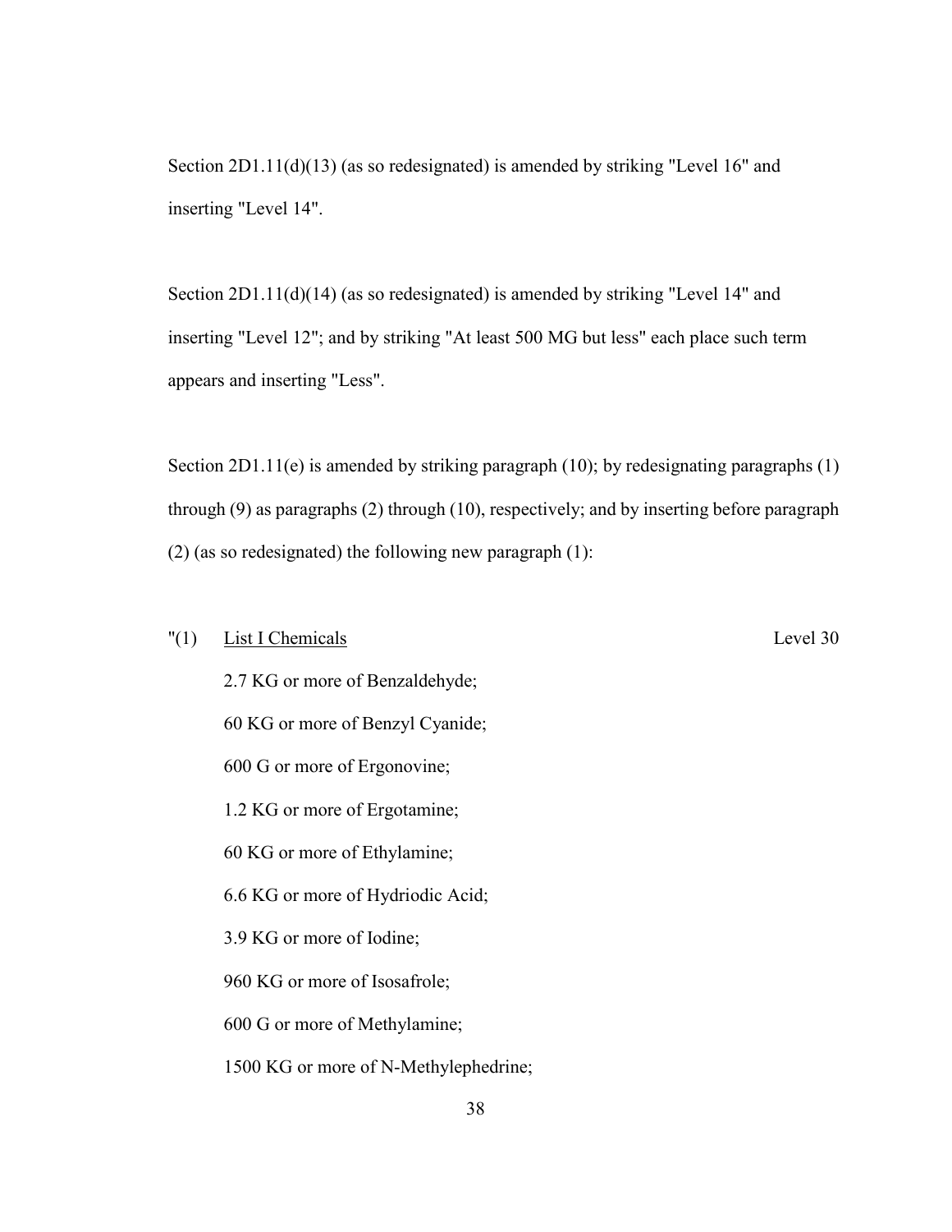Section 2D1.11(d)(13) (as so redesignated) is amended by striking "Level 16" and inserting "Level 14".

Section 2D1.11(d)(14) (as so redesignated) is amended by striking "Level 14" and inserting "Level 12"; and by striking "At least 500 MG but less" each place such term appears and inserting "Less".

Section 2D1.11(e) is amended by striking paragraph (10); by redesignating paragraphs (1) through (9) as paragraphs (2) through (10), respectively; and by inserting before paragraph (2) (as so redesignated) the following new paragraph (1):

"(1) List I Chemicals — Level 30

2.7 KG or more of Benzaldehyde;
60 KG or more of Benzyl Cyanide;
600 G or more of Ergonovine;
1.2 KG or more of Ergotamine;
60 KG or more of Ethylamine;
6.6 KG or more of Hydriodic Acid;
3.9 KG or more of Iodine;
960 KG or more of Isosafrole;
600 G or more of Methylamine;
1500 KG or more of N-Methylephedrine;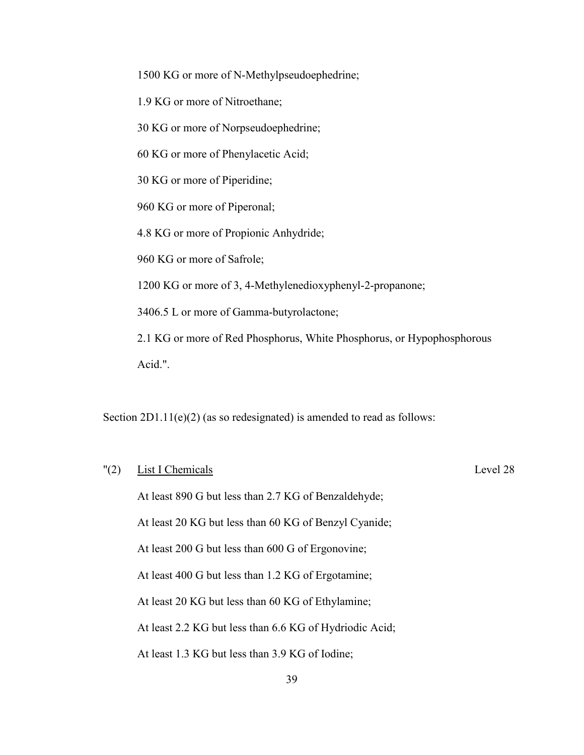1500 KG or more of N-Methylpseudoephedrine;

1.9 KG or more of Nitroethane;

30 KG or more of Norpseudoephedrine;

60 KG or more of Phenylacetic Acid;

30 KG or more of Piperidine;

960 KG or more of Piperonal;

4.8 KG or more of Propionic Anhydride;

960 KG or more of Safrole;

1200 KG or more of 3, 4-Methylenedioxyphenyl-2-propanone;

3406.5 L or more of Gamma-butyrolactone;

2.1 KG or more of Red Phosphorus, White Phosphorus, or Hypophosphorous Acid.".

Section 2D1.11(e)(2) (as so redesignated) is amended to read as follows:

"(2) List I Chemicals — Level 28

At least 890 G but less than 2.7 KG of Benzaldehyde;

At least 20 KG but less than 60 KG of Benzyl Cyanide;

At least 200 G but less than 600 G of Ergonovine;

At least 400 G but less than 1.2 KG of Ergotamine;

At least 20 KG but less than 60 KG of Ethylamine;

At least 2.2 KG but less than 6.6 KG of Hydriodic Acid;

At least 1.3 KG but less than 3.9 KG of Iodine;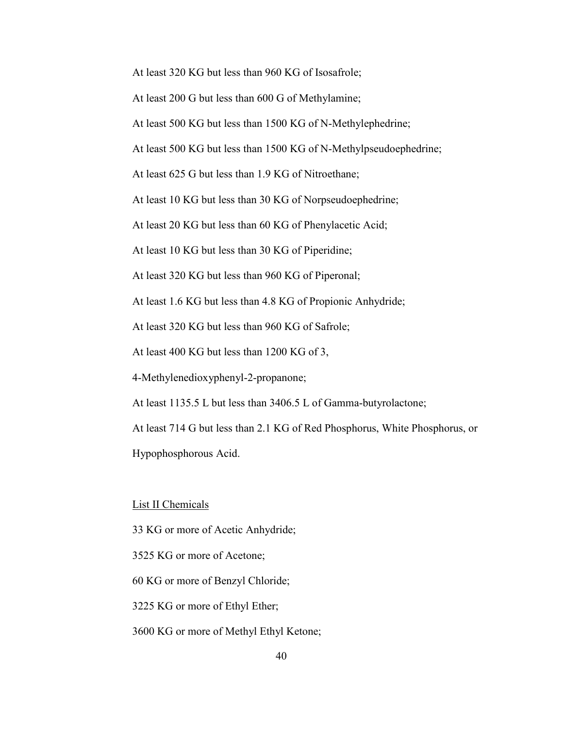At least 320 KG but less than 960 KG of Isosafrole;

At least 200 G but less than 600 G of Methylamine;

At least 500 KG but less than 1500 KG of N-Methylephedrine;

At least 500 KG but less than 1500 KG of N-Methylpseudoephedrine;

At least 625 G but less than 1.9 KG of Nitroethane;

At least 10 KG but less than 30 KG of Norpseudoephedrine;

At least 20 KG but less than 60 KG of Phenylacetic Acid;

At least 10 KG but less than 30 KG of Piperidine;

At least 320 KG but less than 960 KG of Piperonal;

At least 1.6 KG but less than 4.8 KG of Propionic Anhydride;

At least 320 KG but less than 960 KG of Safrole;

At least 400 KG but less than 1200 KG of 3,

4-Methylenedioxyphenyl-2-propanone;

At least 1135.5 L but less than 3406.5 L of Gamma-butyrolactone;

At least 714 G but less than 2.1 KG of Red Phosphorus, White Phosphorus, or Hypophosphorous Acid.

<u>List II Chemicals</u>

33 KG or more of Acetic Anhydride;

3525 KG or more of Acetone;

60 KG or more of Benzyl Chloride;

3225 KG or more of Ethyl Ether;

3600 KG or more of Methyl Ethyl Ketone;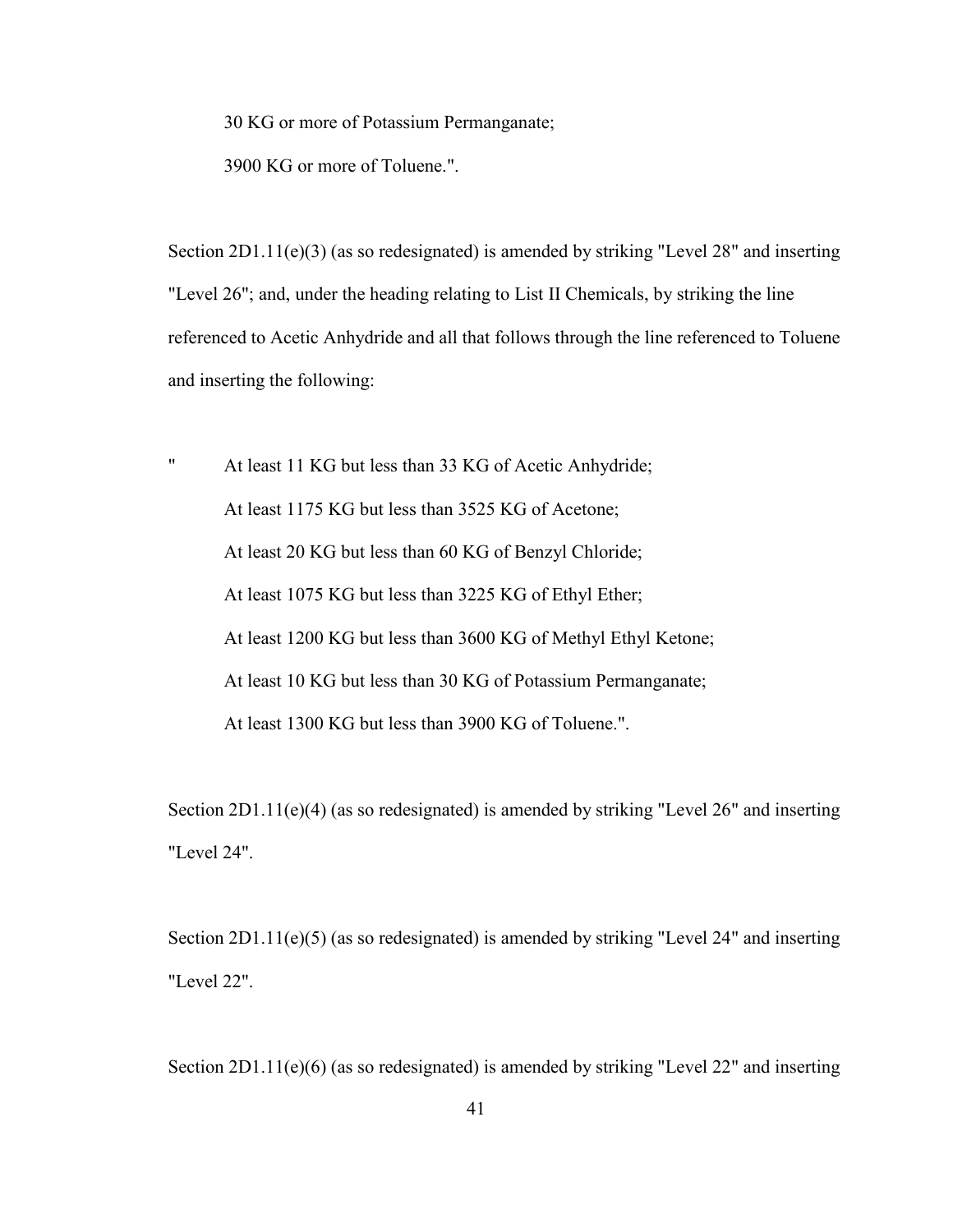30 KG or more of Potassium Permanganate;

3900 KG or more of Toluene.".

Section 2D1.11(e)(3) (as so redesignated) is amended by striking "Level 28" and inserting "Level 26"; and, under the heading relating to List II Chemicals, by striking the line referenced to Acetic Anhydride and all that follows through the line referenced to Toluene and inserting the following:

" At least 11 KG but less than 33 KG of Acetic Anhydride;

At least 1175 KG but less than 3525 KG of Acetone;

At least 20 KG but less than 60 KG of Benzyl Chloride;

At least 1075 KG but less than 3225 KG of Ethyl Ether;

At least 1200 KG but less than 3600 KG of Methyl Ethyl Ketone;

At least 10 KG but less than 30 KG of Potassium Permanganate;

At least 1300 KG but less than 3900 KG of Toluene.".

Section 2D1.11(e)(4) (as so redesignated) is amended by striking "Level 26" and inserting "Level 24".

Section 2D1.11(e)(5) (as so redesignated) is amended by striking "Level 24" and inserting "Level 22".

Section 2D1.11(e)(6) (as so redesignated) is amended by striking "Level 22" and inserting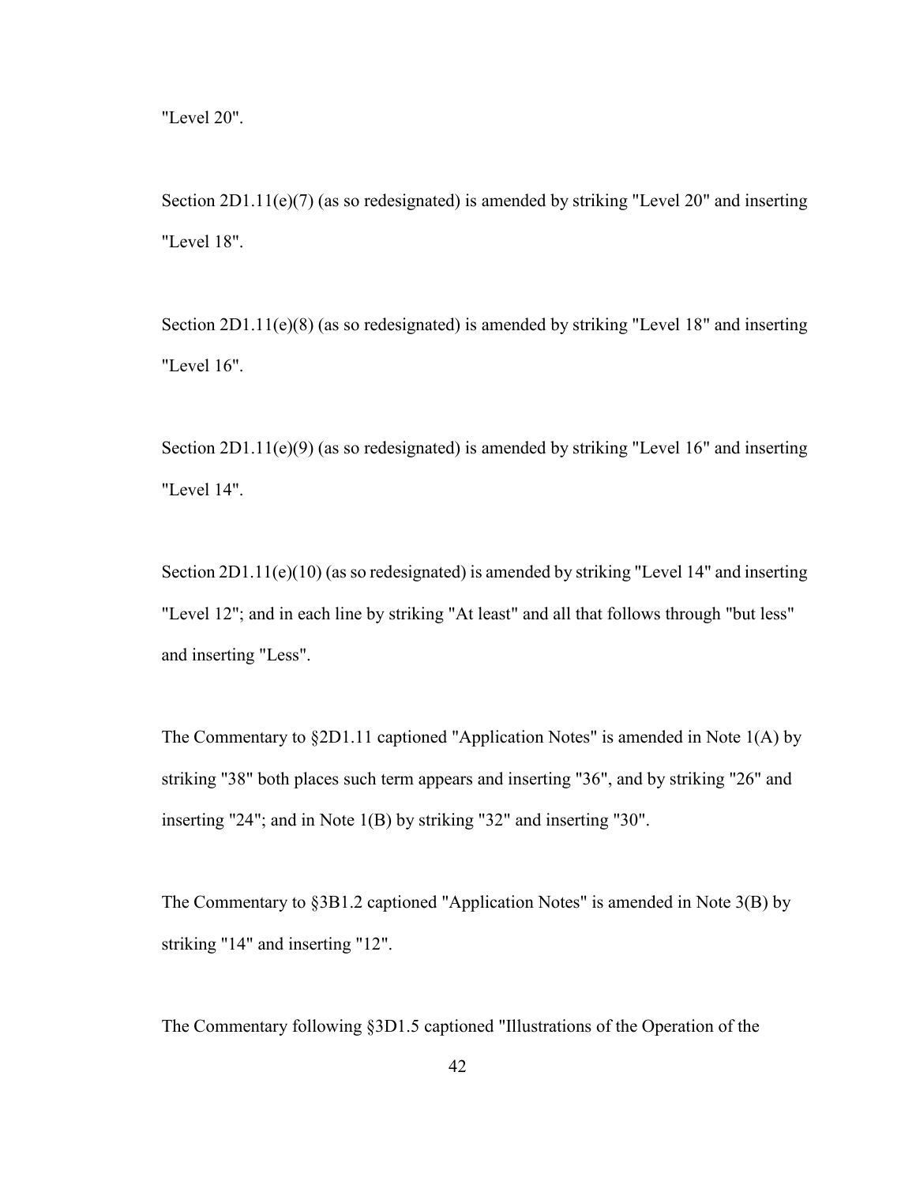"Level 20".

Section 2D1.11(e)(7) (as so redesignated) is amended by striking "Level 20" and inserting "Level 18".

Section 2D1.11(e)(8) (as so redesignated) is amended by striking "Level 18" and inserting "Level 16".

Section 2D1.11(e)(9) (as so redesignated) is amended by striking "Level 16" and inserting "Level 14".

Section 2D1.11(e)(10) (as so redesignated) is amended by striking "Level 14" and inserting "Level 12"; and in each line by striking "At least" and all that follows through "but less" and inserting "Less".

The Commentary to §2D1.11 captioned "Application Notes" is amended in Note 1(A) by striking "38" both places such term appears and inserting "36", and by striking "26" and inserting "24"; and in Note 1(B) by striking "32" and inserting "30".

The Commentary to §3B1.2 captioned "Application Notes" is amended in Note 3(B) by striking "14" and inserting "12".

The Commentary following §3D1.5 captioned "Illustrations of the Operation of the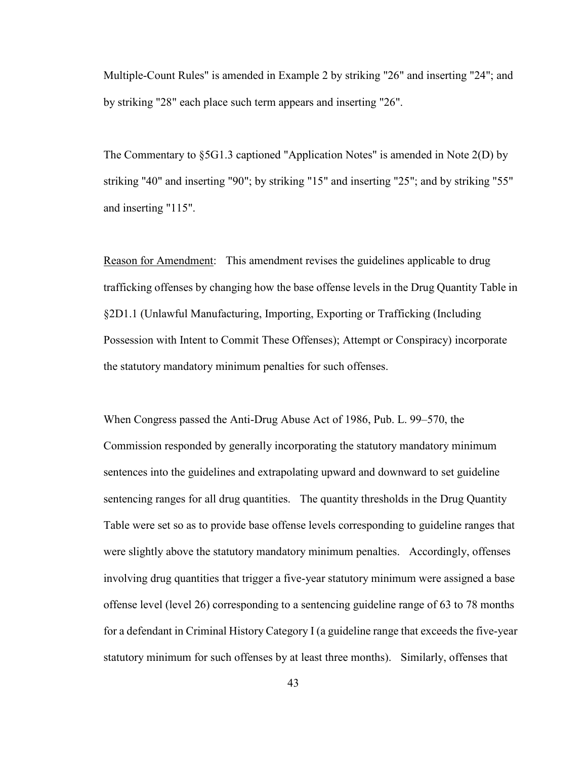Multiple-Count Rules" is amended in Example 2 by striking "26" and inserting "24"; and by striking "28" each place such term appears and inserting "26".

The Commentary to §5G1.3 captioned "Application Notes" is amended in Note 2(D) by striking "40" and inserting "90"; by striking "15" and inserting "25"; and by striking "55" and inserting "115".

Reason for Amendment: This amendment revises the guidelines applicable to drug trafficking offenses by changing how the base offense levels in the Drug Quantity Table in §2D1.1 (Unlawful Manufacturing, Importing, Exporting or Trafficking (Including Possession with Intent to Commit These Offenses); Attempt or Conspiracy) incorporate the statutory mandatory minimum penalties for such offenses.

When Congress passed the Anti-Drug Abuse Act of 1986, Pub. L. 99–570, the Commission responded by generally incorporating the statutory mandatory minimum sentences into the guidelines and extrapolating upward and downward to set guideline sentencing ranges for all drug quantities. The quantity thresholds in the Drug Quantity Table were set so as to provide base offense levels corresponding to guideline ranges that were slightly above the statutory mandatory minimum penalties. Accordingly, offenses involving drug quantities that trigger a five-year statutory minimum were assigned a base offense level (level 26) corresponding to a sentencing guideline range of 63 to 78 months for a defendant in Criminal History Category I (a guideline range that exceeds the five-year statutory minimum for such offenses by at least three months). Similarly, offenses that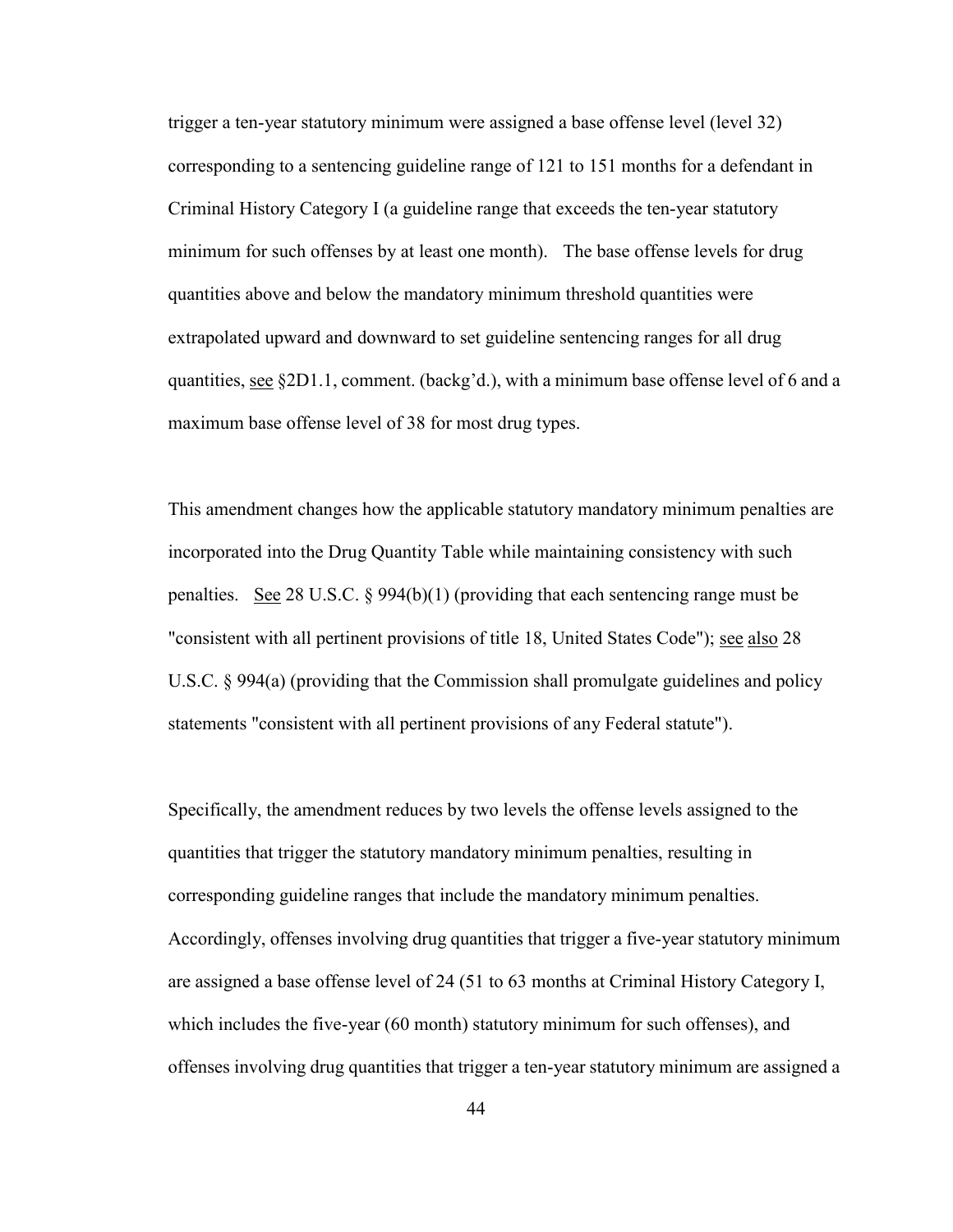trigger a ten-year statutory minimum were assigned a base offense level (level 32) corresponding to a sentencing guideline range of 121 to 151 months for a defendant in Criminal History Category I (a guideline range that exceeds the ten-year statutory minimum for such offenses by at least one month). The base offense levels for drug quantities above and below the mandatory minimum threshold quantities were extrapolated upward and downward to set guideline sentencing ranges for all drug quantities, see §2D1.1, comment. (backg'd.), with a minimum base offense level of 6 and a maximum base offense level of 38 for most drug types.

This amendment changes how the applicable statutory mandatory minimum penalties are incorporated into the Drug Quantity Table while maintaining consistency with such penalties. See 28 U.S.C. § 994(b)(1) (providing that each sentencing range must be "consistent with all pertinent provisions of title 18, United States Code"); see also 28 U.S.C. § 994(a) (providing that the Commission shall promulgate guidelines and policy statements "consistent with all pertinent provisions of any Federal statute").

Specifically, the amendment reduces by two levels the offense levels assigned to the quantities that trigger the statutory mandatory minimum penalties, resulting in corresponding guideline ranges that include the mandatory minimum penalties. Accordingly, offenses involving drug quantities that trigger a five-year statutory minimum are assigned a base offense level of 24 (51 to 63 months at Criminal History Category I, which includes the five-year (60 month) statutory minimum for such offenses), and offenses involving drug quantities that trigger a ten-year statutory minimum are assigned a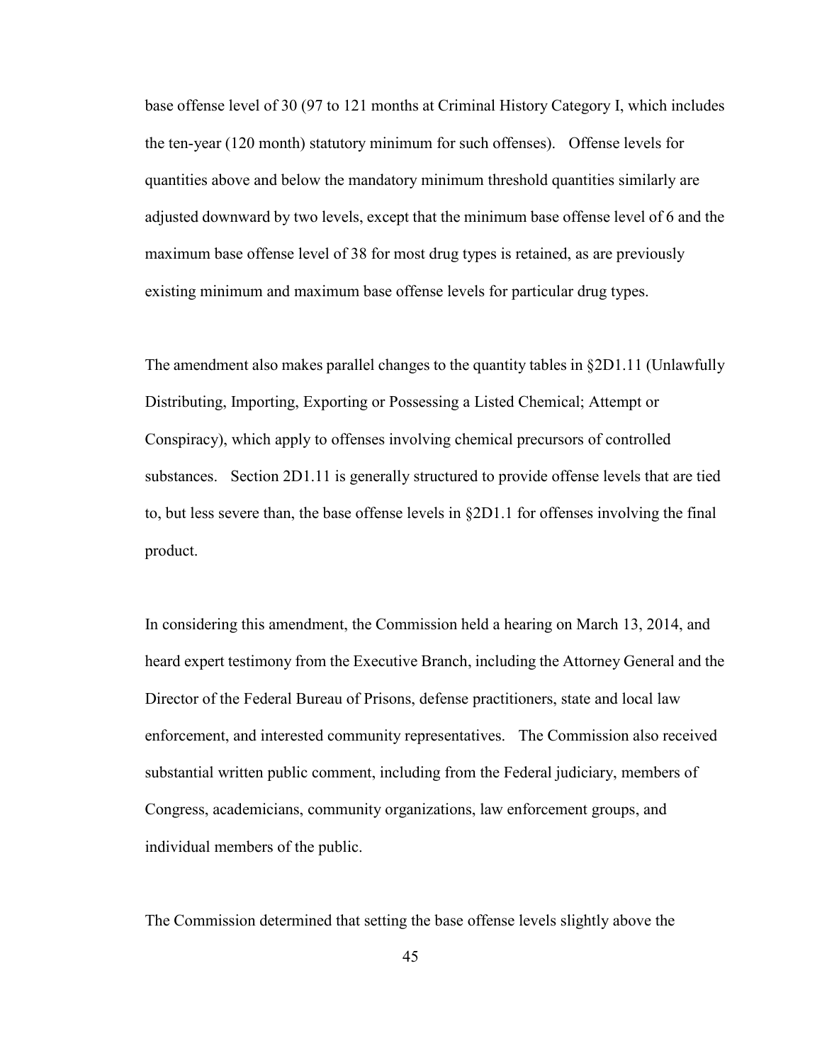base offense level of 30 (97 to 121 months at Criminal History Category I, which includes the ten-year (120 month) statutory minimum for such offenses). Offense levels for quantities above and below the mandatory minimum threshold quantities similarly are adjusted downward by two levels, except that the minimum base offense level of 6 and the maximum base offense level of 38 for most drug types is retained, as are previously existing minimum and maximum base offense levels for particular drug types.

The amendment also makes parallel changes to the quantity tables in §2D1.11 (Unlawfully Distributing, Importing, Exporting or Possessing a Listed Chemical; Attempt or Conspiracy), which apply to offenses involving chemical precursors of controlled substances. Section 2D1.11 is generally structured to provide offense levels that are tied to, but less severe than, the base offense levels in §2D1.1 for offenses involving the final product.

In considering this amendment, the Commission held a hearing on March 13, 2014, and heard expert testimony from the Executive Branch, including the Attorney General and the Director of the Federal Bureau of Prisons, defense practitioners, state and local law enforcement, and interested community representatives. The Commission also received substantial written public comment, including from the Federal judiciary, members of Congress, academicians, community organizations, law enforcement groups, and individual members of the public.

The Commission determined that setting the base offense levels slightly above the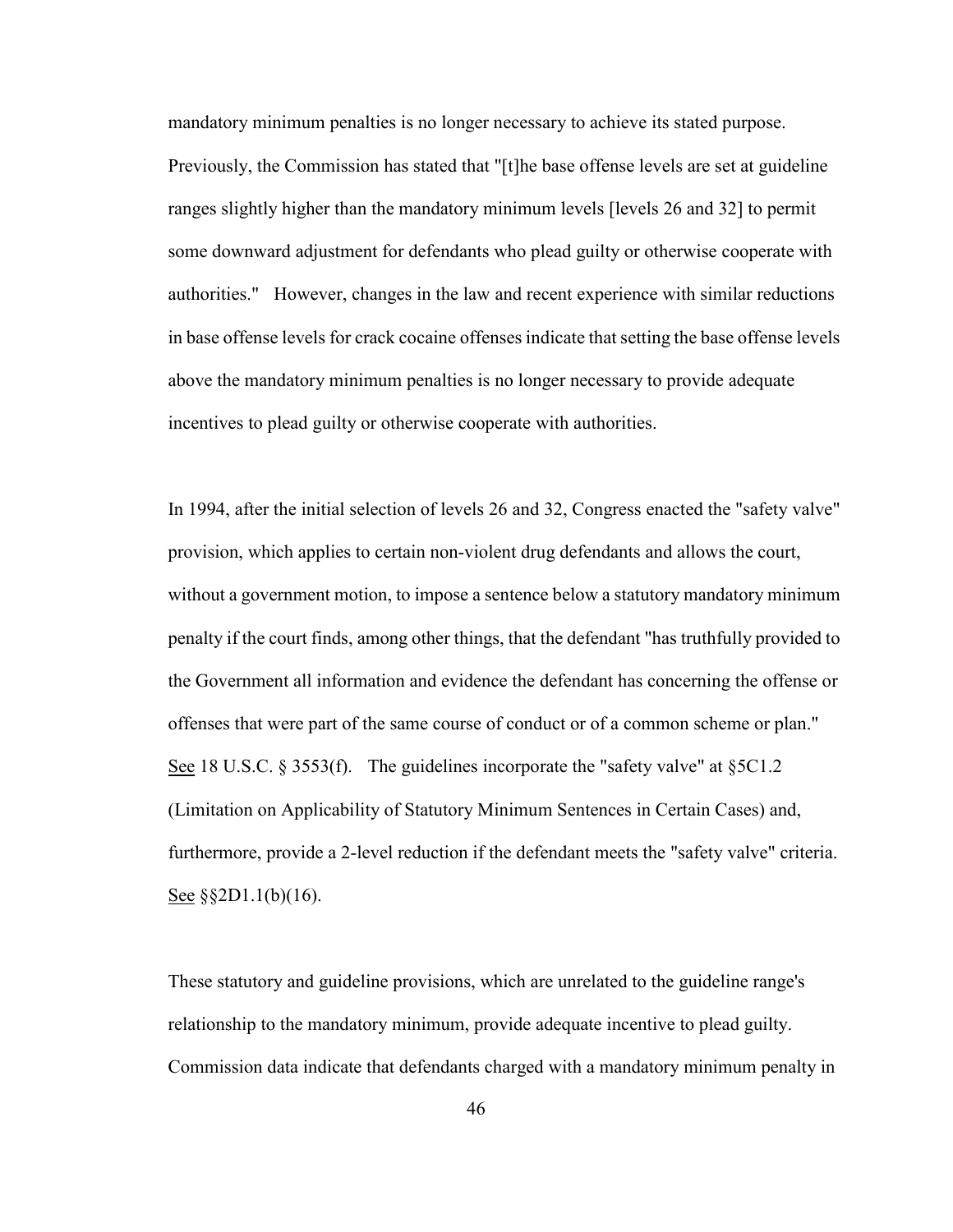mandatory minimum penalties is no longer necessary to achieve its stated purpose. Previously, the Commission has stated that "[t]he base offense levels are set at guideline ranges slightly higher than the mandatory minimum levels [levels 26 and 32] to permit some downward adjustment for defendants who plead guilty or otherwise cooperate with authorities." However, changes in the law and recent experience with similar reductions in base offense levels for crack cocaine offenses indicate that setting the base offense levels above the mandatory minimum penalties is no longer necessary to provide adequate incentives to plead guilty or otherwise cooperate with authorities.

In 1994, after the initial selection of levels 26 and 32, Congress enacted the "safety valve" provision, which applies to certain non-violent drug defendants and allows the court, without a government motion, to impose a sentence below a statutory mandatory minimum penalty if the court finds, among other things, that the defendant "has truthfully provided to the Government all information and evidence the defendant has concerning the offense or offenses that were part of the same course of conduct or of a common scheme or plan." See 18 U.S.C. § 3553(f). The guidelines incorporate the "safety valve" at §5C1.2 (Limitation on Applicability of Statutory Minimum Sentences in Certain Cases) and, furthermore, provide a 2-level reduction if the defendant meets the "safety valve" criteria. See §§2D1.1(b)(16).

These statutory and guideline provisions, which are unrelated to the guideline range's relationship to the mandatory minimum, provide adequate incentive to plead guilty. Commission data indicate that defendants charged with a mandatory minimum penalty in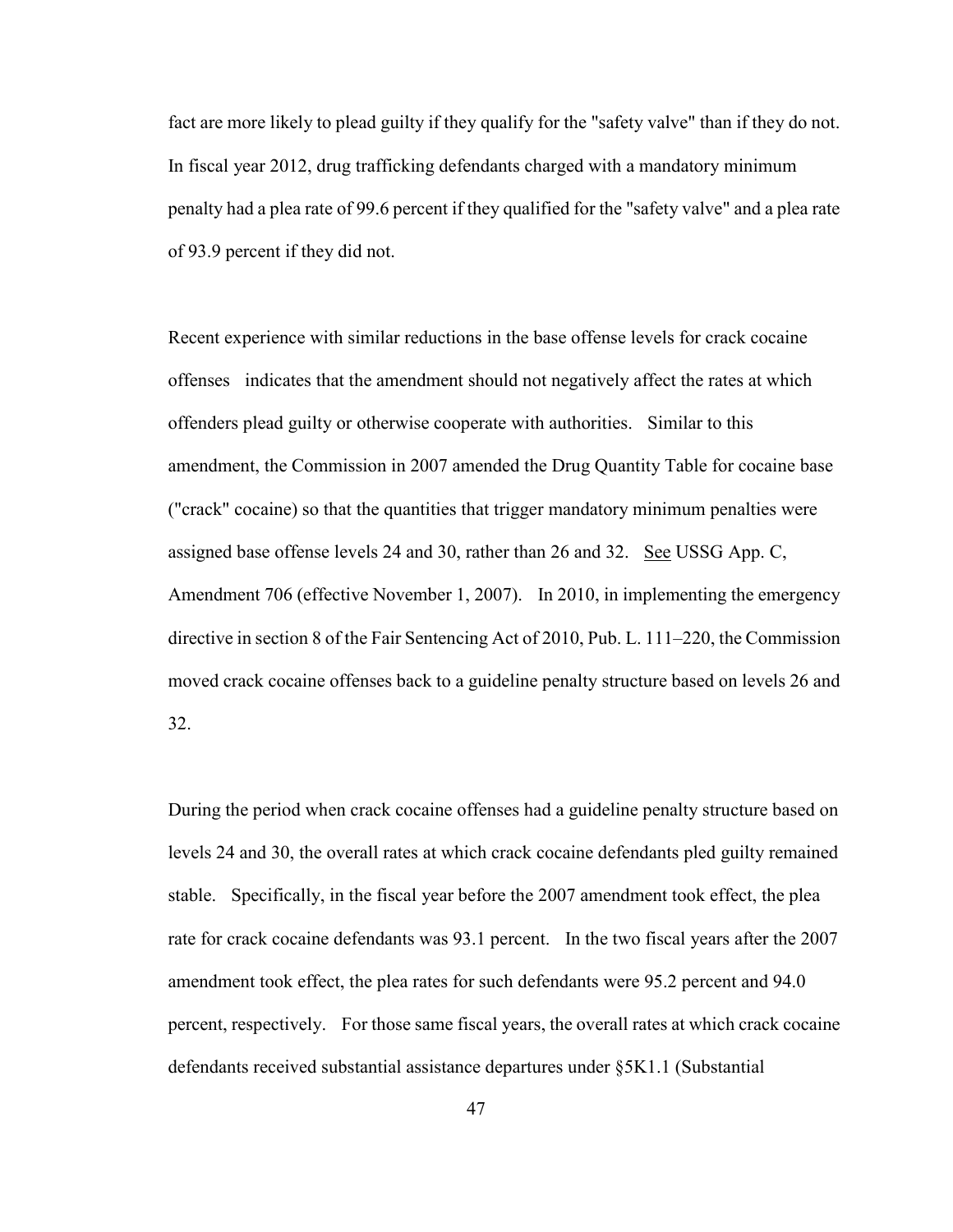fact are more likely to plead guilty if they qualify for the "safety valve" than if they do not. In fiscal year 2012, drug trafficking defendants charged with a mandatory minimum penalty had a plea rate of 99.6 percent if they qualified for the "safety valve" and a plea rate of 93.9 percent if they did not.

Recent experience with similar reductions in the base offense levels for crack cocaine offenses indicates that the amendment should not negatively affect the rates at which offenders plead guilty or otherwise cooperate with authorities. Similar to this amendment, the Commission in 2007 amended the Drug Quantity Table for cocaine base ("crack" cocaine) so that the quantities that trigger mandatory minimum penalties were assigned base offense levels 24 and 30, rather than 26 and 32. See USSG App. C, Amendment 706 (effective November 1, 2007). In 2010, in implementing the emergency directive in section 8 of the Fair Sentencing Act of 2010, Pub. L. 111–220, the Commission moved crack cocaine offenses back to a guideline penalty structure based on levels 26 and 32.

During the period when crack cocaine offenses had a guideline penalty structure based on levels 24 and 30, the overall rates at which crack cocaine defendants pled guilty remained stable. Specifically, in the fiscal year before the 2007 amendment took effect, the plea rate for crack cocaine defendants was 93.1 percent. In the two fiscal years after the 2007 amendment took effect, the plea rates for such defendants were 95.2 percent and 94.0 percent, respectively. For those same fiscal years, the overall rates at which crack cocaine defendants received substantial assistance departures under §5K1.1 (Substantial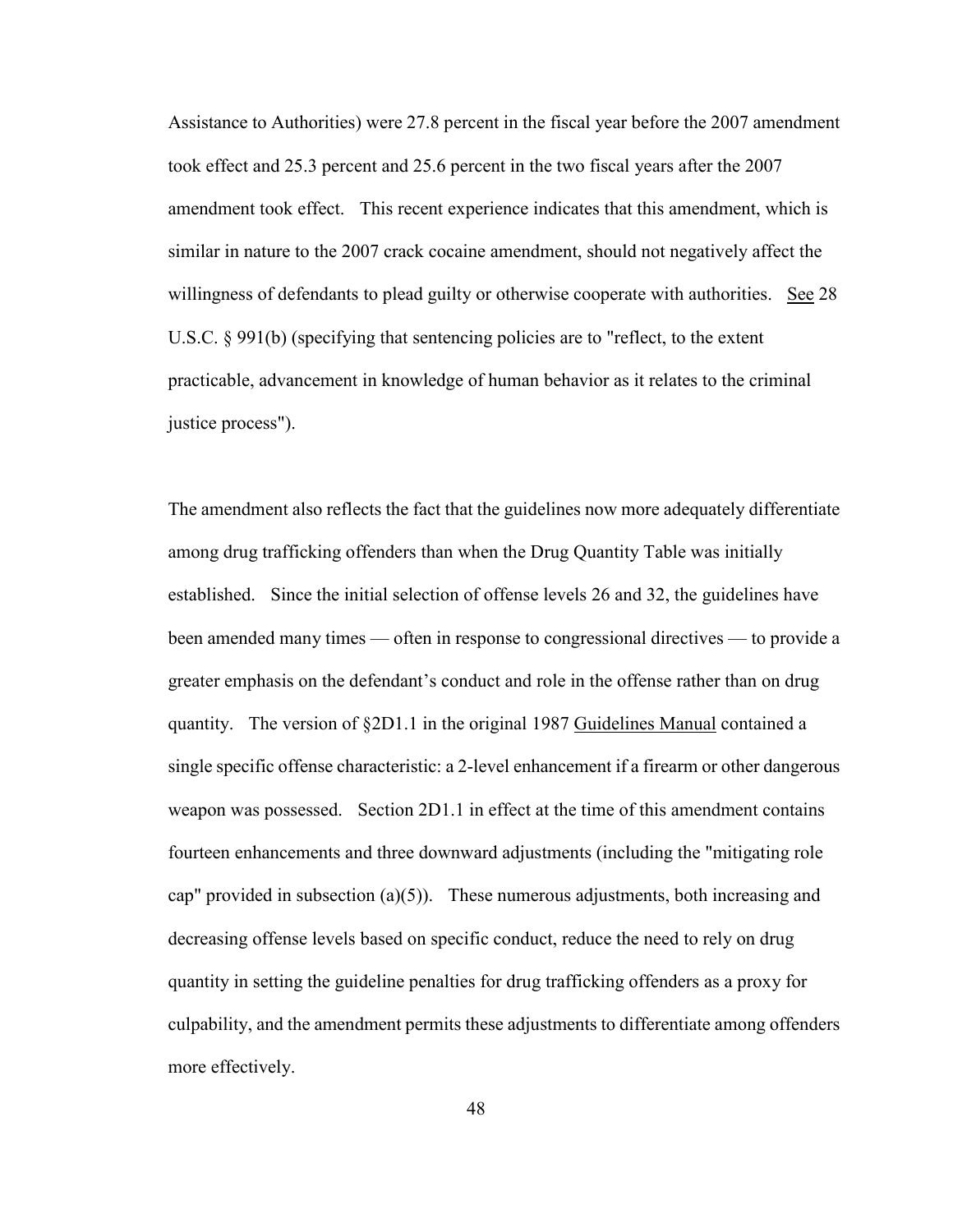Assistance to Authorities) were 27.8 percent in the fiscal year before the 2007 amendment took effect and 25.3 percent and 25.6 percent in the two fiscal years after the 2007 amendment took effect. This recent experience indicates that this amendment, which is similar in nature to the 2007 crack cocaine amendment, should not negatively affect the willingness of defendants to plead guilty or otherwise cooperate with authorities. See 28 U.S.C. § 991(b) (specifying that sentencing policies are to "reflect, to the extent practicable, advancement in knowledge of human behavior as it relates to the criminal justice process").

The amendment also reflects the fact that the guidelines now more adequately differentiate among drug trafficking offenders than when the Drug Quantity Table was initially established. Since the initial selection of offense levels 26 and 32, the guidelines have been amended many times — often in response to congressional directives — to provide a greater emphasis on the defendant's conduct and role in the offense rather than on drug quantity. The version of §2D1.1 in the original 1987 Guidelines Manual contained a single specific offense characteristic: a 2-level enhancement if a firearm or other dangerous weapon was possessed. Section 2D1.1 in effect at the time of this amendment contains fourteen enhancements and three downward adjustments (including the "mitigating role cap" provided in subsection (a)(5)). These numerous adjustments, both increasing and decreasing offense levels based on specific conduct, reduce the need to rely on drug quantity in setting the guideline penalties for drug trafficking offenders as a proxy for culpability, and the amendment permits these adjustments to differentiate among offenders more effectively.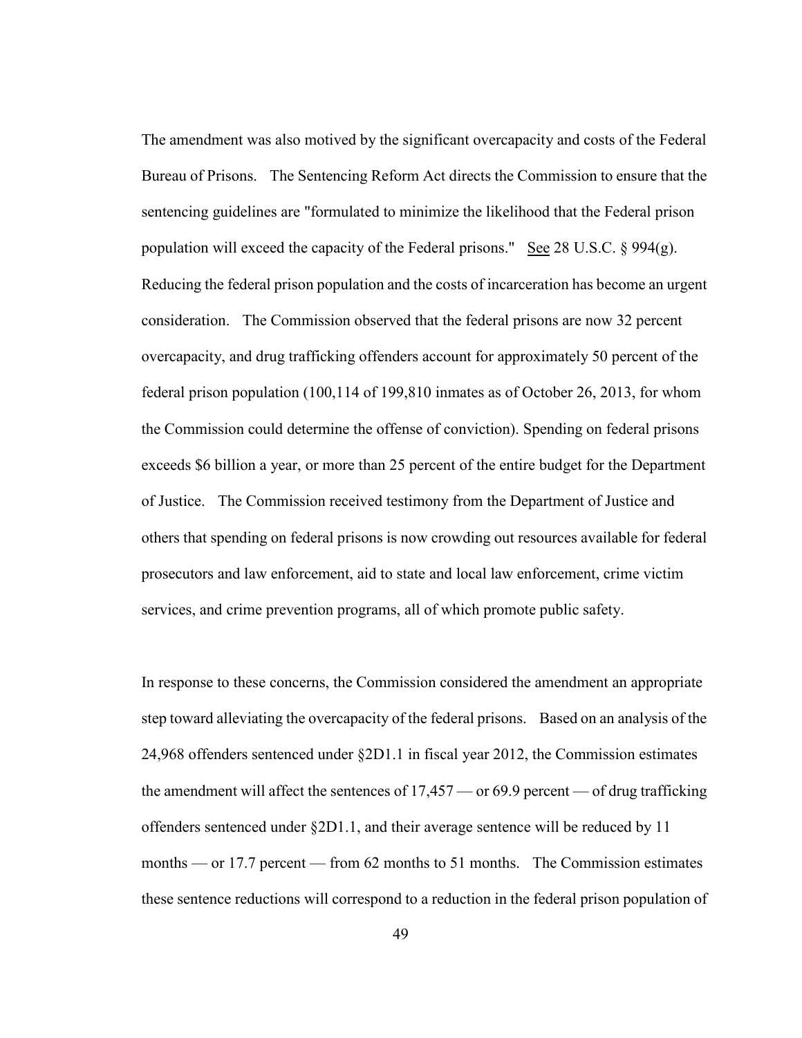The amendment was also motived by the significant overcapacity and costs of the Federal Bureau of Prisons. The Sentencing Reform Act directs the Commission to ensure that the sentencing guidelines are "formulated to minimize the likelihood that the Federal prison population will exceed the capacity of the Federal prisons." See 28 U.S.C. § 994(g). Reducing the federal prison population and the costs of incarceration has become an urgent consideration. The Commission observed that the federal prisons are now 32 percent overcapacity, and drug trafficking offenders account for approximately 50 percent of the federal prison population (100,114 of 199,810 inmates as of October 26, 2013, for whom the Commission could determine the offense of conviction). Spending on federal prisons exceeds $6 billion a year, or more than 25 percent of the entire budget for the Department of Justice. The Commission received testimony from the Department of Justice and others that spending on federal prisons is now crowding out resources available for federal prosecutors and law enforcement, aid to state and local law enforcement, crime victim services, and crime prevention programs, all of which promote public safety.

In response to these concerns, the Commission considered the amendment an appropriate step toward alleviating the overcapacity of the federal prisons. Based on an analysis of the 24,968 offenders sentenced under §2D1.1 in fiscal year 2012, the Commission estimates the amendment will affect the sentences of 17,457 — or 69.9 percent — of drug trafficking offenders sentenced under §2D1.1, and their average sentence will be reduced by 11 months — or 17.7 percent — from 62 months to 51 months. The Commission estimates these sentence reductions will correspond to a reduction in the federal prison population of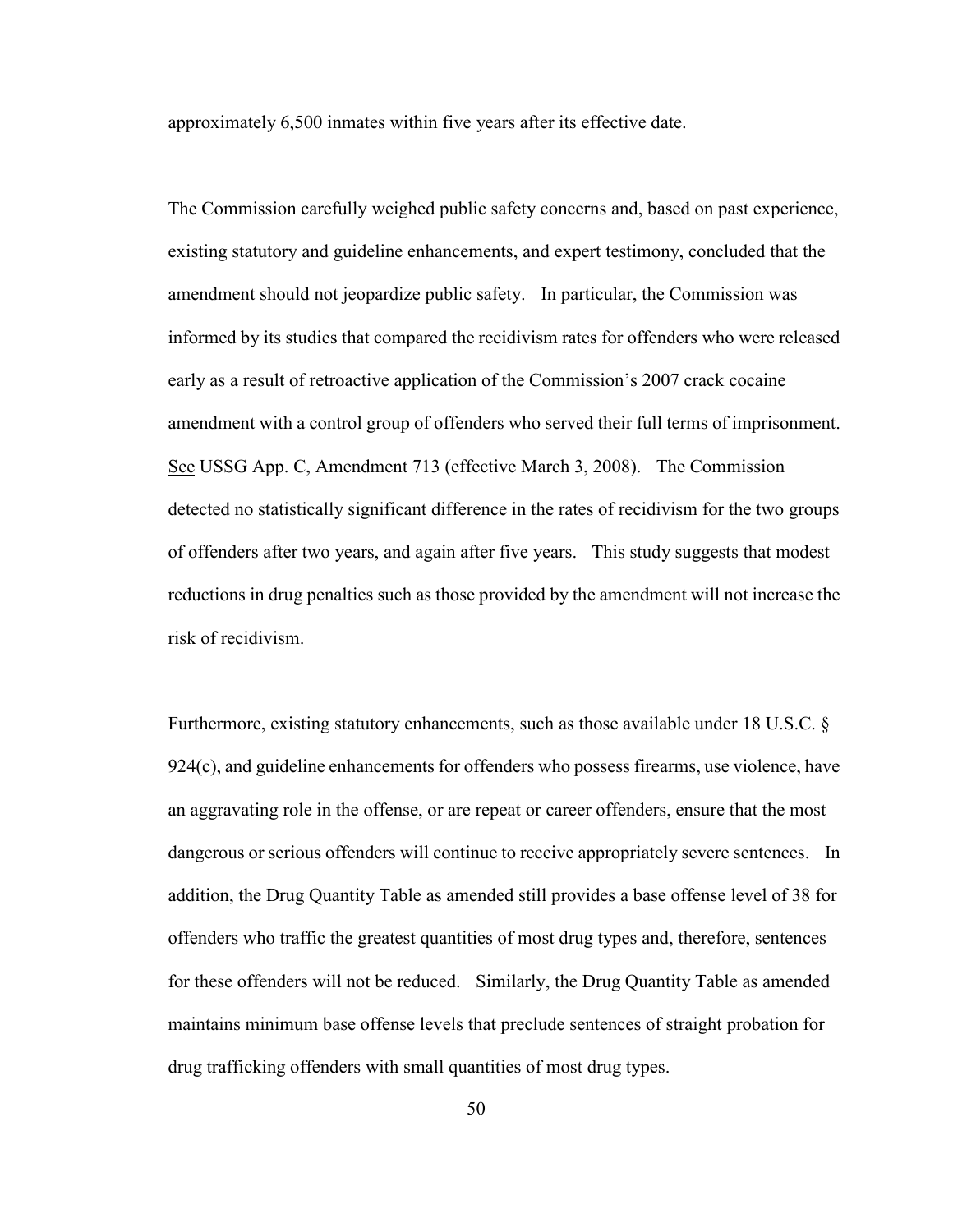approximately 6,500 inmates within five years after its effective date.

The Commission carefully weighed public safety concerns and, based on past experience, existing statutory and guideline enhancements, and expert testimony, concluded that the amendment should not jeopardize public safety. In particular, the Commission was informed by its studies that compared the recidivism rates for offenders who were released early as a result of retroactive application of the Commission's 2007 crack cocaine amendment with a control group of offenders who served their full terms of imprisonment. See USSG App. C, Amendment 713 (effective March 3, 2008). The Commission detected no statistically significant difference in the rates of recidivism for the two groups of offenders after two years, and again after five years. This study suggests that modest reductions in drug penalties such as those provided by the amendment will not increase the risk of recidivism.

Furthermore, existing statutory enhancements, such as those available under 18 U.S.C. § 924(c), and guideline enhancements for offenders who possess firearms, use violence, have an aggravating role in the offense, or are repeat or career offenders, ensure that the most dangerous or serious offenders will continue to receive appropriately severe sentences. In addition, the Drug Quantity Table as amended still provides a base offense level of 38 for offenders who traffic the greatest quantities of most drug types and, therefore, sentences for these offenders will not be reduced. Similarly, the Drug Quantity Table as amended maintains minimum base offense levels that preclude sentences of straight probation for drug trafficking offenders with small quantities of most drug types.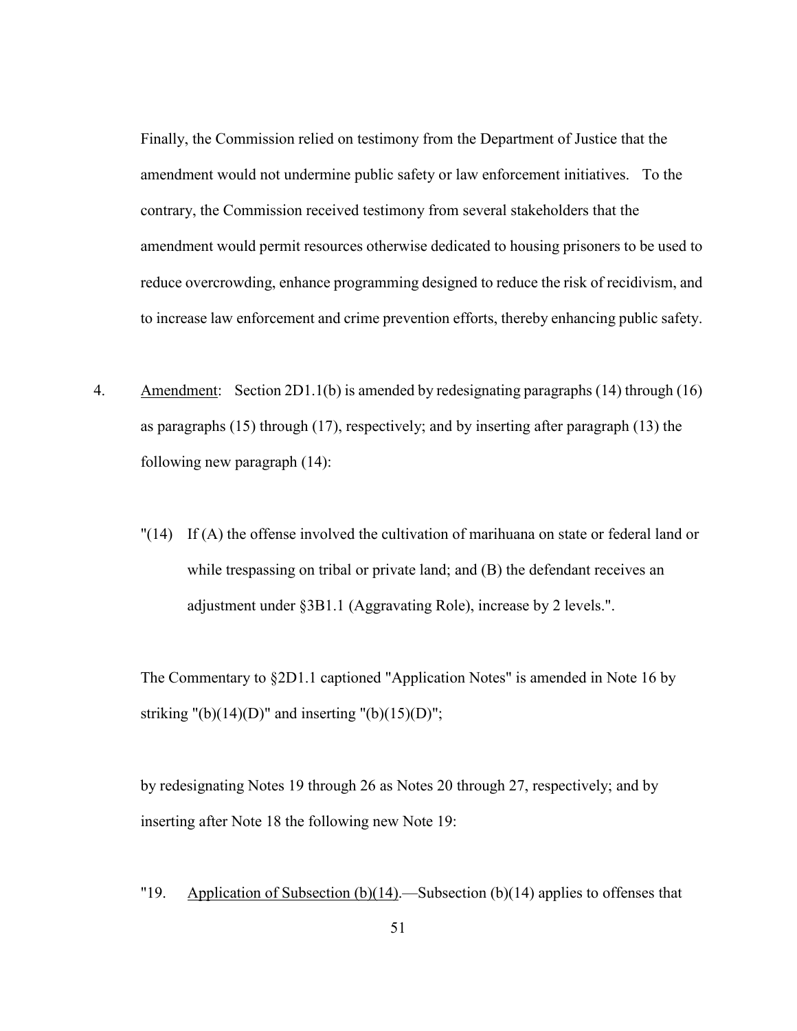Finally, the Commission relied on testimony from the Department of Justice that the amendment would not undermine public safety or law enforcement initiatives. To the contrary, the Commission received testimony from several stakeholders that the amendment would permit resources otherwise dedicated to housing prisoners to be used to reduce overcrowding, enhance programming designed to reduce the risk of recidivism, and to increase law enforcement and crime prevention efforts, thereby enhancing public safety.

4. Amendment: Section 2D1.1(b) is amended by redesignating paragraphs (14) through (16) as paragraphs (15) through (17), respectively; and by inserting after paragraph (13) the following new paragraph (14):

"(14) If (A) the offense involved the cultivation of marihuana on state or federal land or while trespassing on tribal or private land; and (B) the defendant receives an adjustment under §3B1.1 (Aggravating Role), increase by 2 levels.".

The Commentary to §2D1.1 captioned "Application Notes" is amended in Note 16 by striking "(b)(14)(D)" and inserting "(b)(15)(D)";

by redesignating Notes 19 through 26 as Notes 20 through 27, respectively; and by inserting after Note 18 the following new Note 19:

"19. Application of Subsection (b)(14).—Subsection (b)(14) applies to offenses that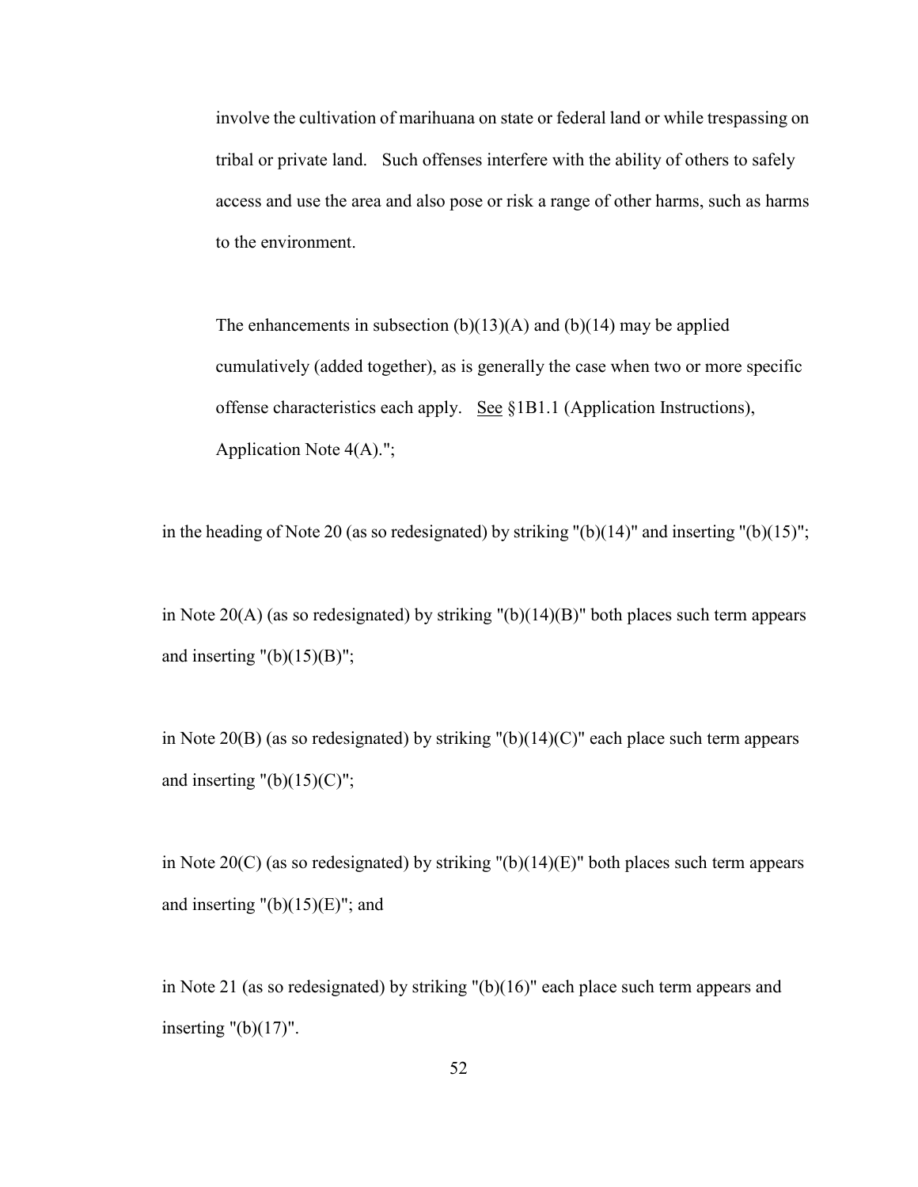involve the cultivation of marihuana on state or federal land or while trespassing on tribal or private land. Such offenses interfere with the ability of others to safely access and use the area and also pose or risk a range of other harms, such as harms to the environment.

The enhancements in subsection (b)(13)(A) and (b)(14) may be applied cumulatively (added together), as is generally the case when two or more specific offense characteristics each apply. See §1B1.1 (Application Instructions), Application Note 4(A).";

in the heading of Note 20 (as so redesignated) by striking "(b)(14)" and inserting "(b)(15)";

in Note 20(A) (as so redesignated) by striking "(b)(14)(B)" both places such term appears and inserting "(b)(15)(B)";

in Note 20(B) (as so redesignated) by striking "(b)(14)(C)" each place such term appears and inserting "(b)(15)(C)";

in Note 20(C) (as so redesignated) by striking "(b)(14)(E)" both places such term appears and inserting "(b)(15)(E)"; and

in Note 21 (as so redesignated) by striking "(b)(16)" each place such term appears and inserting "(b)(17)".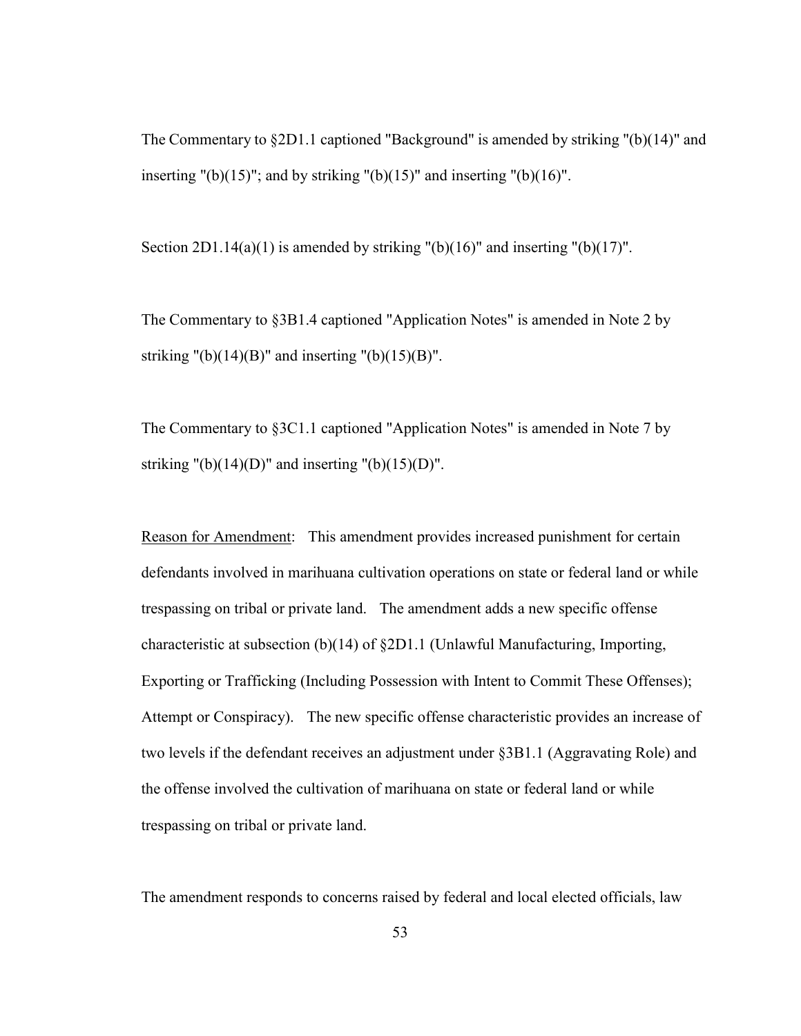The Commentary to §2D1.1 captioned "Background" is amended by striking "(b)(14)" and inserting "(b)(15)"; and by striking "(b)(15)" and inserting "(b)(16)".

Section 2D1.14(a)(1) is amended by striking "(b)(16)" and inserting "(b)(17)".

The Commentary to §3B1.4 captioned "Application Notes" is amended in Note 2 by striking "(b)(14)(B)" and inserting "(b)(15)(B)".

The Commentary to §3C1.1 captioned "Application Notes" is amended in Note 7 by striking "(b)(14)(D)" and inserting "(b)(15)(D)".

<u>Reason for Amendment</u>: This amendment provides increased punishment for certain defendants involved in marihuana cultivation operations on state or federal land or while trespassing on tribal or private land. The amendment adds a new specific offense characteristic at subsection (b)(14) of §2D1.1 (Unlawful Manufacturing, Importing, Exporting or Trafficking (Including Possession with Intent to Commit These Offenses); Attempt or Conspiracy). The new specific offense characteristic provides an increase of two levels if the defendant receives an adjustment under §3B1.1 (Aggravating Role) and the offense involved the cultivation of marihuana on state or federal land or while trespassing on tribal or private land.

The amendment responds to concerns raised by federal and local elected officials, law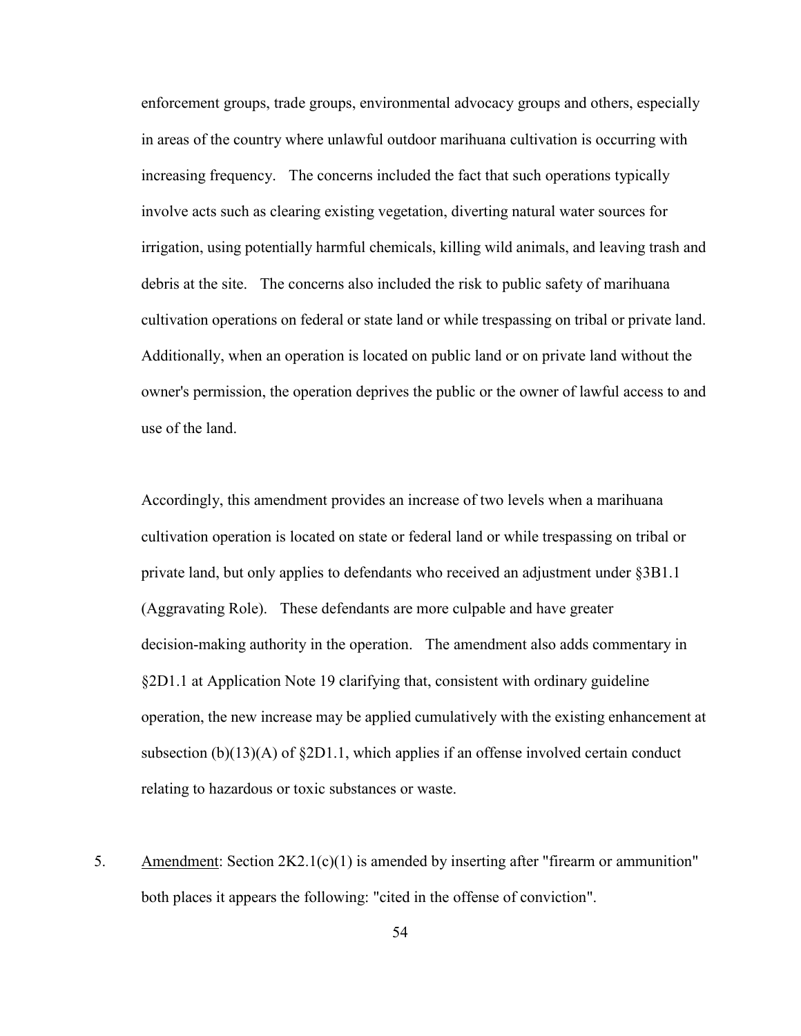enforcement groups, trade groups, environmental advocacy groups and others, especially in areas of the country where unlawful outdoor marihuana cultivation is occurring with increasing frequency. The concerns included the fact that such operations typically involve acts such as clearing existing vegetation, diverting natural water sources for irrigation, using potentially harmful chemicals, killing wild animals, and leaving trash and debris at the site. The concerns also included the risk to public safety of marihuana cultivation operations on federal or state land or while trespassing on tribal or private land. Additionally, when an operation is located on public land or on private land without the owner's permission, the operation deprives the public or the owner of lawful access to and use of the land.

Accordingly, this amendment provides an increase of two levels when a marihuana cultivation operation is located on state or federal land or while trespassing on tribal or private land, but only applies to defendants who received an adjustment under §3B1.1 (Aggravating Role). These defendants are more culpable and have greater decision-making authority in the operation. The amendment also adds commentary in §2D1.1 at Application Note 19 clarifying that, consistent with ordinary guideline operation, the new increase may be applied cumulatively with the existing enhancement at subsection (b)(13)(A) of §2D1.1, which applies if an offense involved certain conduct relating to hazardous or toxic substances or waste.

5. <u>Amendment</u>: Section 2K2.1(c)(1) is amended by inserting after "firearm or ammunition" both places it appears the following: "cited in the offense of conviction".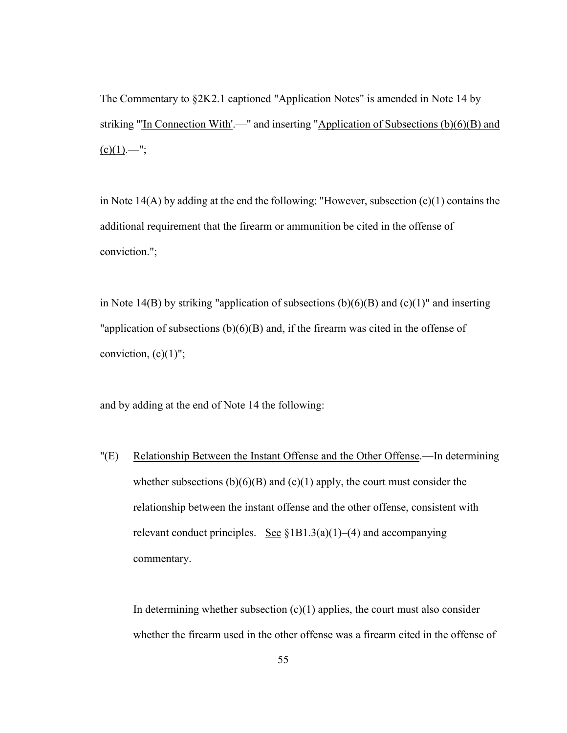The Commentary to §2K2.1 captioned "Application Notes" is amended in Note 14 by striking "'In Connection With'.—" and inserting "Application of Subsections (b)(6)(B) and (c)(1).—";

in Note 14(A) by adding at the end the following: "However, subsection (c)(1) contains the additional requirement that the firearm or ammunition be cited in the offense of conviction.";

in Note 14(B) by striking "application of subsections (b)(6)(B) and (c)(1)" and inserting "application of subsections (b)(6)(B) and, if the firearm was cited in the offense of conviction, (c)(1)";

and by adding at the end of Note 14 the following:

"(E) Relationship Between the Instant Offense and the Other Offense.—In determining whether subsections (b)(6)(B) and (c)(1) apply, the court must consider the relationship between the instant offense and the other offense, consistent with relevant conduct principles. See §1B1.3(a)(1)–(4) and accompanying commentary.

In determining whether subsection (c)(1) applies, the court must also consider whether the firearm used in the other offense was a firearm cited in the offense of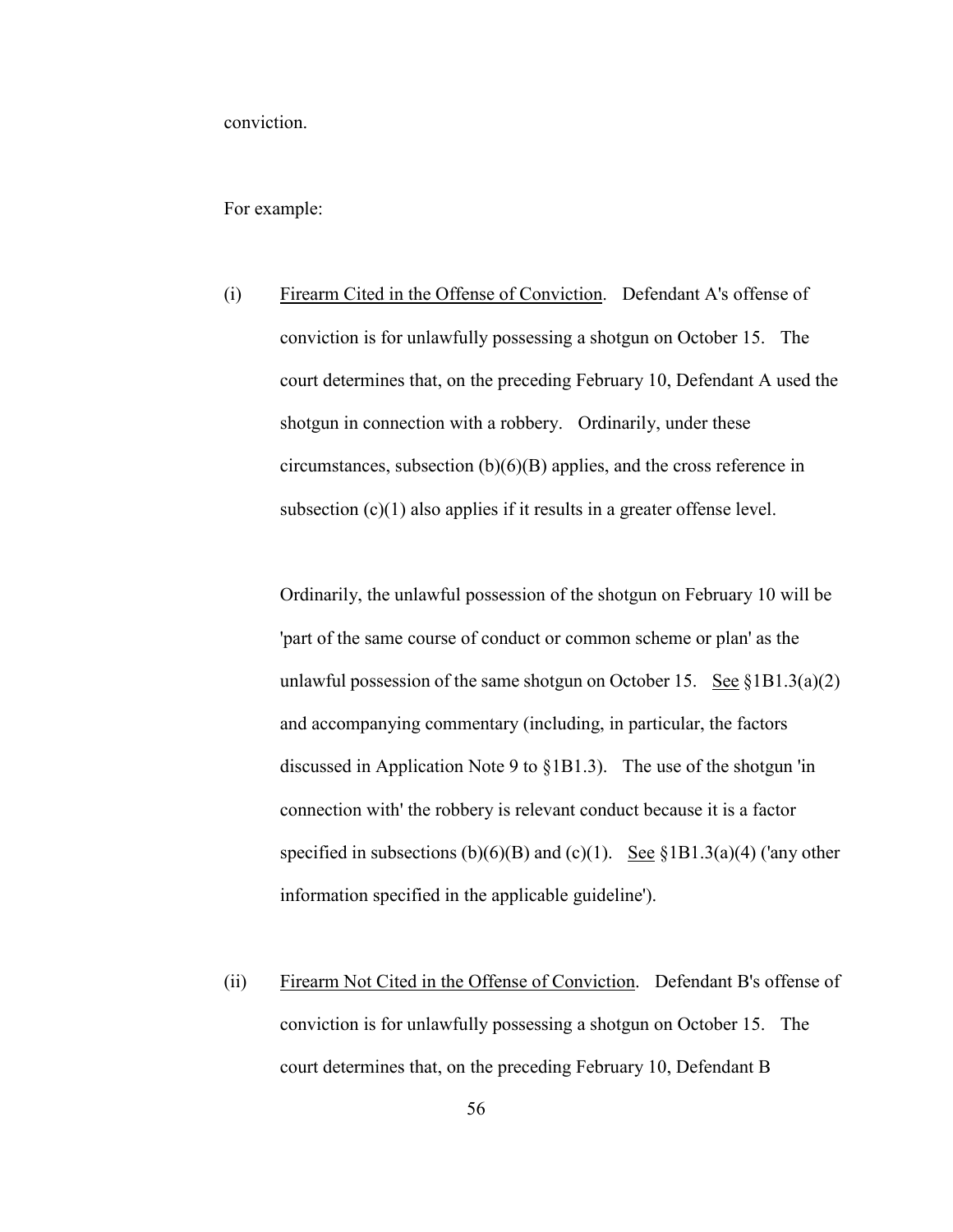conviction.

For example:

(i) Firearm Cited in the Offense of Conviction. Defendant A's offense of conviction is for unlawfully possessing a shotgun on October 15. The court determines that, on the preceding February 10, Defendant A used the shotgun in connection with a robbery. Ordinarily, under these circumstances, subsection (b)(6)(B) applies, and the cross reference in subsection (c)(1) also applies if it results in a greater offense level.

Ordinarily, the unlawful possession of the shotgun on February 10 will be 'part of the same course of conduct or common scheme or plan' as the unlawful possession of the same shotgun on October 15. See §1B1.3(a)(2) and accompanying commentary (including, in particular, the factors discussed in Application Note 9 to §1B1.3). The use of the shotgun 'in connection with' the robbery is relevant conduct because it is a factor specified in subsections (b)(6)(B) and (c)(1). See §1B1.3(a)(4) ('any other information specified in the applicable guideline').

(ii) Firearm Not Cited in the Offense of Conviction. Defendant B's offense of conviction is for unlawfully possessing a shotgun on October 15. The court determines that, on the preceding February 10, Defendant B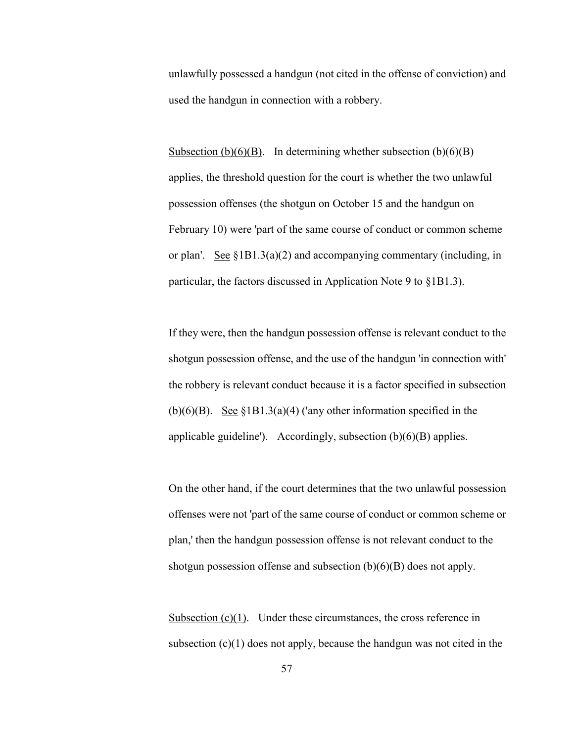unlawfully possessed a handgun (not cited in the offense of conviction) and used the handgun in connection with a robbery.

Subsection (b)(6)(B). In determining whether subsection (b)(6)(B) applies, the threshold question for the court is whether the two unlawful possession offenses (the shotgun on October 15 and the handgun on February 10) were 'part of the same course of conduct or common scheme or plan'. See §1B1.3(a)(2) and accompanying commentary (including, in particular, the factors discussed in Application Note 9 to §1B1.3).

If they were, then the handgun possession offense is relevant conduct to the shotgun possession offense, and the use of the handgun 'in connection with' the robbery is relevant conduct because it is a factor specified in subsection (b)(6)(B). See §1B1.3(a)(4) ('any other information specified in the applicable guideline'). Accordingly, subsection (b)(6)(B) applies.

On the other hand, if the court determines that the two unlawful possession offenses were not 'part of the same course of conduct or common scheme or plan,' then the handgun possession offense is not relevant conduct to the shotgun possession offense and subsection (b)(6)(B) does not apply.

Subsection (c)(1). Under these circumstances, the cross reference in subsection (c)(1) does not apply, because the handgun was not cited in the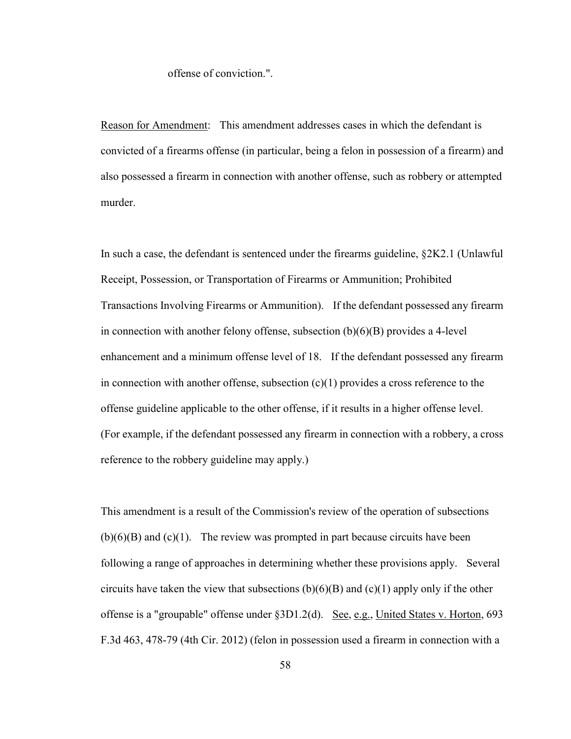offense of conviction.".

Reason for Amendment: This amendment addresses cases in which the defendant is convicted of a firearms offense (in particular, being a felon in possession of a firearm) and also possessed a firearm in connection with another offense, such as robbery or attempted murder.

In such a case, the defendant is sentenced under the firearms guideline, §2K2.1 (Unlawful Receipt, Possession, or Transportation of Firearms or Ammunition; Prohibited Transactions Involving Firearms or Ammunition). If the defendant possessed any firearm in connection with another felony offense, subsection (b)(6)(B) provides a 4-level enhancement and a minimum offense level of 18. If the defendant possessed any firearm in connection with another offense, subsection (c)(1) provides a cross reference to the offense guideline applicable to the other offense, if it results in a higher offense level. (For example, if the defendant possessed any firearm in connection with a robbery, a cross reference to the robbery guideline may apply.)

This amendment is a result of the Commission's review of the operation of subsections (b)(6)(B) and (c)(1). The review was prompted in part because circuits have been following a range of approaches in determining whether these provisions apply. Several circuits have taken the view that subsections (b)(6)(B) and (c)(1) apply only if the other offense is a "groupable" offense under §3D1.2(d). See, e.g., United States v. Horton, 693 F.3d 463, 478-79 (4th Cir. 2012) (felon in possession used a firearm in connection with a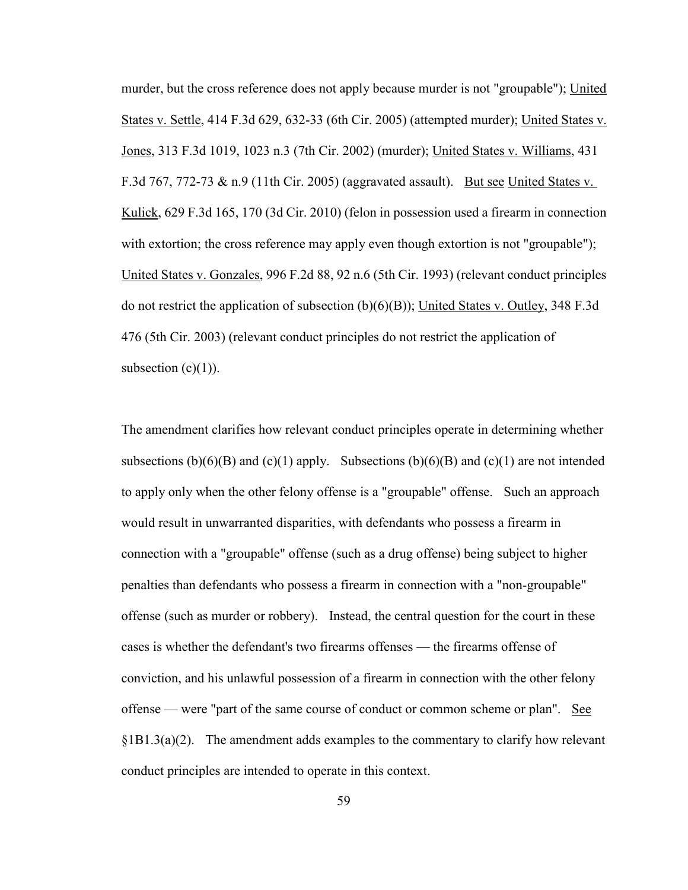murder, but the cross reference does not apply because murder is not "groupable"); United States v. Settle, 414 F.3d 629, 632-33 (6th Cir. 2005) (attempted murder); United States v. Jones, 313 F.3d 1019, 1023 n.3 (7th Cir. 2002) (murder); United States v. Williams, 431 F.3d 767, 772-73 & n.9 (11th Cir. 2005) (aggravated assault). But see United States v. Kulick, 629 F.3d 165, 170 (3d Cir. 2010) (felon in possession used a firearm in connection with extortion; the cross reference may apply even though extortion is not "groupable"); United States v. Gonzales, 996 F.2d 88, 92 n.6 (5th Cir. 1993) (relevant conduct principles do not restrict the application of subsection (b)(6)(B)); United States v. Outley, 348 F.3d 476 (5th Cir. 2003) (relevant conduct principles do not restrict the application of subsection (c)(1)).

The amendment clarifies how relevant conduct principles operate in determining whether subsections (b)(6)(B) and (c)(1) apply. Subsections (b)(6)(B) and (c)(1) are not intended to apply only when the other felony offense is a "groupable" offense. Such an approach would result in unwarranted disparities, with defendants who possess a firearm in connection with a "groupable" offense (such as a drug offense) being subject to higher penalties than defendants who possess a firearm in connection with a "non-groupable" offense (such as murder or robbery). Instead, the central question for the court in these cases is whether the defendant's two firearms offenses — the firearms offense of conviction, and his unlawful possession of a firearm in connection with the other felony offense — were "part of the same course of conduct or common scheme or plan". See §1B1.3(a)(2). The amendment adds examples to the commentary to clarify how relevant conduct principles are intended to operate in this context.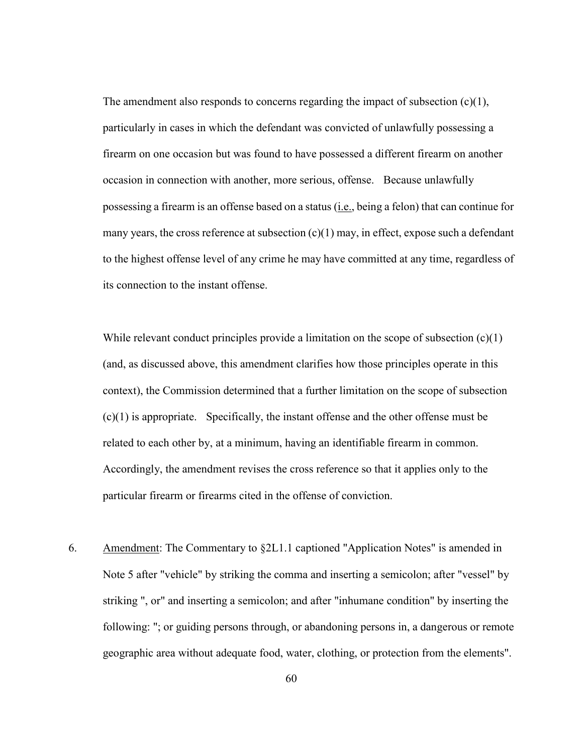The amendment also responds to concerns regarding the impact of subsection (c)(1), particularly in cases in which the defendant was convicted of unlawfully possessing a firearm on one occasion but was found to have possessed a different firearm on another occasion in connection with another, more serious, offense. Because unlawfully possessing a firearm is an offense based on a status (i.e., being a felon) that can continue for many years, the cross reference at subsection (c)(1) may, in effect, expose such a defendant to the highest offense level of any crime he may have committed at any time, regardless of its connection to the instant offense.

While relevant conduct principles provide a limitation on the scope of subsection (c)(1) (and, as discussed above, this amendment clarifies how those principles operate in this context), the Commission determined that a further limitation on the scope of subsection (c)(1) is appropriate. Specifically, the instant offense and the other offense must be related to each other by, at a minimum, having an identifiable firearm in common. Accordingly, the amendment revises the cross reference so that it applies only to the particular firearm or firearms cited in the offense of conviction.

6. Amendment: The Commentary to §2L1.1 captioned "Application Notes" is amended in Note 5 after "vehicle" by striking the comma and inserting a semicolon; after "vessel" by striking ", or" and inserting a semicolon; and after "inhumane condition" by inserting the following: "; or guiding persons through, or abandoning persons in, a dangerous or remote geographic area without adequate food, water, clothing, or protection from the elements".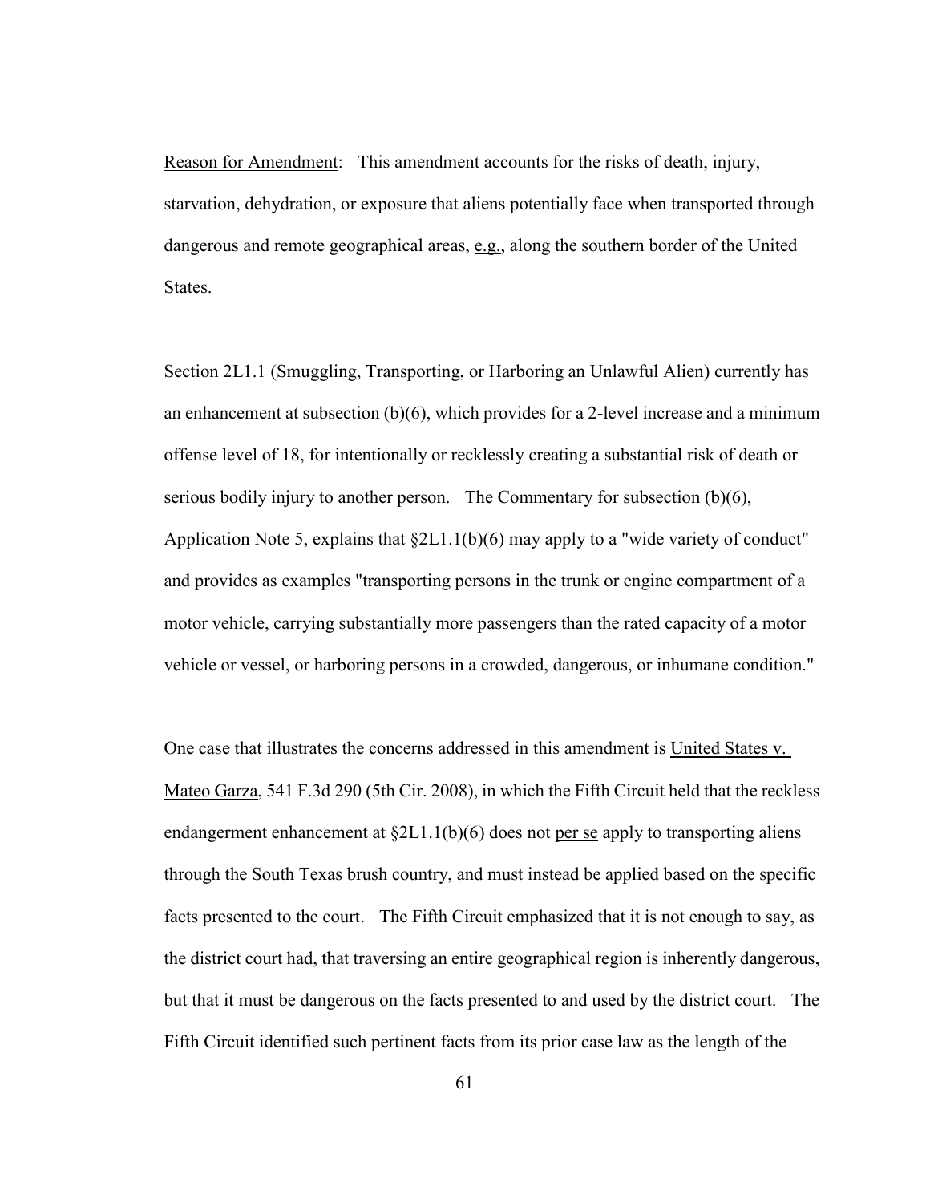Reason for Amendment: This amendment accounts for the risks of death, injury, starvation, dehydration, or exposure that aliens potentially face when transported through dangerous and remote geographical areas, e.g., along the southern border of the United States.

Section 2L1.1 (Smuggling, Transporting, or Harboring an Unlawful Alien) currently has an enhancement at subsection (b)(6), which provides for a 2-level increase and a minimum offense level of 18, for intentionally or recklessly creating a substantial risk of death or serious bodily injury to another person. The Commentary for subsection (b)(6), Application Note 5, explains that §2L1.1(b)(6) may apply to a "wide variety of conduct" and provides as examples "transporting persons in the trunk or engine compartment of a motor vehicle, carrying substantially more passengers than the rated capacity of a motor vehicle or vessel, or harboring persons in a crowded, dangerous, or inhumane condition."

One case that illustrates the concerns addressed in this amendment is United States v. Mateo Garza, 541 F.3d 290 (5th Cir. 2008), in which the Fifth Circuit held that the reckless endangerment enhancement at §2L1.1(b)(6) does not per se apply to transporting aliens through the South Texas brush country, and must instead be applied based on the specific facts presented to the court. The Fifth Circuit emphasized that it is not enough to say, as the district court had, that traversing an entire geographical region is inherently dangerous, but that it must be dangerous on the facts presented to and used by the district court. The Fifth Circuit identified such pertinent facts from its prior case law as the length of the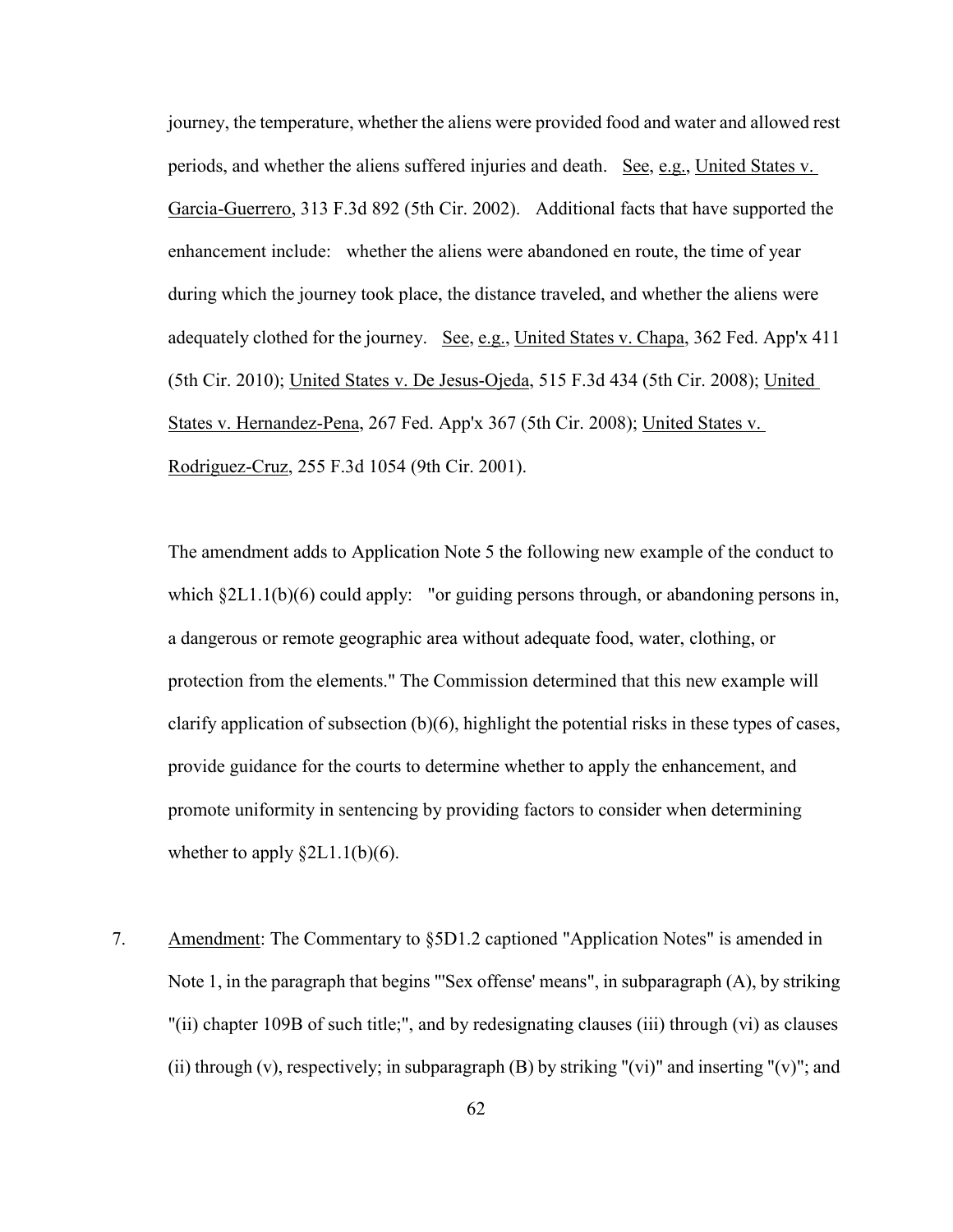journey, the temperature, whether the aliens were provided food and water and allowed rest periods, and whether the aliens suffered injuries and death. See, e.g., United States v. Garcia-Guerrero, 313 F.3d 892 (5th Cir. 2002). Additional facts that have supported the enhancement include: whether the aliens were abandoned en route, the time of year during which the journey took place, the distance traveled, and whether the aliens were adequately clothed for the journey. See, e.g., United States v. Chapa, 362 Fed. App'x 411 (5th Cir. 2010); United States v. De Jesus-Ojeda, 515 F.3d 434 (5th Cir. 2008); United States v. Hernandez-Pena, 267 Fed. App'x 367 (5th Cir. 2008); United States v. Rodriguez-Cruz, 255 F.3d 1054 (9th Cir. 2001).

The amendment adds to Application Note 5 the following new example of the conduct to which §2L1.1(b)(6) could apply: "or guiding persons through, or abandoning persons in, a dangerous or remote geographic area without adequate food, water, clothing, or protection from the elements." The Commission determined that this new example will clarify application of subsection (b)(6), highlight the potential risks in these types of cases, provide guidance for the courts to determine whether to apply the enhancement, and promote uniformity in sentencing by providing factors to consider when determining whether to apply §2L1.1(b)(6).

7. Amendment: The Commentary to §5D1.2 captioned "Application Notes" is amended in Note 1, in the paragraph that begins "'Sex offense' means", in subparagraph (A), by striking "(ii) chapter 109B of such title;", and by redesignating clauses (iii) through (vi) as clauses (ii) through (v), respectively; in subparagraph (B) by striking "(vi)" and inserting "(v)"; and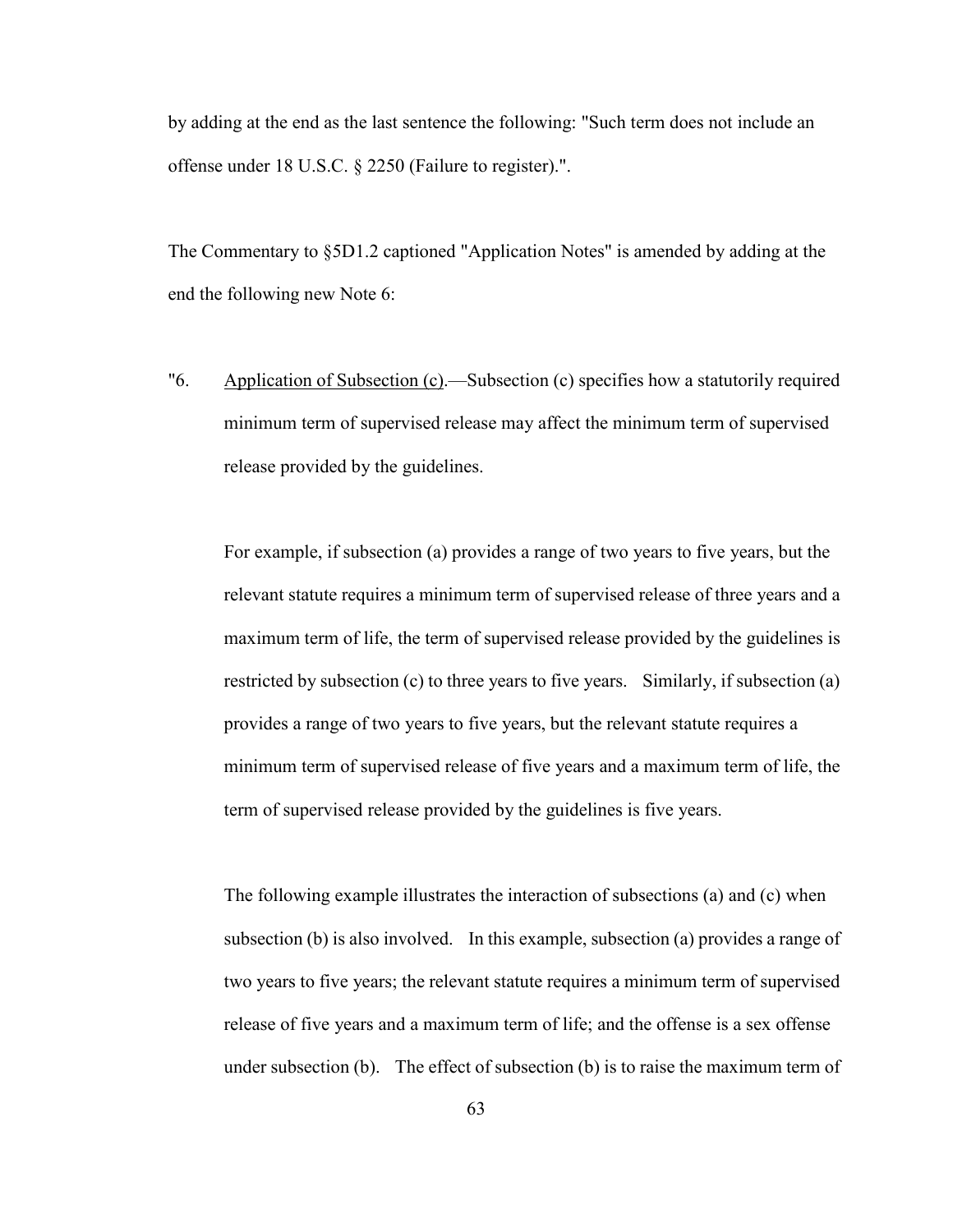by adding at the end as the last sentence the following: "Such term does not include an offense under 18 U.S.C. § 2250 (Failure to register).".

The Commentary to §5D1.2 captioned "Application Notes" is amended by adding at the end the following new Note 6:

"6. Application of Subsection (c).—Subsection (c) specifies how a statutorily required minimum term of supervised release may affect the minimum term of supervised release provided by the guidelines.

For example, if subsection (a) provides a range of two years to five years, but the relevant statute requires a minimum term of supervised release of three years and a maximum term of life, the term of supervised release provided by the guidelines is restricted by subsection (c) to three years to five years. Similarly, if subsection (a) provides a range of two years to five years, but the relevant statute requires a minimum term of supervised release of five years and a maximum term of life, the term of supervised release provided by the guidelines is five years.

The following example illustrates the interaction of subsections (a) and (c) when subsection (b) is also involved. In this example, subsection (a) provides a range of two years to five years; the relevant statute requires a minimum term of supervised release of five years and a maximum term of life; and the offense is a sex offense under subsection (b). The effect of subsection (b) is to raise the maximum term of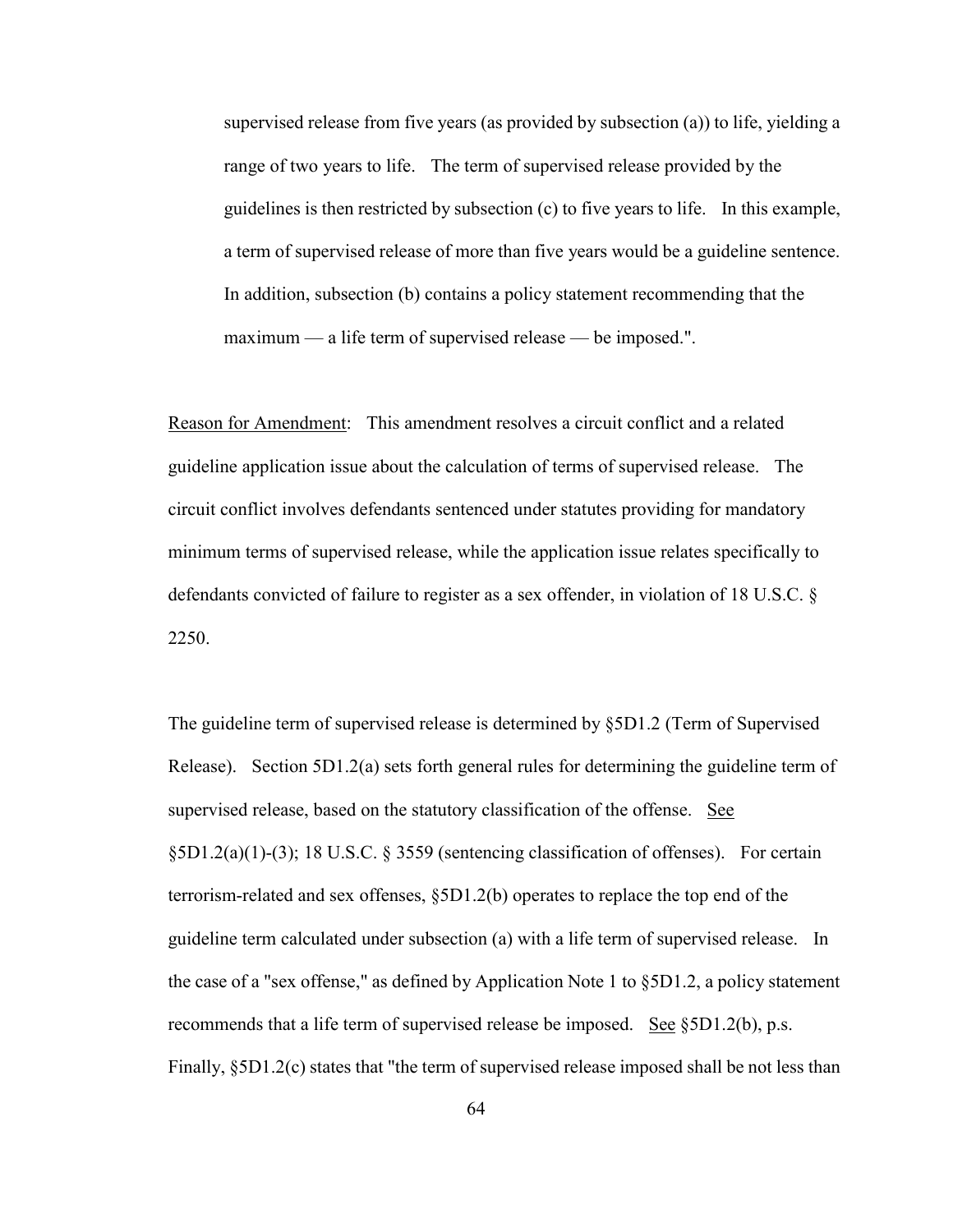supervised release from five years (as provided by subsection (a)) to life, yielding a range of two years to life. The term of supervised release provided by the guidelines is then restricted by subsection (c) to five years to life. In this example, a term of supervised release of more than five years would be a guideline sentence. In addition, subsection (b) contains a policy statement recommending that the maximum — a life term of supervised release — be imposed.".

Reason for Amendment: This amendment resolves a circuit conflict and a related guideline application issue about the calculation of terms of supervised release. The circuit conflict involves defendants sentenced under statutes providing for mandatory minimum terms of supervised release, while the application issue relates specifically to defendants convicted of failure to register as a sex offender, in violation of 18 U.S.C. § 2250.

The guideline term of supervised release is determined by §5D1.2 (Term of Supervised Release). Section 5D1.2(a) sets forth general rules for determining the guideline term of supervised release, based on the statutory classification of the offense. See §5D1.2(a)(1)-(3); 18 U.S.C. § 3559 (sentencing classification of offenses). For certain terrorism-related and sex offenses, §5D1.2(b) operates to replace the top end of the guideline term calculated under subsection (a) with a life term of supervised release. In the case of a "sex offense," as defined by Application Note 1 to §5D1.2, a policy statement recommends that a life term of supervised release be imposed. See §5D1.2(b), p.s. Finally, §5D1.2(c) states that "the term of supervised release imposed shall be not less than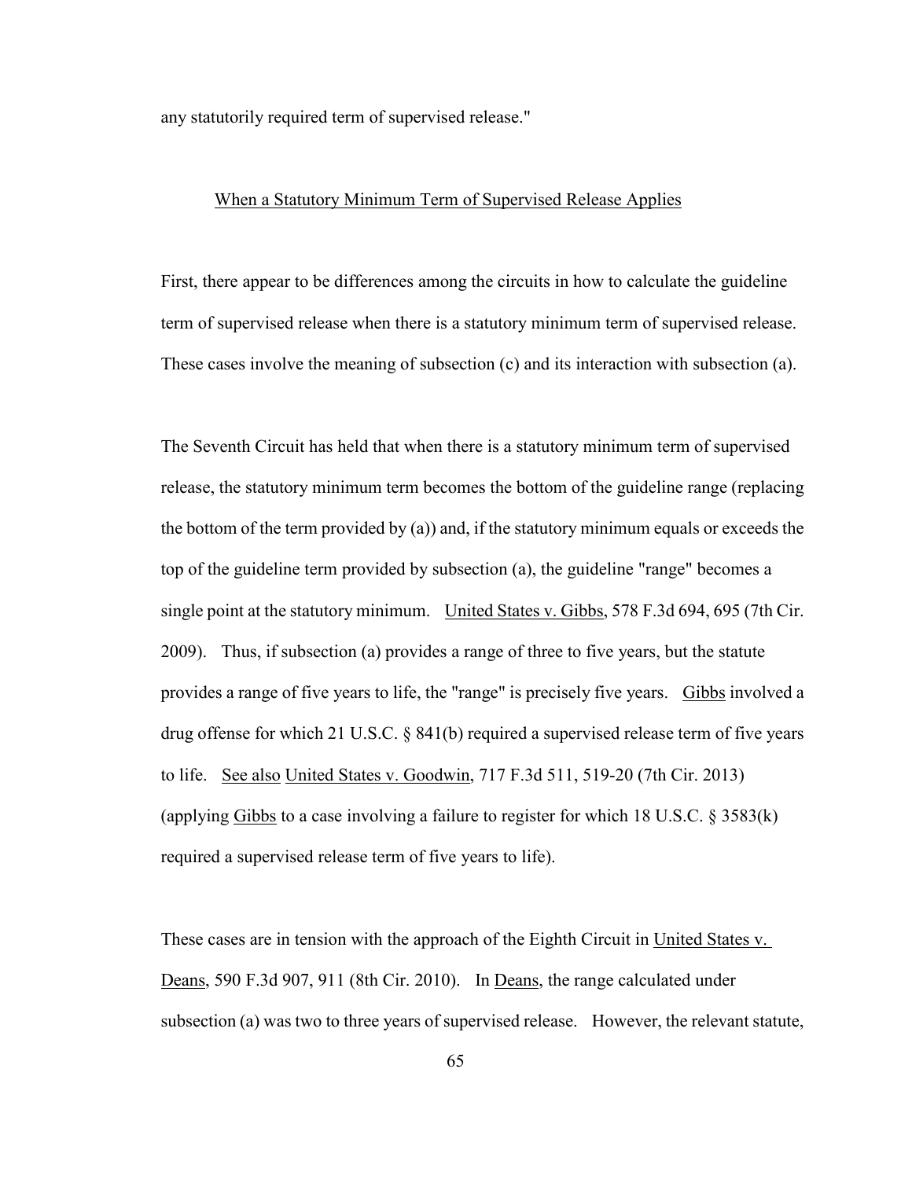any statutorily required term of supervised release."

<u>When a Statutory Minimum Term of Supervised Release Applies</u>

First, there appear to be differences among the circuits in how to calculate the guideline term of supervised release when there is a statutory minimum term of supervised release. These cases involve the meaning of subsection (c) and its interaction with subsection (a).

The Seventh Circuit has held that when there is a statutory minimum term of supervised release, the statutory minimum term becomes the bottom of the guideline range (replacing the bottom of the term provided by (a)) and, if the statutory minimum equals or exceeds the top of the guideline term provided by subsection (a), the guideline "range" becomes a single point at the statutory minimum. <u>United States v. Gibbs</u>, 578 F.3d 694, 695 (7th Cir. 2009). Thus, if subsection (a) provides a range of three to five years, but the statute provides a range of five years to life, the "range" is precisely five years. <u>Gibbs</u> involved a drug offense for which 21 U.S.C. § 841(b) required a supervised release term of five years to life. <u>See also</u> <u>United States v. Goodwin</u>, 717 F.3d 511, 519-20 (7th Cir. 2013) (applying <u>Gibbs</u> to a case involving a failure to register for which 18 U.S.C. § 3583(k) required a supervised release term of five years to life).

These cases are in tension with the approach of the Eighth Circuit in <u>United States v. Deans</u>, 590 F.3d 907, 911 (8th Cir. 2010). In <u>Deans</u>, the range calculated under subsection (a) was two to three years of supervised release. However, the relevant statute,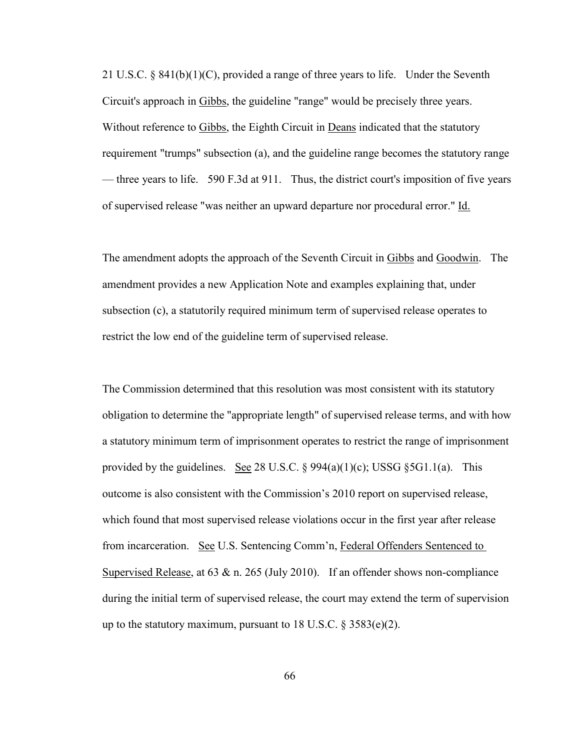21 U.S.C. § 841(b)(1)(C), provided a range of three years to life. Under the Seventh Circuit's approach in Gibbs, the guideline "range" would be precisely three years. Without reference to Gibbs, the Eighth Circuit in Deans indicated that the statutory requirement "trumps" subsection (a), and the guideline range becomes the statutory range — three years to life. 590 F.3d at 911. Thus, the district court's imposition of five years of supervised release "was neither an upward departure nor procedural error." Id.

The amendment adopts the approach of the Seventh Circuit in Gibbs and Goodwin. The amendment provides a new Application Note and examples explaining that, under subsection (c), a statutorily required minimum term of supervised release operates to restrict the low end of the guideline term of supervised release.

The Commission determined that this resolution was most consistent with its statutory obligation to determine the "appropriate length" of supervised release terms, and with how a statutory minimum term of imprisonment operates to restrict the range of imprisonment provided by the guidelines. See 28 U.S.C. § 994(a)(1)(c); USSG §5G1.1(a). This outcome is also consistent with the Commission's 2010 report on supervised release, which found that most supervised release violations occur in the first year after release from incarceration. See U.S. Sentencing Comm'n, Federal Offenders Sentenced to Supervised Release, at 63 & n. 265 (July 2010). If an offender shows non-compliance during the initial term of supervised release, the court may extend the term of supervision up to the statutory maximum, pursuant to 18 U.S.C. § 3583(e)(2).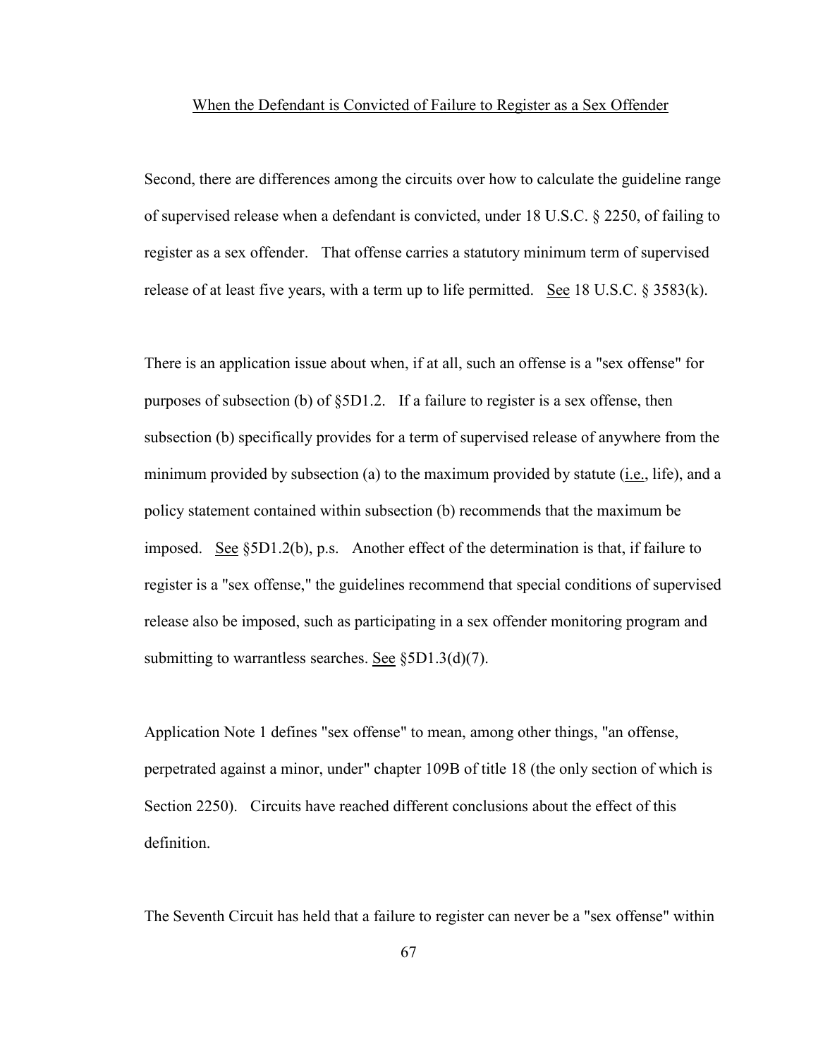When the Defendant is Convicted of Failure to Register as a Sex Offender

Second, there are differences among the circuits over how to calculate the guideline range of supervised release when a defendant is convicted, under 18 U.S.C. § 2250, of failing to register as a sex offender. That offense carries a statutory minimum term of supervised release of at least five years, with a term up to life permitted. See 18 U.S.C. § 3583(k).

There is an application issue about when, if at all, such an offense is a "sex offense" for purposes of subsection (b) of §5D1.2. If a failure to register is a sex offense, then subsection (b) specifically provides for a term of supervised release of anywhere from the minimum provided by subsection (a) to the maximum provided by statute (i.e., life), and a policy statement contained within subsection (b) recommends that the maximum be imposed. See §5D1.2(b), p.s. Another effect of the determination is that, if failure to register is a "sex offense," the guidelines recommend that special conditions of supervised release also be imposed, such as participating in a sex offender monitoring program and submitting to warrantless searches. See §5D1.3(d)(7).

Application Note 1 defines "sex offense" to mean, among other things, "an offense, perpetrated against a minor, under" chapter 109B of title 18 (the only section of which is Section 2250). Circuits have reached different conclusions about the effect of this definition.

The Seventh Circuit has held that a failure to register can never be a "sex offense" within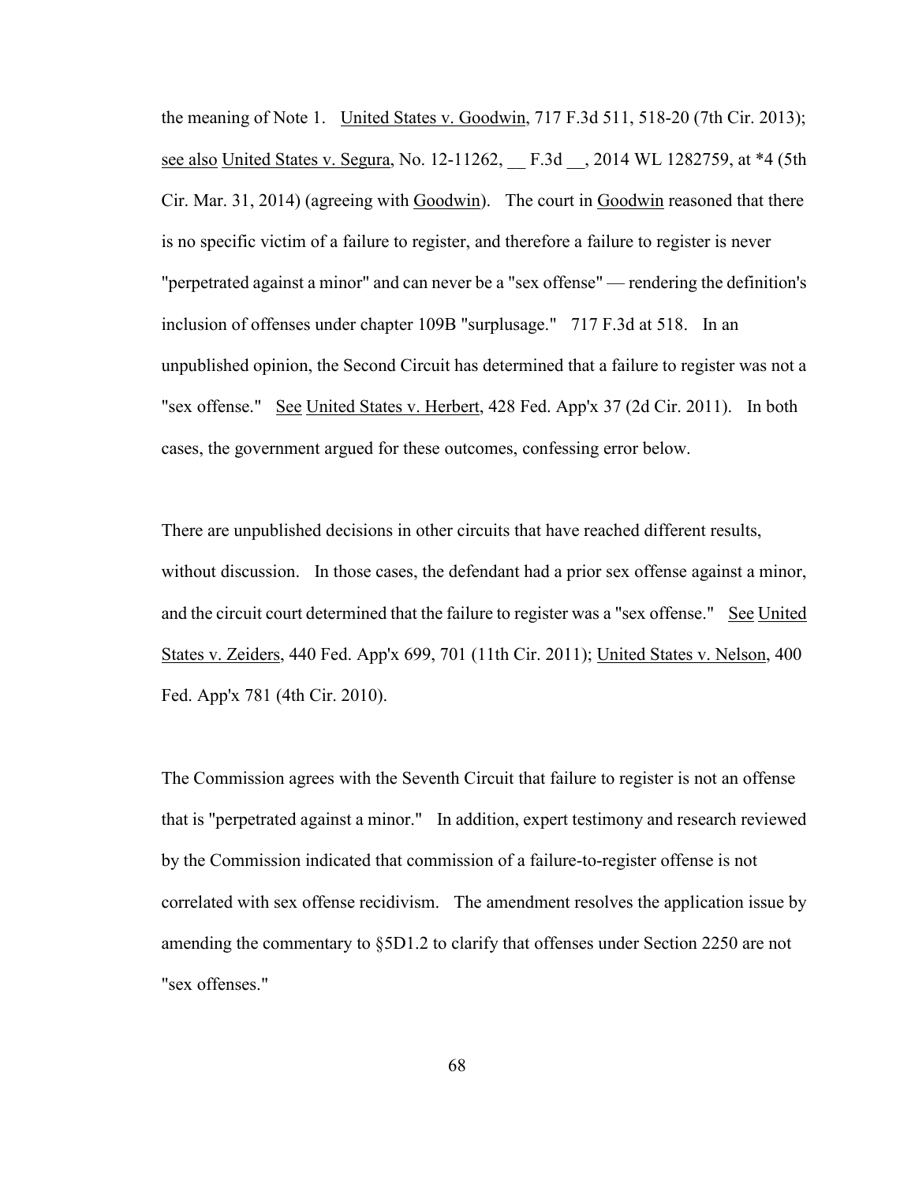the meaning of Note 1. United States v. Goodwin, 717 F.3d 511, 518-20 (7th Cir. 2013); see also United States v. Segura, No. 12-11262, __ F.3d __, 2014 WL 1282759, at *4 (5th Cir. Mar. 31, 2014) (agreeing with Goodwin). The court in Goodwin reasoned that there is no specific victim of a failure to register, and therefore a failure to register is never "perpetrated against a minor" and can never be a "sex offense" — rendering the definition's inclusion of offenses under chapter 109B "surplusage." 717 F.3d at 518. In an unpublished opinion, the Second Circuit has determined that a failure to register was not a "sex offense." See United States v. Herbert, 428 Fed. App'x 37 (2d Cir. 2011). In both cases, the government argued for these outcomes, confessing error below.

There are unpublished decisions in other circuits that have reached different results, without discussion. In those cases, the defendant had a prior sex offense against a minor, and the circuit court determined that the failure to register was a "sex offense." See United States v. Zeiders, 440 Fed. App'x 699, 701 (11th Cir. 2011); United States v. Nelson, 400 Fed. App'x 781 (4th Cir. 2010).

The Commission agrees with the Seventh Circuit that failure to register is not an offense that is "perpetrated against a minor." In addition, expert testimony and research reviewed by the Commission indicated that commission of a failure-to-register offense is not correlated with sex offense recidivism. The amendment resolves the application issue by amending the commentary to §5D1.2 to clarify that offenses under Section 2250 are not "sex offenses."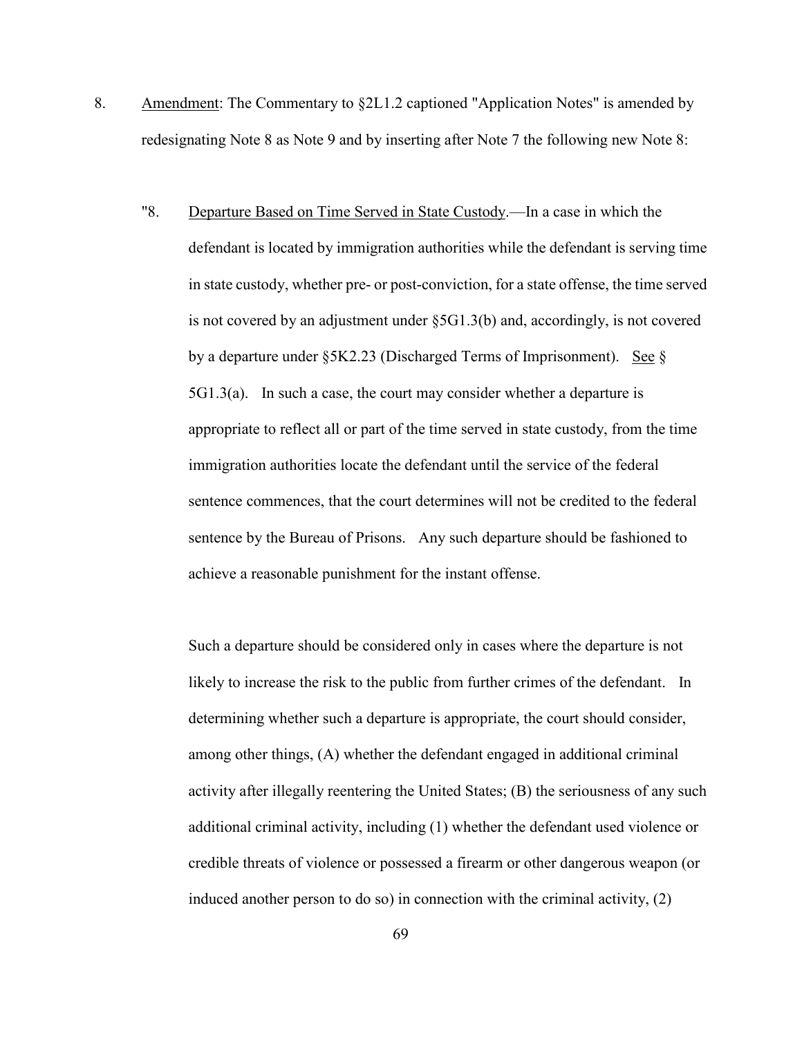8. Amendment: The Commentary to §2L1.2 captioned "Application Notes" is amended by redesignating Note 8 as Note 9 and by inserting after Note 7 the following new Note 8:

> "8. Departure Based on Time Served in State Custody.—In a case in which the defendant is located by immigration authorities while the defendant is serving time in state custody, whether pre- or post-conviction, for a state offense, the time served is not covered by an adjustment under §5G1.3(b) and, accordingly, is not covered by a departure under §5K2.23 (Discharged Terms of Imprisonment). See § 5G1.3(a). In such a case, the court may consider whether a departure is appropriate to reflect all or part of the time served in state custody, from the time immigration authorities locate the defendant until the service of the federal sentence commences, that the court determines will not be credited to the federal sentence by the Bureau of Prisons. Any such departure should be fashioned to achieve a reasonable punishment for the instant offense.
>
> Such a departure should be considered only in cases where the departure is not likely to increase the risk to the public from further crimes of the defendant. In determining whether such a departure is appropriate, the court should consider, among other things, (A) whether the defendant engaged in additional criminal activity after illegally reentering the United States; (B) the seriousness of any such additional criminal activity, including (1) whether the defendant used violence or credible threats of violence or possessed a firearm or other dangerous weapon (or induced another person to do so) in connection with the criminal activity, (2)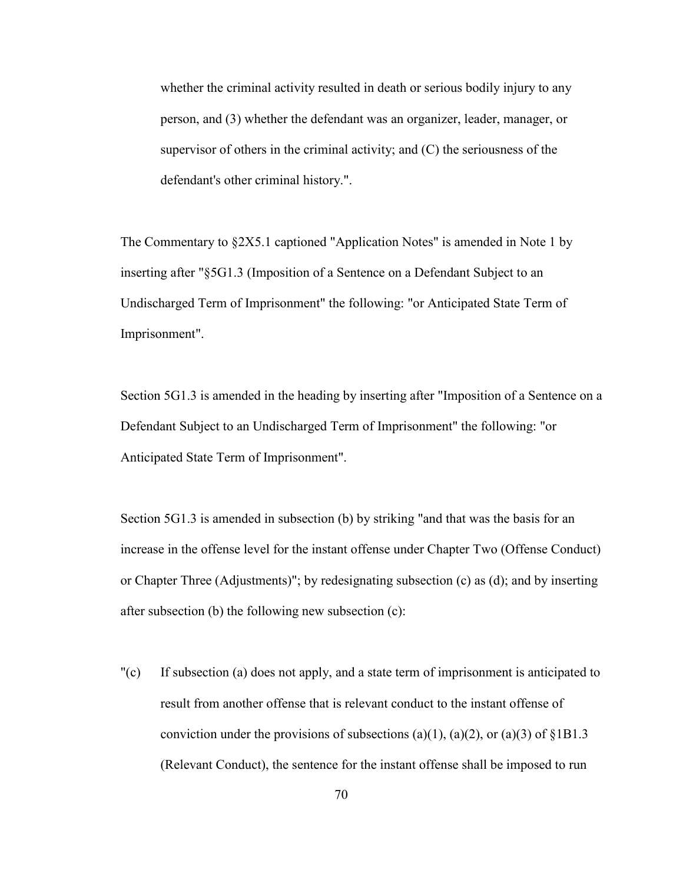whether the criminal activity resulted in death or serious bodily injury to any person, and (3) whether the defendant was an organizer, leader, manager, or supervisor of others in the criminal activity; and (C) the seriousness of the defendant's other criminal history.".

The Commentary to §2X5.1 captioned "Application Notes" is amended in Note 1 by inserting after "§5G1.3 (Imposition of a Sentence on a Defendant Subject to an Undischarged Term of Imprisonment" the following: "or Anticipated State Term of Imprisonment".

Section 5G1.3 is amended in the heading by inserting after "Imposition of a Sentence on a Defendant Subject to an Undischarged Term of Imprisonment" the following: "or Anticipated State Term of Imprisonment".

Section 5G1.3 is amended in subsection (b) by striking "and that was the basis for an increase in the offense level for the instant offense under Chapter Two (Offense Conduct) or Chapter Three (Adjustments)"; by redesignating subsection (c) as (d); and by inserting after subsection (b) the following new subsection (c):

"(c) If subsection (a) does not apply, and a state term of imprisonment is anticipated to result from another offense that is relevant conduct to the instant offense of conviction under the provisions of subsections (a)(1), (a)(2), or (a)(3) of §1B1.3 (Relevant Conduct), the sentence for the instant offense shall be imposed to run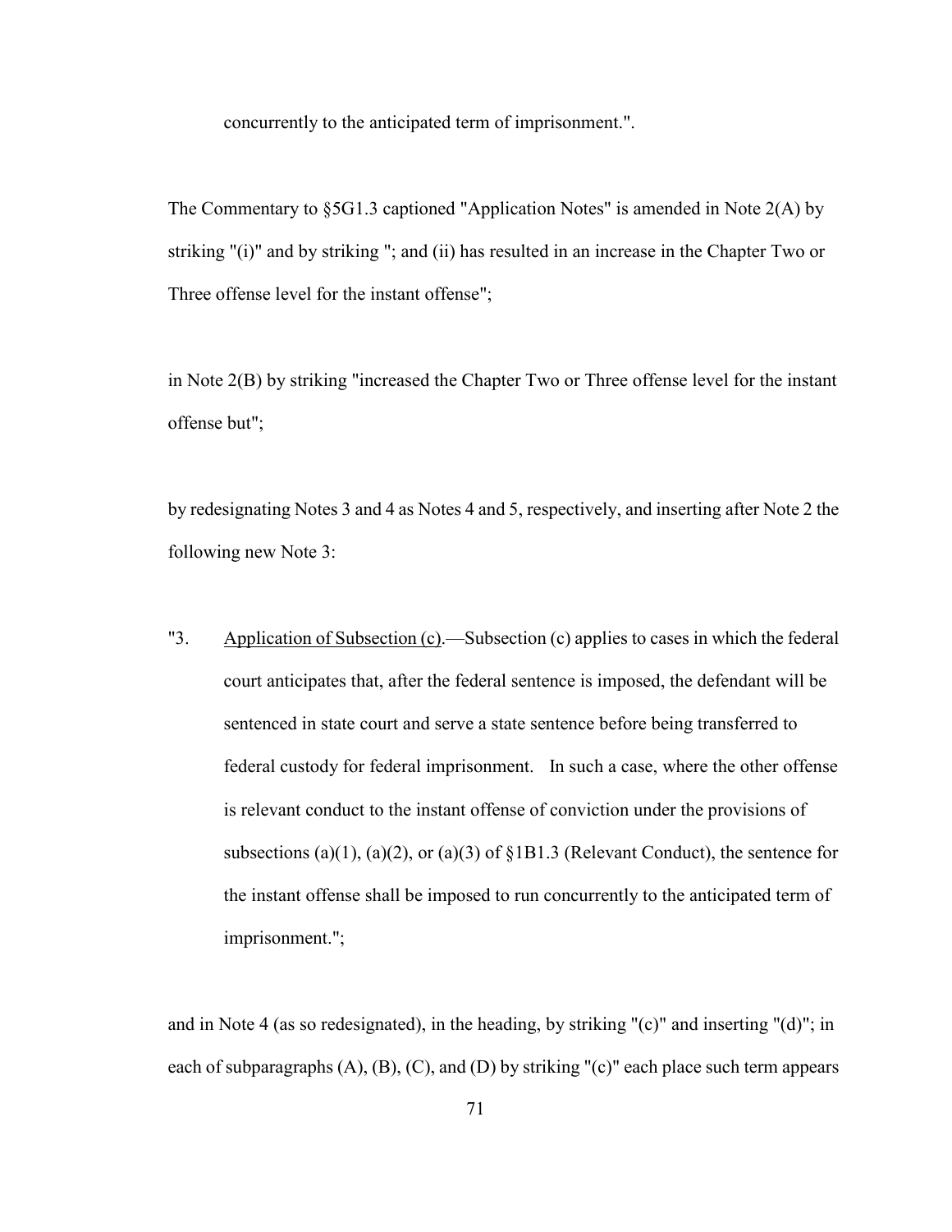concurrently to the anticipated term of imprisonment.".

The Commentary to §5G1.3 captioned "Application Notes" is amended in Note 2(A) by striking "(i)" and by striking "; and (ii) has resulted in an increase in the Chapter Two or Three offense level for the instant offense";

in Note 2(B) by striking "increased the Chapter Two or Three offense level for the instant offense but";

by redesignating Notes 3 and 4 as Notes 4 and 5, respectively, and inserting after Note 2 the following new Note 3:

"3. Application of Subsection (c).—Subsection (c) applies to cases in which the federal court anticipates that, after the federal sentence is imposed, the defendant will be sentenced in state court and serve a state sentence before being transferred to federal custody for federal imprisonment. In such a case, where the other offense is relevant conduct to the instant offense of conviction under the provisions of subsections (a)(1), (a)(2), or (a)(3) of §1B1.3 (Relevant Conduct), the sentence for the instant offense shall be imposed to run concurrently to the anticipated term of imprisonment.";

and in Note 4 (as so redesignated), in the heading, by striking "(c)" and inserting "(d)"; in each of subparagraphs (A), (B), (C), and (D) by striking "(c)" each place such term appears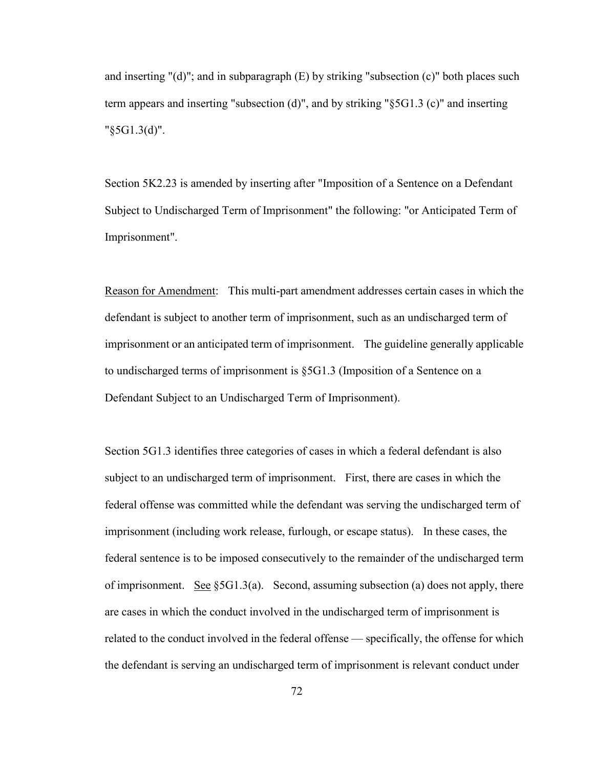and inserting "(d)"; and in subparagraph (E) by striking "subsection (c)" both places such term appears and inserting "subsection (d)", and by striking "§5G1.3 (c)" and inserting "§5G1.3(d)".

Section 5K2.23 is amended by inserting after "Imposition of a Sentence on a Defendant Subject to Undischarged Term of Imprisonment" the following: "or Anticipated Term of Imprisonment".

Reason for Amendment: This multi-part amendment addresses certain cases in which the defendant is subject to another term of imprisonment, such as an undischarged term of imprisonment or an anticipated term of imprisonment. The guideline generally applicable to undischarged terms of imprisonment is §5G1.3 (Imposition of a Sentence on a Defendant Subject to an Undischarged Term of Imprisonment).

Section 5G1.3 identifies three categories of cases in which a federal defendant is also subject to an undischarged term of imprisonment. First, there are cases in which the federal offense was committed while the defendant was serving the undischarged term of imprisonment (including work release, furlough, or escape status). In these cases, the federal sentence is to be imposed consecutively to the remainder of the undischarged term of imprisonment. See §5G1.3(a). Second, assuming subsection (a) does not apply, there are cases in which the conduct involved in the undischarged term of imprisonment is related to the conduct involved in the federal offense — specifically, the offense for which the defendant is serving an undischarged term of imprisonment is relevant conduct under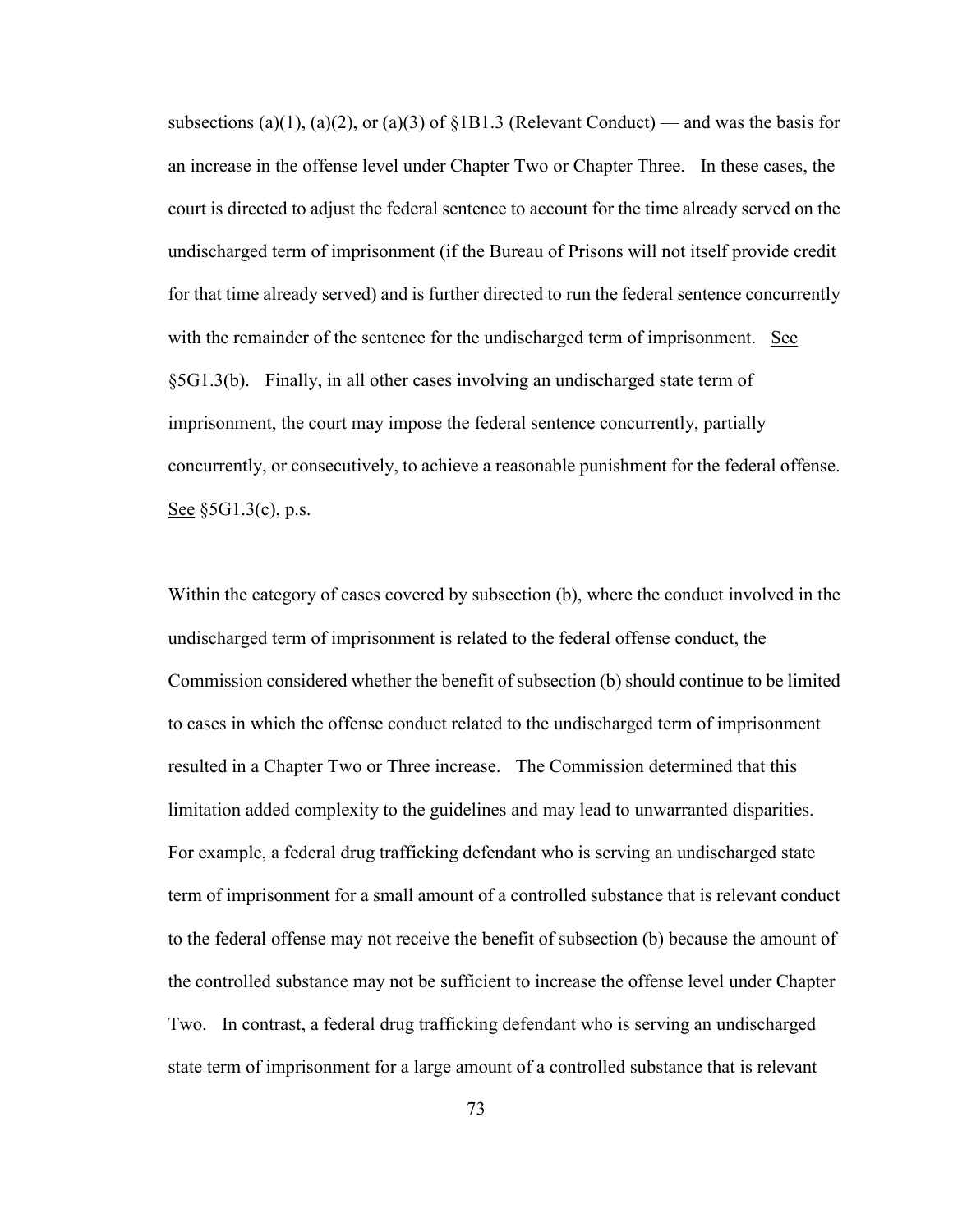subsections (a)(1), (a)(2), or (a)(3) of §1B1.3 (Relevant Conduct) — and was the basis for an increase in the offense level under Chapter Two or Chapter Three. In these cases, the court is directed to adjust the federal sentence to account for the time already served on the undischarged term of imprisonment (if the Bureau of Prisons will not itself provide credit for that time already served) and is further directed to run the federal sentence concurrently with the remainder of the sentence for the undischarged term of imprisonment. See §5G1.3(b). Finally, in all other cases involving an undischarged state term of imprisonment, the court may impose the federal sentence concurrently, partially concurrently, or consecutively, to achieve a reasonable punishment for the federal offense. See §5G1.3(c), p.s.

Within the category of cases covered by subsection (b), where the conduct involved in the undischarged term of imprisonment is related to the federal offense conduct, the Commission considered whether the benefit of subsection (b) should continue to be limited to cases in which the offense conduct related to the undischarged term of imprisonment resulted in a Chapter Two or Three increase. The Commission determined that this limitation added complexity to the guidelines and may lead to unwarranted disparities. For example, a federal drug trafficking defendant who is serving an undischarged state term of imprisonment for a small amount of a controlled substance that is relevant conduct to the federal offense may not receive the benefit of subsection (b) because the amount of the controlled substance may not be sufficient to increase the offense level under Chapter Two. In contrast, a federal drug trafficking defendant who is serving an undischarged state term of imprisonment for a large amount of a controlled substance that is relevant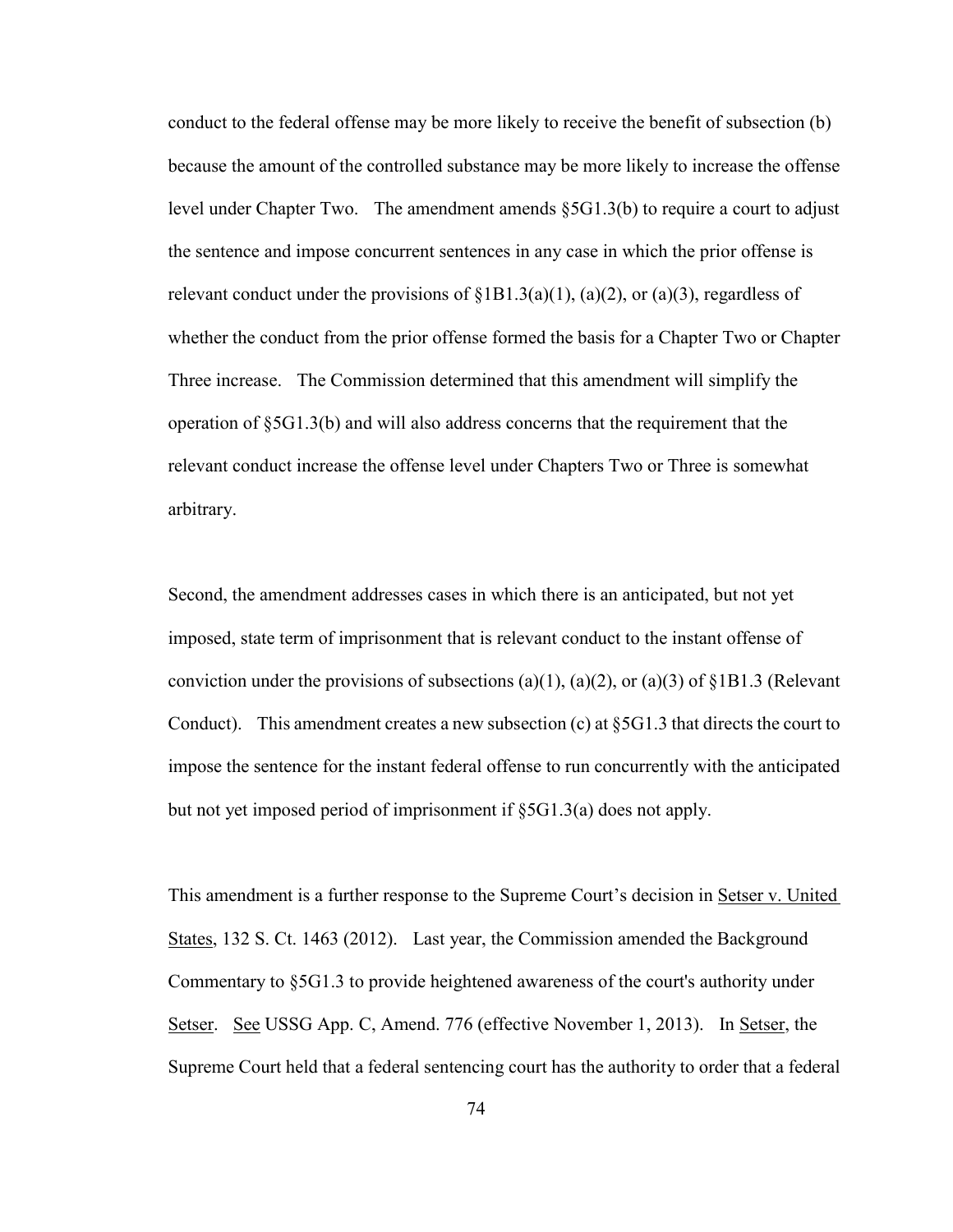conduct to the federal offense may be more likely to receive the benefit of subsection (b) because the amount of the controlled substance may be more likely to increase the offense level under Chapter Two. The amendment amends §5G1.3(b) to require a court to adjust the sentence and impose concurrent sentences in any case in which the prior offense is relevant conduct under the provisions of §1B1.3(a)(1), (a)(2), or (a)(3), regardless of whether the conduct from the prior offense formed the basis for a Chapter Two or Chapter Three increase. The Commission determined that this amendment will simplify the operation of §5G1.3(b) and will also address concerns that the requirement that the relevant conduct increase the offense level under Chapters Two or Three is somewhat arbitrary.

Second, the amendment addresses cases in which there is an anticipated, but not yet imposed, state term of imprisonment that is relevant conduct to the instant offense of conviction under the provisions of subsections (a)(1), (a)(2), or (a)(3) of §1B1.3 (Relevant Conduct). This amendment creates a new subsection (c) at §5G1.3 that directs the court to impose the sentence for the instant federal offense to run concurrently with the anticipated but not yet imposed period of imprisonment if §5G1.3(a) does not apply.

This amendment is a further response to the Supreme Court's decision in Setser v. United States, 132 S. Ct. 1463 (2012). Last year, the Commission amended the Background Commentary to §5G1.3 to provide heightened awareness of the court's authority under Setser. See USSG App. C, Amend. 776 (effective November 1, 2013). In Setser, the Supreme Court held that a federal sentencing court has the authority to order that a federal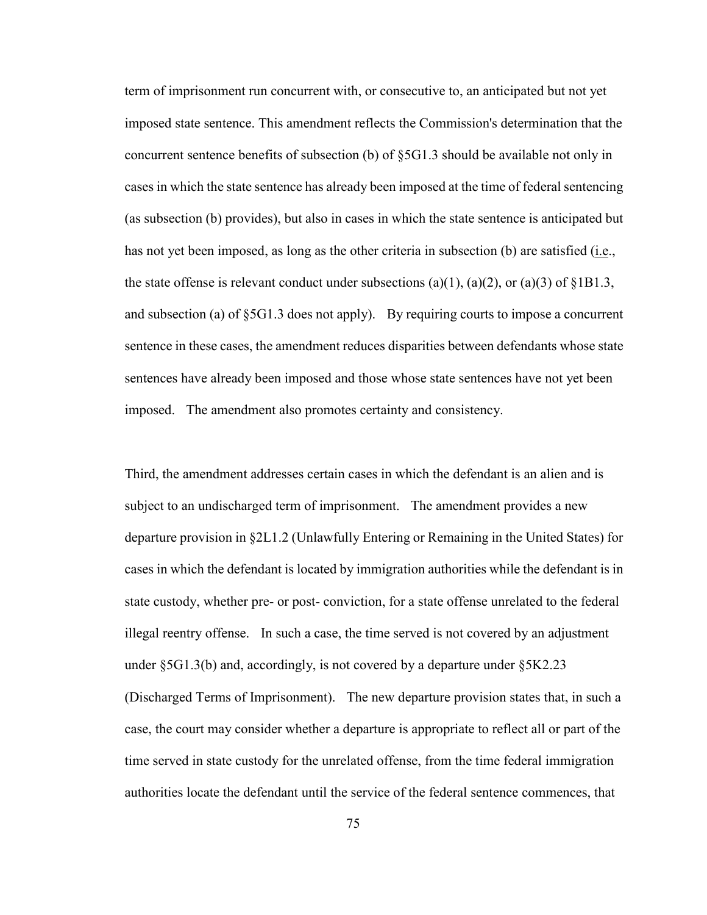term of imprisonment run concurrent with, or consecutive to, an anticipated but not yet imposed state sentence. This amendment reflects the Commission's determination that the concurrent sentence benefits of subsection (b) of §5G1.3 should be available not only in cases in which the state sentence has already been imposed at the time of federal sentencing (as subsection (b) provides), but also in cases in which the state sentence is anticipated but has not yet been imposed, as long as the other criteria in subsection (b) are satisfied (i.e., the state offense is relevant conduct under subsections (a)(1), (a)(2), or (a)(3) of §1B1.3, and subsection (a) of §5G1.3 does not apply). By requiring courts to impose a concurrent sentence in these cases, the amendment reduces disparities between defendants whose state sentences have already been imposed and those whose state sentences have not yet been imposed. The amendment also promotes certainty and consistency.

Third, the amendment addresses certain cases in which the defendant is an alien and is subject to an undischarged term of imprisonment. The amendment provides a new departure provision in §2L1.2 (Unlawfully Entering or Remaining in the United States) for cases in which the defendant is located by immigration authorities while the defendant is in state custody, whether pre- or post- conviction, for a state offense unrelated to the federal illegal reentry offense. In such a case, the time served is not covered by an adjustment under §5G1.3(b) and, accordingly, is not covered by a departure under §5K2.23 (Discharged Terms of Imprisonment). The new departure provision states that, in such a case, the court may consider whether a departure is appropriate to reflect all or part of the time served in state custody for the unrelated offense, from the time federal immigration authorities locate the defendant until the service of the federal sentence commences, that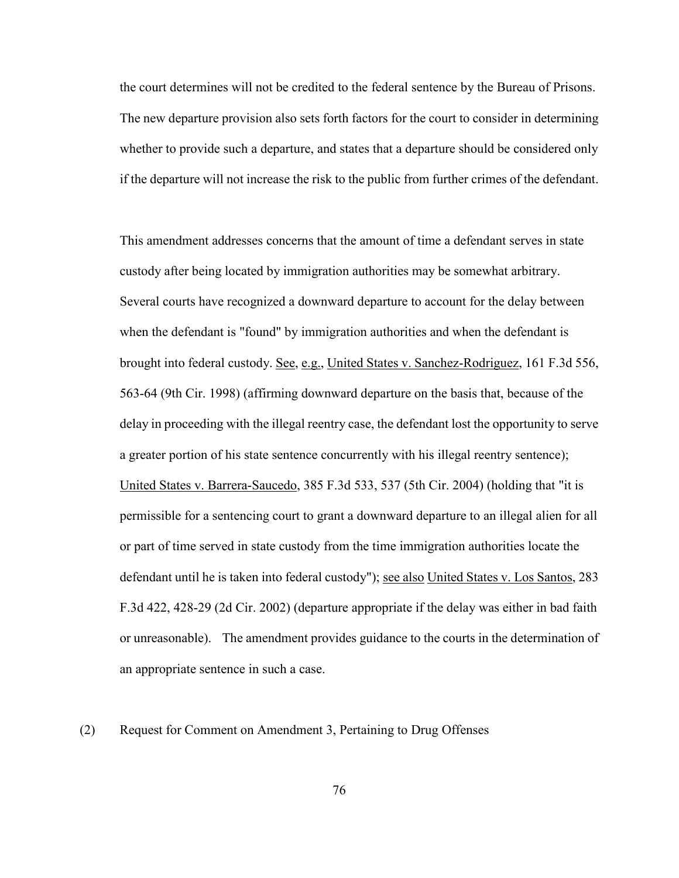the court determines will not be credited to the federal sentence by the Bureau of Prisons. The new departure provision also sets forth factors for the court to consider in determining whether to provide such a departure, and states that a departure should be considered only if the departure will not increase the risk to the public from further crimes of the defendant.

This amendment addresses concerns that the amount of time a defendant serves in state custody after being located by immigration authorities may be somewhat arbitrary. Several courts have recognized a downward departure to account for the delay between when the defendant is "found" by immigration authorities and when the defendant is brought into federal custody. See, e.g., United States v. Sanchez-Rodriguez, 161 F.3d 556, 563-64 (9th Cir. 1998) (affirming downward departure on the basis that, because of the delay in proceeding with the illegal reentry case, the defendant lost the opportunity to serve a greater portion of his state sentence concurrently with his illegal reentry sentence); United States v. Barrera-Saucedo, 385 F.3d 533, 537 (5th Cir. 2004) (holding that "it is permissible for a sentencing court to grant a downward departure to an illegal alien for all or part of time served in state custody from the time immigration authorities locate the defendant until he is taken into federal custody"); see also United States v. Los Santos, 283 F.3d 422, 428-29 (2d Cir. 2002) (departure appropriate if the delay was either in bad faith or unreasonable). The amendment provides guidance to the courts in the determination of an appropriate sentence in such a case.

(2) Request for Comment on Amendment 3, Pertaining to Drug Offenses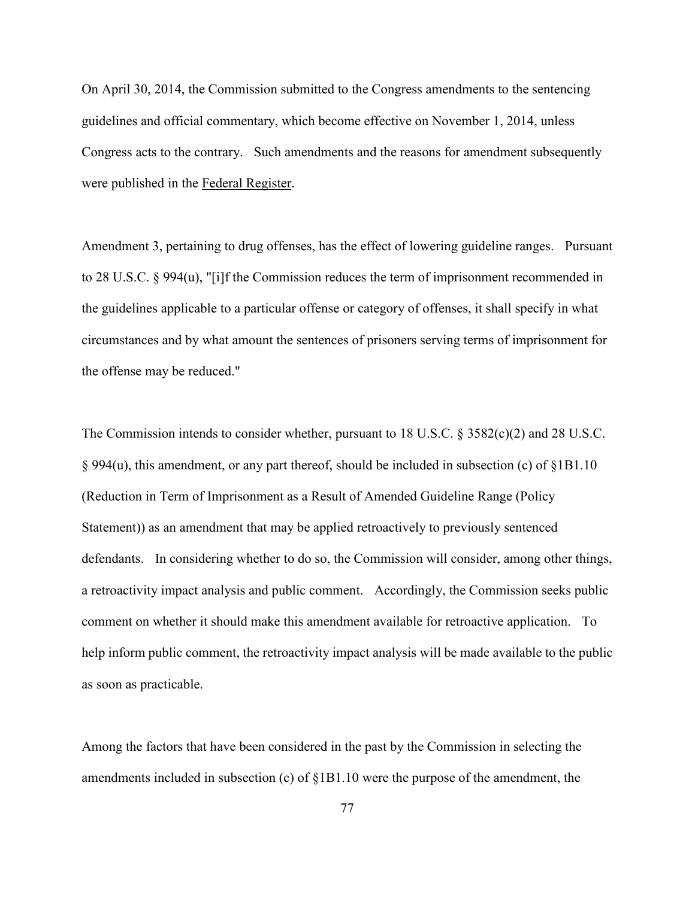On April 30, 2014, the Commission submitted to the Congress amendments to the sentencing guidelines and official commentary, which become effective on November 1, 2014, unless Congress acts to the contrary. Such amendments and the reasons for amendment subsequently were published in the Federal Register.

Amendment 3, pertaining to drug offenses, has the effect of lowering guideline ranges. Pursuant to 28 U.S.C. § 994(u), "[i]f the Commission reduces the term of imprisonment recommended in the guidelines applicable to a particular offense or category of offenses, it shall specify in what circumstances and by what amount the sentences of prisoners serving terms of imprisonment for the offense may be reduced."

The Commission intends to consider whether, pursuant to 18 U.S.C. § 3582(c)(2) and 28 U.S.C. § 994(u), this amendment, or any part thereof, should be included in subsection (c) of §1B1.10 (Reduction in Term of Imprisonment as a Result of Amended Guideline Range (Policy Statement)) as an amendment that may be applied retroactively to previously sentenced defendants. In considering whether to do so, the Commission will consider, among other things, a retroactivity impact analysis and public comment. Accordingly, the Commission seeks public comment on whether it should make this amendment available for retroactive application. To help inform public comment, the retroactivity impact analysis will be made available to the public as soon as practicable.

Among the factors that have been considered in the past by the Commission in selecting the amendments included in subsection (c) of §1B1.10 were the purpose of the amendment, the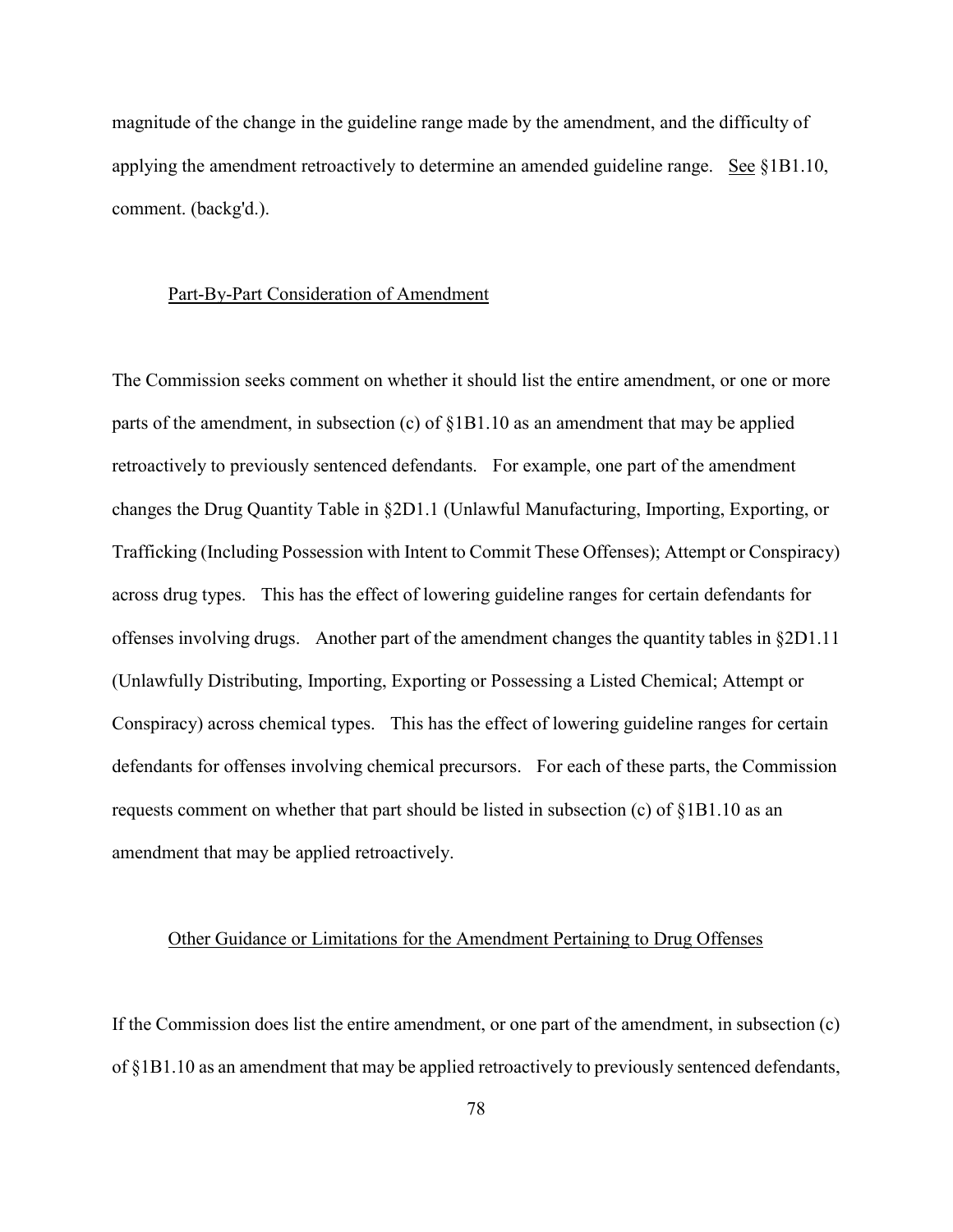magnitude of the change in the guideline range made by the amendment, and the difficulty of applying the amendment retroactively to determine an amended guideline range. See §1B1.10, comment. (backg'd.).

Part-By-Part Consideration of Amendment

The Commission seeks comment on whether it should list the entire amendment, or one or more parts of the amendment, in subsection (c) of §1B1.10 as an amendment that may be applied retroactively to previously sentenced defendants. For example, one part of the amendment changes the Drug Quantity Table in §2D1.1 (Unlawful Manufacturing, Importing, Exporting, or Trafficking (Including Possession with Intent to Commit These Offenses); Attempt or Conspiracy) across drug types. This has the effect of lowering guideline ranges for certain defendants for offenses involving drugs. Another part of the amendment changes the quantity tables in §2D1.11 (Unlawfully Distributing, Importing, Exporting or Possessing a Listed Chemical; Attempt or Conspiracy) across chemical types. This has the effect of lowering guideline ranges for certain defendants for offenses involving chemical precursors. For each of these parts, the Commission requests comment on whether that part should be listed in subsection (c) of §1B1.10 as an amendment that may be applied retroactively.

Other Guidance or Limitations for the Amendment Pertaining to Drug Offenses

If the Commission does list the entire amendment, or one part of the amendment, in subsection (c) of §1B1.10 as an amendment that may be applied retroactively to previously sentenced defendants,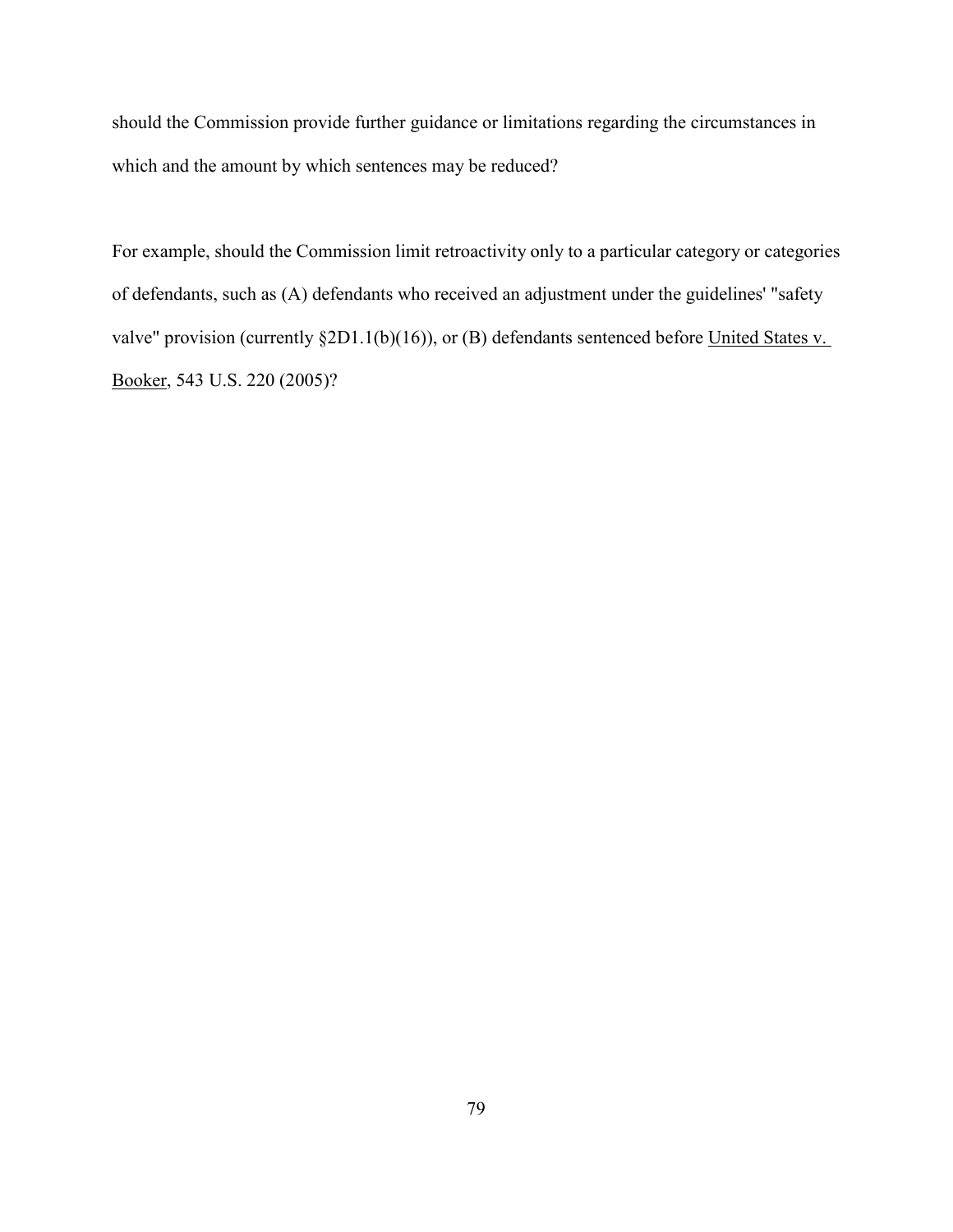should the Commission provide further guidance or limitations regarding the circumstances in which and the amount by which sentences may be reduced?

For example, should the Commission limit retroactivity only to a particular category or categories of defendants, such as (A) defendants who received an adjustment under the guidelines' "safety valve" provision (currently §2D1.1(b)(16)), or (B) defendants sentenced before United States v. Booker, 543 U.S. 220 (2005)?